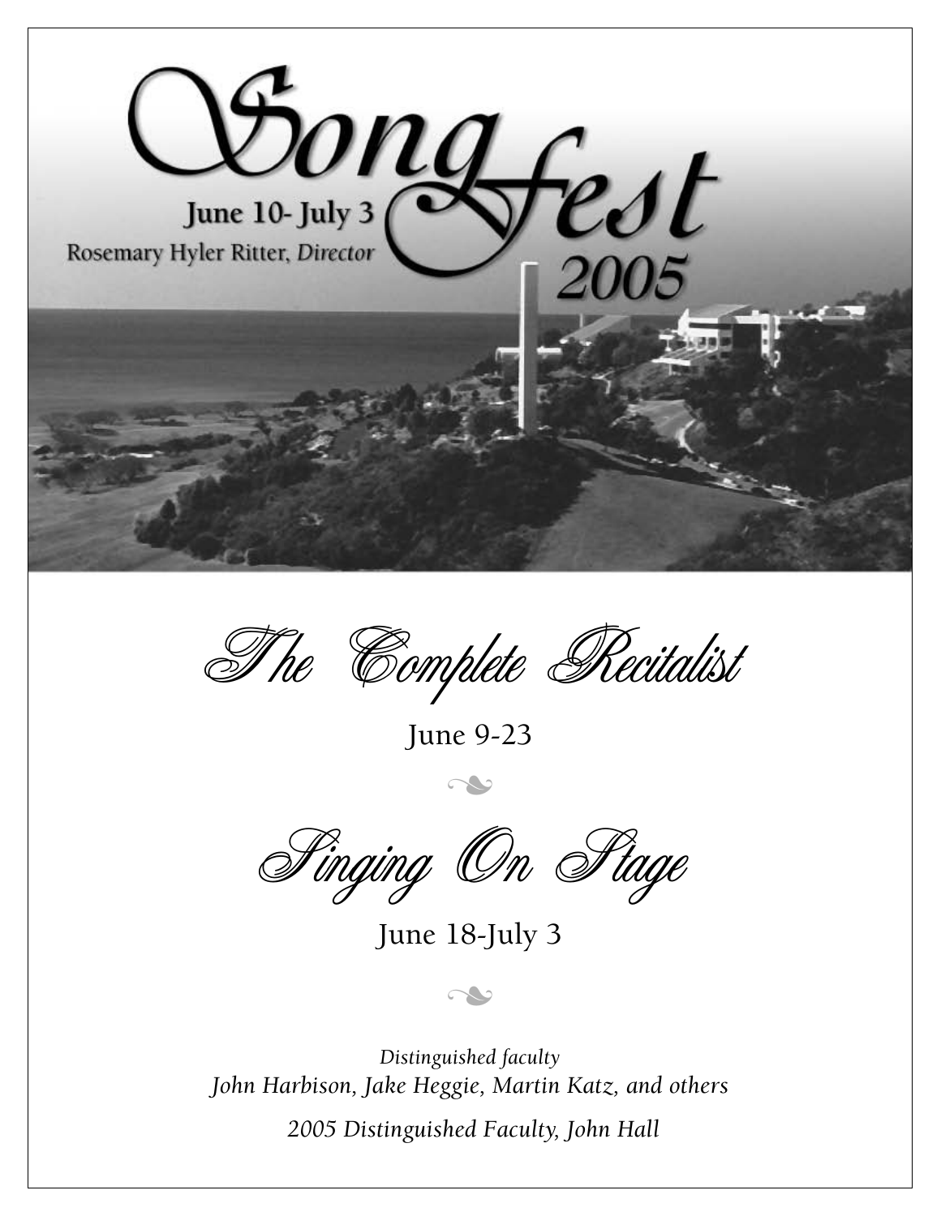# SongFest 2005

**June 10- July 3**

Rosemary Hyler Ritter, *Director*

## *The Complete Recitalist*

June 9-23

## *Singing On Stage*

June 18-July 3

*Distinguished faculty*

*John Harbison, Jake Heggie, Martin Katz, and others*

*2005 Distinguished Faculty, John Hall*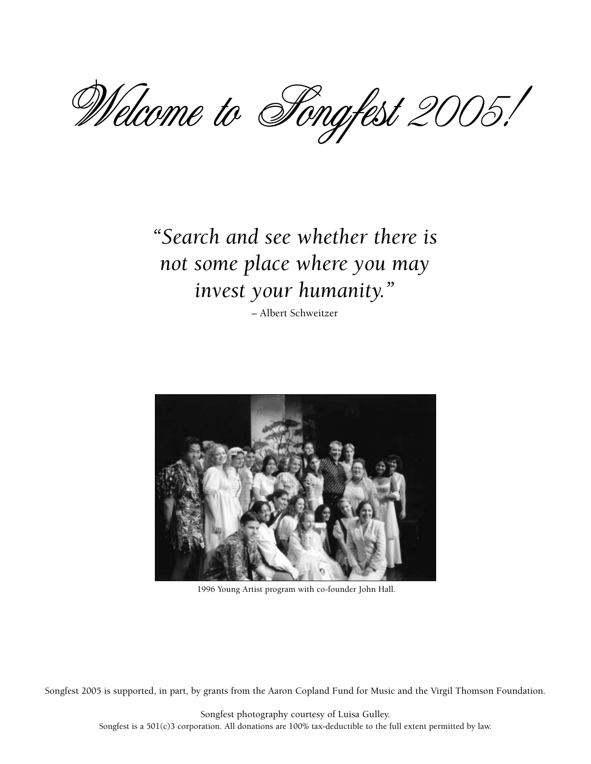# *Welcome to Songfest 2005!*

*"Search and see whether there is not some place where you may invest your humanity."*

– Albert Schweitzer

1996 Young Artist program with co-founder John Hall.

Songfest 2005 is supported, in part, by grants from the Aaron Copland Fund for Music and the Virgil Thomson Foundation.

Songfest photography courtesy of Luisa Gulley.

Songfest is a 501(c)3 corporation. All donations are 100% tax-deductible to the full extent permitted by law.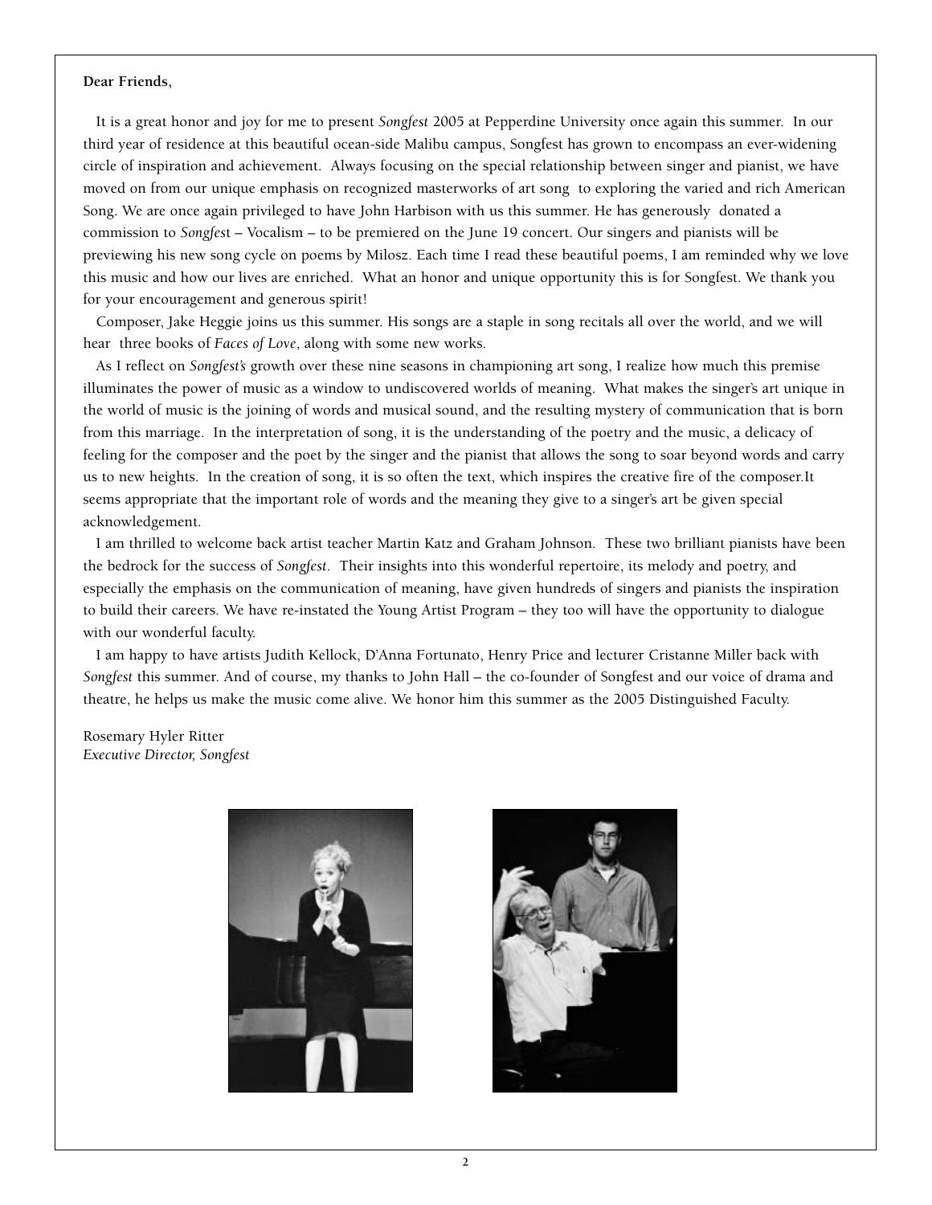**Dear Friends,**

It is a great honor and joy for me to present *Songfest* 2005 at Pepperdine University once again this summer. In our third year of residence at this beautiful ocean-side Malibu campus, Songfest has grown to encompass an ever-widening circle of inspiration and achievement. Always focusing on the special relationship between singer and pianist, we have moved on from our unique emphasis on recognized masterworks of art song to exploring the varied and rich American Song. We are once again privileged to have John Harbison with us this summer. He has generously donated a commission to *Songfes*t – Vocalism – to be premiered on the June 19 concert. Our singers and pianists will be previewing his new song cycle on poems by Milosz. Each time I read these beautiful poems, I am reminded why we love this music and how our lives are enriched. What an honor and unique opportunity this is for Songfest. We thank you for your encouragement and generous spirit!

Composer, Jake Heggie joins us this summer. His songs are a staple in song recitals all over the world, and we will hear three books of *Faces of Love*, along with some new works.

As I reflect on *Songfest's* growth over these nine seasons in championing art song, I realize how much this premise illuminates the power of music as a window to undiscovered worlds of meaning. What makes the singer's art unique in the world of music is the joining of words and musical sound, and the resulting mystery of communication that is born from this marriage. In the interpretation of song, it is the understanding of the poetry and the music, a delicacy of feeling for the composer and the poet by the singer and the pianist that allows the song to soar beyond words and carry us to new heights. In the creation of song, it is so often the text, which inspires the creative fire of the composer.It seems appropriate that the important role of words and the meaning they give to a singer's art be given special acknowledgement.

I am thrilled to welcome back artist teacher Martin Katz and Graham Johnson. These two brilliant pianists have been the bedrock for the success of *Songfest*. Their insights into this wonderful repertoire, its melody and poetry, and especially the emphasis on the communication of meaning, have given hundreds of singers and pianists the inspiration to build their careers. We have re-instated the Young Artist Program – they too will have the opportunity to dialogue with our wonderful faculty.

I am happy to have artists Judith Kellock, D'Anna Fortunato, Henry Price and lecturer Cristanne Miller back with *Songfest* this summer. And of course, my thanks to John Hall – the co-founder of Songfest and our voice of drama and theatre, he helps us make the music come alive. We honor him this summer as the 2005 Distinguished Faculty.

Rosemary Hyler Ritter
*Executive Director, Songfest*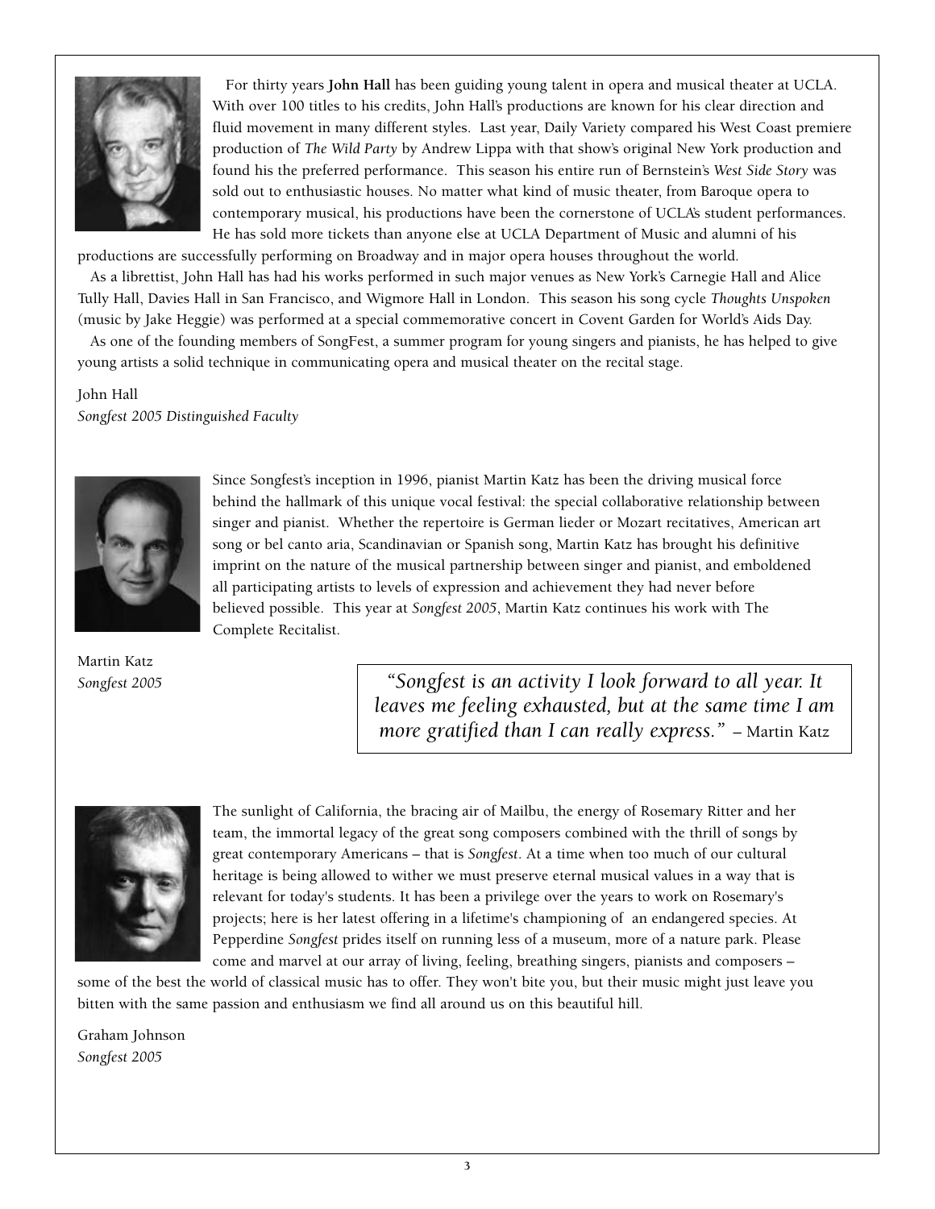For thirty years **John Hall** has been guiding young talent in opera and musical theater at UCLA. With over 100 titles to his credits, John Hall's productions are known for his clear direction and fluid movement in many different styles. Last year, Daily Variety compared his West Coast premiere production of *The Wild Party* by Andrew Lippa with that show's original New York production and found his the preferred performance. This season his entire run of Bernstein's *West Side Story* was sold out to enthusiastic houses. No matter what kind of music theater, from Baroque opera to contemporary musical, his productions have been the cornerstone of UCLA's student performances. He has sold more tickets than anyone else at UCLA Department of Music and alumni of his productions are successfully performing on Broadway and in major opera houses throughout the world.

As a librettist, John Hall has had his works performed in such major venues as New York's Carnegie Hall and Alice Tully Hall, Davies Hall in San Francisco, and Wigmore Hall in London. This season his song cycle *Thoughts Unspoken* (music by Jake Heggie) was performed at a special commemorative concert in Covent Garden for World's Aids Day.

As one of the founding members of SongFest, a summer program for young singers and pianists, he has helped to give young artists a solid technique in communicating opera and musical theater on the recital stage.

John Hall
*Songfest 2005 Distinguished Faculty*

Since Songfest's inception in 1996, pianist Martin Katz has been the driving musical force behind the hallmark of this unique vocal festival: the special collaborative relationship between singer and pianist. Whether the repertoire is German lieder or Mozart recitatives, American art song or bel canto aria, Scandinavian or Spanish song, Martin Katz has brought his definitive imprint on the nature of the musical partnership between singer and pianist, and emboldened all participating artists to levels of expression and achievement they had never before believed possible. This year at *Songfest 2005*, Martin Katz continues his work with The Complete Recitalist.

Martin Katz
*Songfest 2005*

> *"Songfest is an activity I look forward to all year. It leaves me feeling exhausted, but at the same time I am more gratified than I can really express."* – Martin Katz

The sunlight of California, the bracing air of Mailbu, the energy of Rosemary Ritter and her team, the immortal legacy of the great song composers combined with the thrill of songs by great contemporary Americans – that is *Songfest*. At a time when too much of our cultural heritage is being allowed to wither we must preserve eternal musical values in a way that is relevant for today's students. It has been a privilege over the years to work on Rosemary's projects; here is her latest offering in a lifetime's championing of an endangered species. At Pepperdine *Songfest* prides itself on running less of a museum, more of a nature park. Please come and marvel at our array of living, feeling, breathing singers, pianists and composers – some of the best the world of classical music has to offer. They won't bite you, but their music might just leave you bitten with the same passion and enthusiasm we find all around us on this beautiful hill.

Graham Johnson
*Songfest 2005*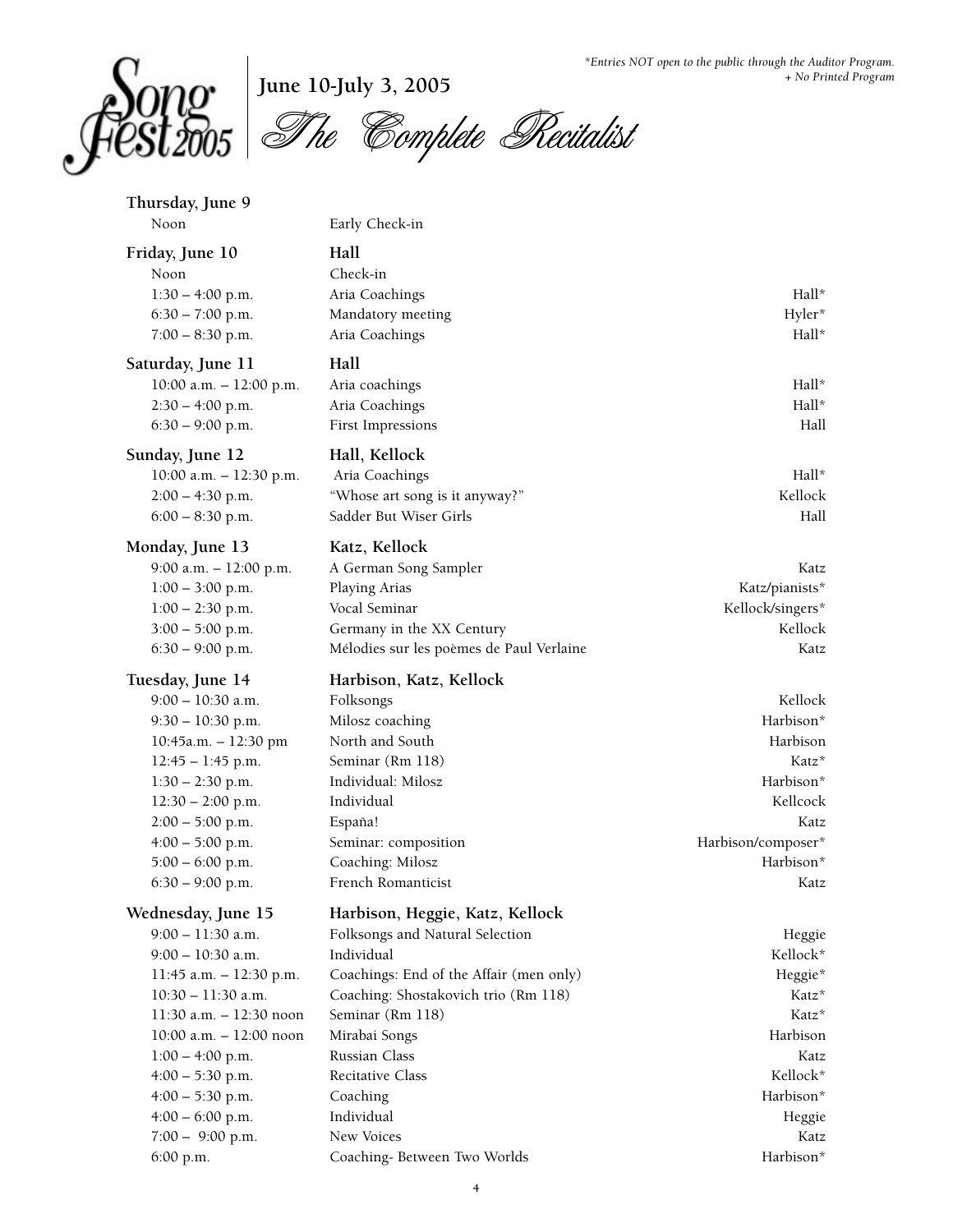*Entries NOT open to the public through the Auditor Program.
+ No Printed Program

# SongFest 2005

## June 10-July 3, 2005

## The Complete Recitalist

| | | |
|---|---|---|
| **Thursday, June 9** | | |
| Noon | Early Check-in | |
| **Friday, June 10** | **Hall** | |
| Noon | Check-in | |
| 1:30 – 4:00 p.m. | Aria Coachings | Hall* |
| 6:30 – 7:00 p.m. | Mandatory meeting | Hyler* |
| 7:00 – 8:30 p.m. | Aria Coachings | Hall* |
| **Saturday, June 11** | **Hall** | |
| 10:00 a.m. – 12:00 p.m. | Aria coachings | Hall* |
| 2:30 – 4:00 p.m. | Aria Coachings | Hall* |
| 6:30 – 9:00 p.m. | First Impressions | Hall |
| **Sunday, June 12** | **Hall, Kellock** | |
| 10:00 a.m. – 12:30 p.m. | Aria Coachings | Hall* |
| 2:00 – 4:30 p.m. | "Whose art song is it anyway?" | Kellock |
| 6:00 – 8:30 p.m. | Sadder But Wiser Girls | Hall |
| **Monday, June 13** | **Katz, Kellock** | |
| 9:00 a.m. – 12:00 p.m. | A German Song Sampler | Katz |
| 1:00 – 3:00 p.m. | Playing Arias | Katz/pianists* |
| 1:00 – 2:30 p.m. | Vocal Seminar | Kellock/singers* |
| 3:00 – 5:00 p.m. | Germany in the XX Century | Kellock |
| 6:30 – 9:00 p.m. | Mélodies sur les poèmes de Paul Verlaine | Katz |
| **Tuesday, June 14** | **Harbison, Katz, Kellock** | |
| 9:00 – 10:30 a.m. | Folksongs | Kellock |
| 9:30 – 10:30 p.m. | Milosz coaching | Harbison* |
| 10:45a.m. – 12:30 pm | North and South | Harbison |
| 12:45 – 1:45 p.m. | Seminar (Rm 118) | Katz* |
| 1:30 – 2:30 p.m. | Individual: Milosz | Harbison* |
| 12:30 – 2:00 p.m. | Individual | Kellcock |
| 2:00 – 5:00 p.m. | España! | Katz |
| 4:00 – 5:00 p.m. | Seminar: composition | Harbison/composer* |
| 5:00 – 6:00 p.m. | Coaching: Milosz | Harbison* |
| 6:30 – 9:00 p.m. | French Romanticist | Katz |
| **Wednesday, June 15** | **Harbison, Heggie, Katz, Kellock** | |
| 9:00 – 11:30 a.m. | Folksongs and Natural Selection | Heggie |
| 9:00 – 10:30 a.m. | Individual | Kellock* |
| 11:45 a.m. – 12:30 p.m. | Coachings: End of the Affair (men only) | Heggie* |
| 10:30 – 11:30 a.m. | Coaching: Shostakovich trio (Rm 118) | Katz* |
| 11:30 a.m. – 12:30 noon | Seminar (Rm 118) | Katz* |
| 10:00 a.m. – 12:00 noon | Mirabai Songs | Harbison |
| 1:00 – 4:00 p.m. | Russian Class | Katz |
| 4:00 – 5:30 p.m. | Recitative Class | Kellock* |
| 4:00 – 5:30 p.m. | Coaching | Harbison* |
| 4:00 – 6:00 p.m. | Individual | Heggie |
| 7:00 – 9:00 p.m. | New Voices | Katz |
| 6:00 p.m. | Coaching- Between Two Worlds | Harbison* |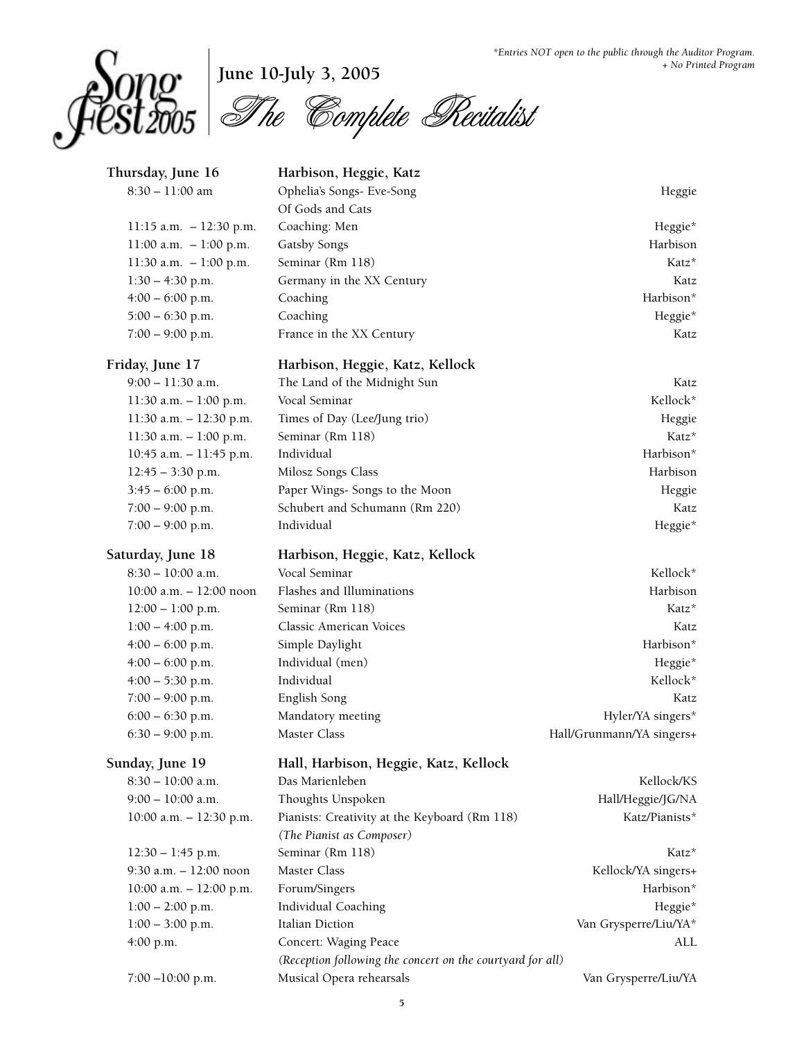*Entries NOT open to the public through the Auditor Program.
+ No Printed Program

# SongFest 2005 — June 10-July 3, 2005

## The Complete Recitalist

| | | |
|---|---|---|
| **Thursday, June 16** | **Harbison, Heggie, Katz** | |
| 8:30 – 11:00 am | Ophelia's Songs- Eve-Song<br>Of Gods and Cats | Heggie |
| 11:15 a.m. – 12:30 p.m. | Coaching: Men | Heggie* |
| 11:00 a.m. – 1:00 p.m. | Gatsby Songs | Harbison |
| 11:30 a.m. – 1:00 p.m. | Seminar (Rm 118) | Katz* |
| 1:30 – 4:30 p.m. | Germany in the XX Century | Katz |
| 4:00 – 6:00 p.m. | Coaching | Harbison* |
| 5:00 – 6:30 p.m. | Coaching | Heggie* |
| 7:00 – 9:00 p.m. | France in the XX Century | Katz |
| **Friday, June 17** | **Harbison, Heggie, Katz, Kellock** | |
| 9:00 – 11:30 a.m. | The Land of the Midnight Sun | Katz |
| 11:30 a.m. – 1:00 p.m. | Vocal Seminar | Kellock* |
| 11:30 a.m. – 12:30 p.m. | Times of Day (Lee/Jung trio) | Heggie |
| 11:30 a.m. – 1:00 p.m. | Seminar (Rm 118) | Katz* |
| 10:45 a.m. – 11:45 p.m. | Individual | Harbison* |
| 12:45 – 3:30 p.m. | Milosz Songs Class | Harbison |
| 3:45 – 6:00 p.m. | Paper Wings- Songs to the Moon | Heggie |
| 7:00 – 9:00 p.m. | Schubert and Schumann (Rm 220) | Katz |
| 7:00 – 9:00 p.m. | Individual | Heggie* |
| **Saturday, June 18** | **Harbison, Heggie, Katz, Kellock** | |
| 8:30 – 10:00 a.m. | Vocal Seminar | Kellock* |
| 10:00 a.m. – 12:00 noon | Flashes and Illuminations | Harbison |
| 12:00 – 1:00 p.m. | Seminar (Rm 118) | Katz* |
| 1:00 – 4:00 p.m. | Classic American Voices | Katz |
| 4:00 – 6:00 p.m. | Simple Daylight | Harbison* |
| 4:00 – 6:00 p.m. | Individual (men) | Heggie* |
| 4:00 – 5:30 p.m. | Individual | Kellock* |
| 7:00 – 9:00 p.m. | English Song | Katz |
| 6:00 – 6:30 p.m. | Mandatory meeting | Hyler/YA singers* |
| 6:30 – 9:00 p.m. | Master Class | Hall/Grunmann/YA singers+ |
| **Sunday, June 19** | **Hall, Harbison, Heggie, Katz, Kellock** | |
| 8:30 – 10:00 a.m. | Das Marienleben | Kellock/KS |
| 9:00 – 10:00 a.m. | Thoughts Unspoken | Hall/Heggie/JG/NA |
| 10:00 a.m. – 12:30 p.m. | Pianists: Creativity at the Keyboard (Rm 118)<br>*(The Pianist as Composer)* | Katz/Pianists* |
| 12:30 – 1:45 p.m. | Seminar (Rm 118) | Katz* |
| 9:30 a.m. – 12:00 noon | Master Class | Kellock/YA singers+ |
| 10:00 a.m. – 12:00 p.m. | Forum/Singers | Harbison* |
| 1:00 – 2:00 p.m. | Individual Coaching | Heggie* |
| 1:00 – 3:00 p.m. | Italian Diction | Van Grysperre/Liu/YA* |
| 4:00 p.m. | Concert: Waging Peace<br>*(Reception following the concert on the courtyard for all)* | ALL |
| 7:00 –10:00 p.m. | Musical Opera rehearsals | Van Grysperre/Liu/YA |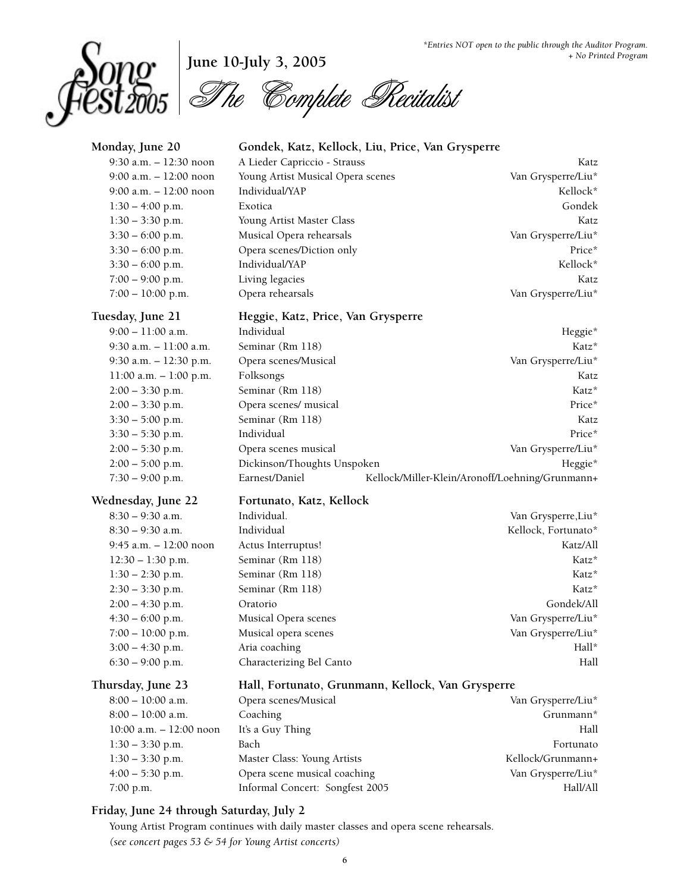*Entries NOT open to the public through the Auditor Program.
+ No Printed Program

SongFest 2005

**June 10-July 3, 2005**

# The Complete Recitalist

### Monday, June 20 — Gondek, Katz, Kellock, Liu, Price, Van Grysperre

| Time | Event | Faculty |
|---|---|---|
| 9:30 a.m. – 12:30 noon | A Lieder Capriccio - Strauss | Katz |
| 9:00 a.m. – 12:00 noon | Young Artist Musical Opera scenes | Van Grysperre/Liu* |
| 9:00 a.m. – 12:00 noon | Individual/YAP | Kellock* |
| 1:30 – 4:00 p.m. | Exotica | Gondek |
| 1:30 – 3:30 p.m. | Young Artist Master Class | Katz |
| 3:30 – 6:00 p.m. | Musical Opera rehearsals | Van Grysperre/Liu* |
| 3:30 – 6:00 p.m. | Opera scenes/Diction only | Price* |
| 3:30 – 6:00 p.m. | Individual/YAP | Kellock* |
| 7:00 – 9:00 p.m. | Living legacies | Katz |
| 7:00 – 10:00 p.m. | Opera rehearsals | Van Grysperre/Liu* |

### Tuesday, June 21 — Heggie, Katz, Price, Van Grysperre

| Time | Event | Faculty |
|---|---|---|
| 9:00 – 11:00 a.m. | Individual | Heggie* |
| 9:30 a.m. – 11:00 a.m. | Seminar (Rm 118) | Katz* |
| 9:30 a.m. – 12:30 p.m. | Opera scenes/Musical | Van Grysperre/Liu* |
| 11:00 a.m. – 1:00 p.m. | Folksongs | Katz |
| 2:00 – 3:30 p.m. | Seminar (Rm 118) | Katz* |
| 2:00 – 3:30 p.m. | Opera scenes/ musical | Price* |
| 3:30 – 5:00 p.m. | Seminar (Rm 118) | Katz |
| 3:30 – 5:30 p.m. | Individual | Price* |
| 2:00 – 5:30 p.m. | Opera scenes musical | Van Grysperre/Liu* |
| 2:00 – 5:00 p.m. | Dickinson/Thoughts Unspoken | Heggie* |
| 7:30 – 9:00 p.m. | Earnest/Daniel | Kellock/Miller-Klein/Aronoff/Loehning/Grunmann+ |

### Wednesday, June 22 — Fortunato, Katz, Kellock

| Time | Event | Faculty |
|---|---|---|
| 8:30 – 9:30 a.m. | Individual. | Van Grysperre,Liu* |
| 8:30 – 9:30 a.m. | Individual | Kellock, Fortunato* |
| 9:45 a.m. – 12:00 noon | Actus Interruptus! | Katz/All |
| 12:30 – 1:30 p.m. | Seminar (Rm 118) | Katz* |
| 1:30 – 2:30 p.m. | Seminar (Rm 118) | Katz* |
| 2:30 – 3:30 p.m. | Seminar (Rm 118) | Katz* |
| 2:00 – 4:30 p.m. | Oratorio | Gondek/All |
| 4:30 – 6:00 p.m. | Musical Opera scenes | Van Grysperre/Liu* |
| 7:00 – 10:00 p.m. | Musical opera scenes | Van Grysperre/Liu* |
| 3:00 – 4:30 p.m. | Aria coaching | Hall* |
| 6:30 – 9:00 p.m. | Characterizing Bel Canto | Hall |

### Thursday, June 23 — Hall, Fortunato, Grunmann, Kellock, Van Grysperre

| Time | Event | Faculty |
|---|---|---|
| 8:00 – 10:00 a.m. | Opera scenes/Musical | Van Grysperre/Liu* |
| 8:00 – 10:00 a.m. | Coaching | Grunmann* |
| 10:00 a.m. – 12:00 noon | It's a Guy Thing | Hall |
| 1:30 – 3:30 p.m. | Bach | Fortunato |
| 1:30 – 3:30 p.m. | Master Class: Young Artists | Kellock/Grunmann+ |
| 4:00 – 5:30 p.m. | Opera scene musical coaching | Van Grysperre/Liu* |
| 7:00 p.m. | Informal Concert: Songfest 2005 | Hall/All |

### Friday, June 24 through Saturday, July 2

Young Artist Program continues with daily master classes and opera scene rehearsals.
*(see concert pages 53 & 54 for Young Artist concerts)*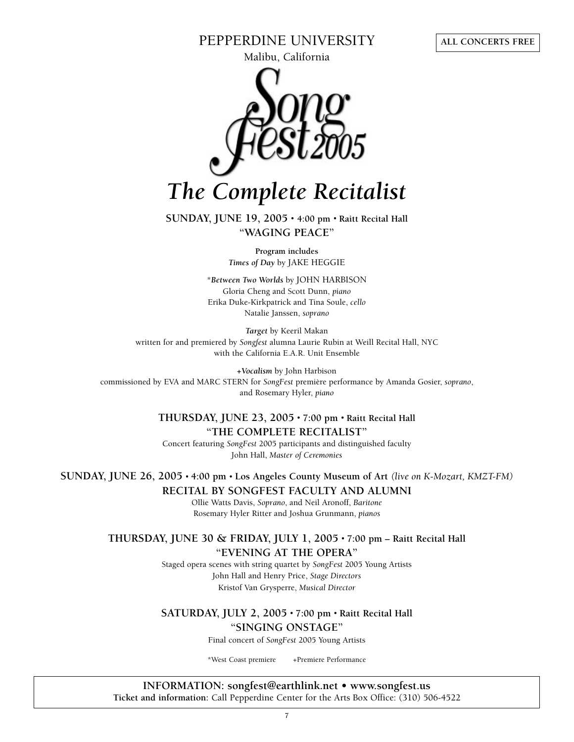**ALL CONCERTS FREE**

# PEPPERDINE UNIVERSITY

Malibu, California

SongFest 2005

# *The Complete Recitalist*

**SUNDAY, JUNE 19, 2005 • 4:00 pm • Raitt Recital Hall**
**"WAGING PEACE"**

**Program includes**
***Times of Day*** by JAKE HEGGIE

*\*Between Two Worlds* by JOHN HARBISON
Gloria Cheng and Scott Dunn, *piano*
Erika Duke-Kirkpatrick and Tina Soule, *cello*
Natalie Janssen, *soprano*

***Target*** by Keeril Makan
written for and premiered by *Songfest* alumna Laurie Rubin at Weill Recital Hall, NYC
with the California E.A.R. Unit Ensemble

***+Vocalism*** by John Harbison
commissioned by EVA and MARC STERN for *SongFest* première performance by Amanda Gosier, *soprano*,
and Rosemary Hyler, *piano*

**THURSDAY, JUNE 23, 2005 • 7:00 pm • Raitt Recital Hall**
**"THE COMPLETE RECITALIST"**
Concert featuring *SongFest* 2005 participants and distinguished faculty
John Hall, *Master of Ceremonies*

**SUNDAY, JUNE 26, 2005 • 4:00 pm • Los Angeles County Museum of Art** *(live on K-Mozart, KMZT-FM)*
**RECITAL BY SONGFEST FACULTY AND ALUMNI**
Ollie Watts Davis, *Soprano*, and Neil Aronoff, *Baritone*
Rosemary Hyler Ritter and Joshua Grunmann, *pianos*

**THURSDAY, JUNE 30 & FRIDAY, JULY 1, 2005 • 7:00 pm – Raitt Recital Hall**
**"EVENING AT THE OPERA"**
Staged opera scenes with string quartet by *SongFest* 2005 Young Artists
John Hall and Henry Price, *Stage Directors*
Kristof Van Grysperre, *Musical Director*

**SATURDAY, JULY 2, 2005 • 7:00 pm • Raitt Recital Hall**
**"SINGING ONSTAGE"**
Final concert of *SongFest* 2005 Young Artists

\*West Coast premiere    +Premiere Performance

**INFORMATION: songfest@earthlink.net • www.songfest.us**
**Ticket and information:** Call Pepperdine Center for the Arts Box Office: (310) 506-4522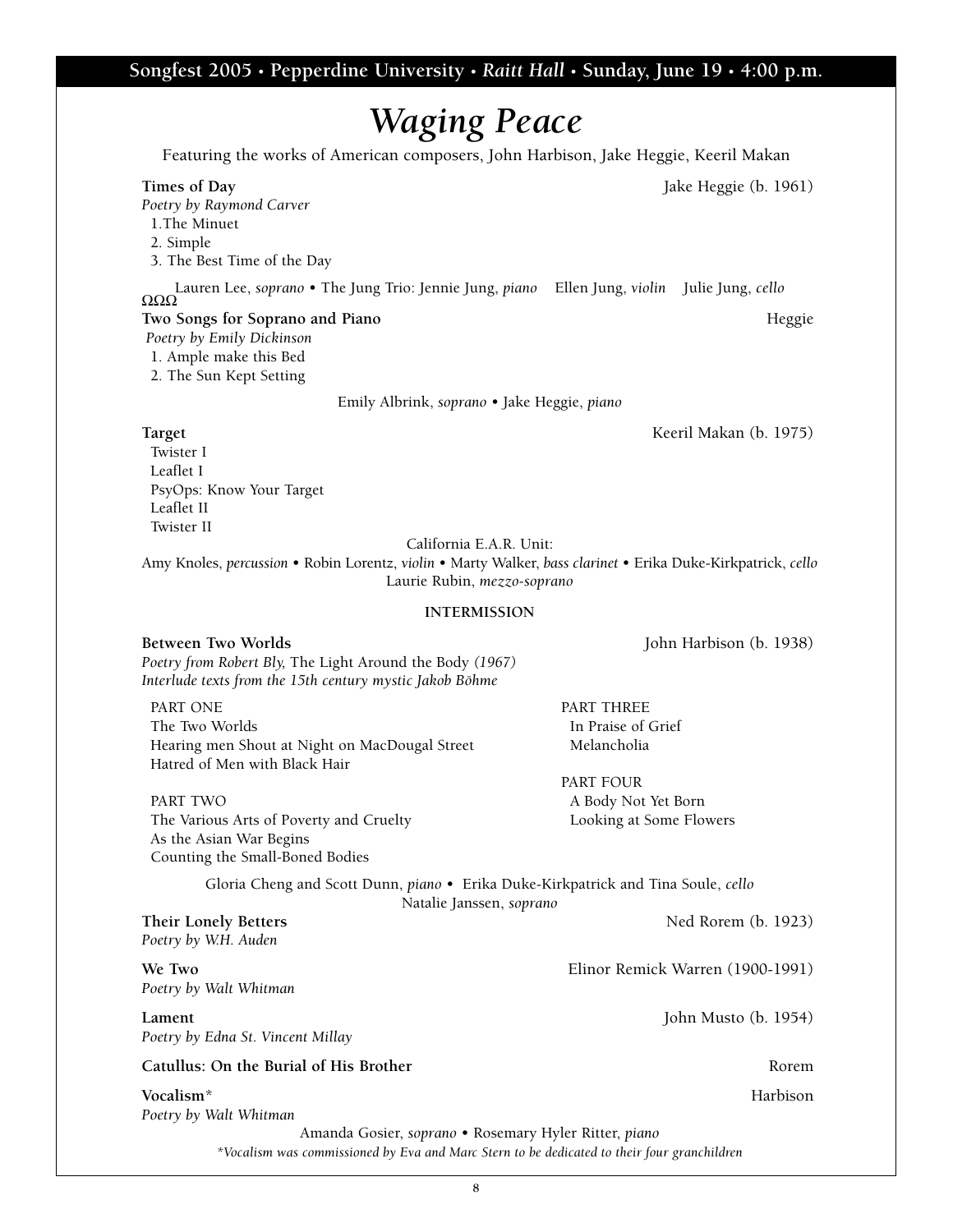**Songfest 2005 • Pepperdine University • *Raitt Hall* • Sunday, June 19 • 4:00 p.m.**

# *Waging Peace*

Featuring the works of American composers, John Harbison, Jake Heggie, Keeril Makan

**Times of Day** — Jake Heggie (b. 1961)
*Poetry by Raymond Carver*
1. The Minuet
2. Simple
3. The Best Time of the Day

Lauren Lee, *soprano* • The Jung Trio: Jennie Jung, *piano* Ellen Jung, *violin* Julie Jung, *cello*

ΩΩΩ

**Two Songs for Soprano and Piano** — Heggie
*Poetry by Emily Dickinson*
1. Ample make this Bed
2. The Sun Kept Setting

Emily Albrink, *soprano* • Jake Heggie, *piano*

**Target** — Keeril Makan (b. 1975)
Twister I
Leaflet I
PsyOps: Know Your Target
Leaflet II
Twister II

California E.A.R. Unit:
Amy Knoles, *percussion* • Robin Lorentz, *violin* • Marty Walker, *bass clarinet* • Erika Duke-Kirkpatrick, *cello*
Laurie Rubin, *mezzo-soprano*

**INTERMISSION**

**Between Two Worlds** — John Harbison (b. 1938)
*Poetry from Robert Bly,* The Light Around the Body *(1967)*
*Interlude texts from the 15th century mystic Jakob Böhme*

PART ONE
The Two Worlds
Hearing men Shout at Night on MacDougal Street
Hatred of Men with Black Hair

PART TWO
The Various Arts of Poverty and Cruelty
As the Asian War Begins
Counting the Small-Boned Bodies

PART THREE
In Praise of Grief
Melancholia

PART FOUR
A Body Not Yet Born
Looking at Some Flowers

Gloria Cheng and Scott Dunn, *piano* • Erika Duke-Kirkpatrick and Tina Soule, *cello*
Natalie Janssen, *soprano*

**Their Lonely Betters** — Ned Rorem (b. 1923)
*Poetry by W.H. Auden*

**We Two** — Elinor Remick Warren (1900-1991)
*Poetry by Walt Whitman*

**Lament** — John Musto (b. 1954)
*Poetry by Edna St. Vincent Millay*

**Catullus: On the Burial of His Brother** — Rorem

**Vocalism*** — Harbison
*Poetry by Walt Whitman*

Amanda Gosier, *soprano* • Rosemary Hyler Ritter, *piano*

**Vocalism was commissioned by Eva and Marc Stern to be dedicated to their four granchildren*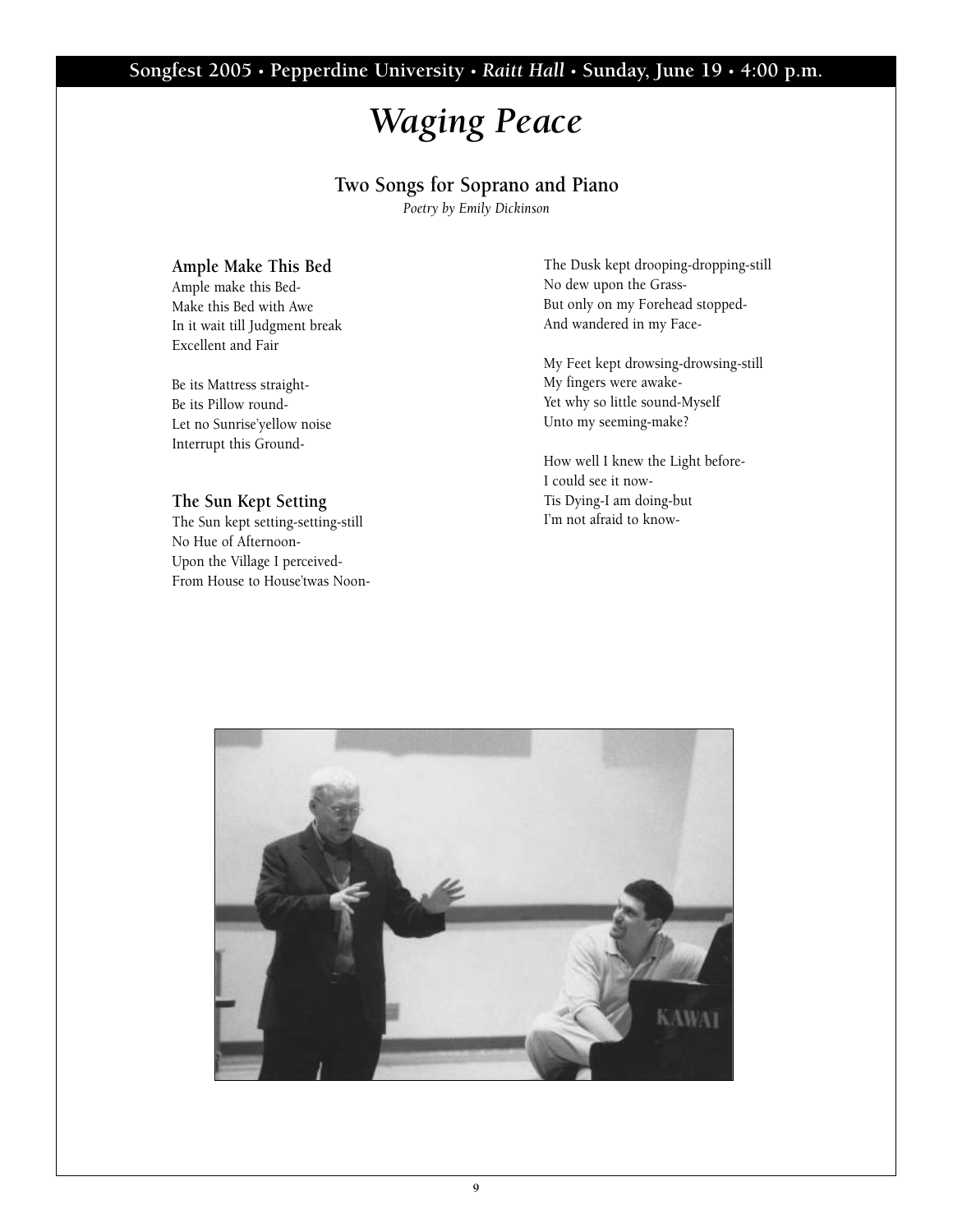Songfest 2005 • Pepperdine University • *Raitt Hall* • Sunday, June 19 • 4:00 p.m.

# *Waging Peace*

## Two Songs for Soprano and Piano

*Poetry by Emily Dickinson*

### Ample Make This Bed

Ample make this Bed-
Make this Bed with Awe
In it wait till Judgment break
Excellent and Fair

Be its Mattress straight-
Be its Pillow round-
Let no Sunrise'yellow noise
Interrupt this Ground-

### The Sun Kept Setting

The Sun kept setting-setting-still
No Hue of Afternoon-
Upon the Village I perceived-
From House to House'twas Noon-

The Dusk kept drooping-dropping-still
No dew upon the Grass-
But only on my Forehead stopped-
And wandered in my Face-

My Feet kept drowsing-drowsing-still
My fingers were awake-
Yet why so little sound-Myself
Unto my seeming-make?

How well I knew the Light before-
I could see it now-
Tis Dying-I am doing-but
I'm not afraid to know-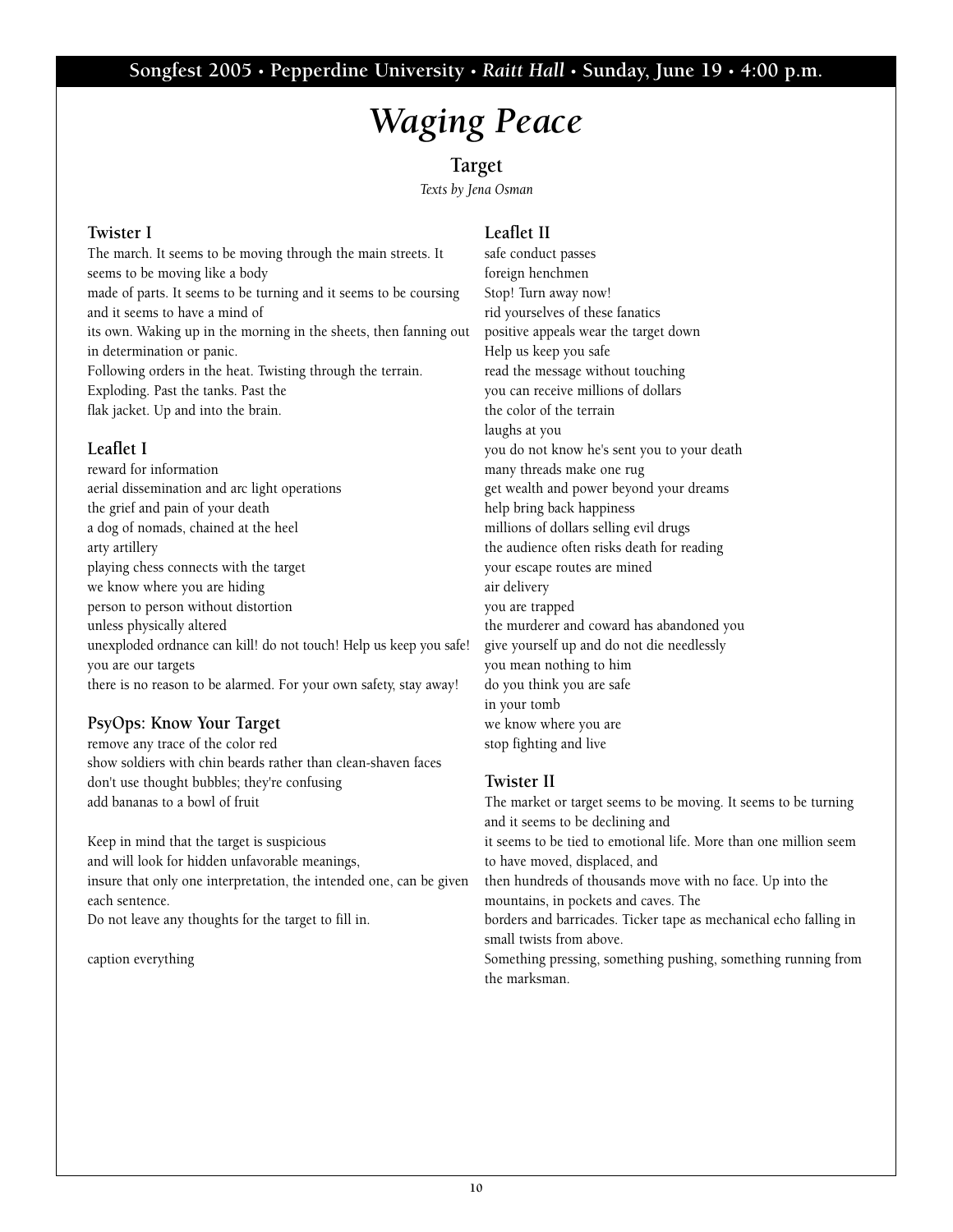# *Waging Peace*

## Target

*Texts by Jena Osman*

### Twister I

The march. It seems to be moving through the main streets. It seems to be moving like a body
made of parts. It seems to be turning and it seems to be coursing and it seems to have a mind of
its own. Waking up in the morning in the sheets, then fanning out in determination or panic.
Following orders in the heat. Twisting through the terrain.
Exploding. Past the tanks. Past the
flak jacket. Up and into the brain.

### Leaflet I

reward for information
aerial dissemination and arc light operations
the grief and pain of your death
a dog of nomads, chained at the heel
arty artillery
playing chess connects with the target
we know where you are hiding
person to person without distortion
unless physically altered
unexploded ordnance can kill! do not touch! Help us keep you safe!
you are our targets
there is no reason to be alarmed. For your own safety, stay away!

### PsyOps: Know Your Target

remove any trace of the color red
show soldiers with chin beards rather than clean-shaven faces
don't use thought bubbles; they're confusing
add bananas to a bowl of fruit

Keep in mind that the target is suspicious
and will look for hidden unfavorable meanings,
insure that only one interpretation, the intended one, can be given each sentence.
Do not leave any thoughts for the target to fill in.

caption everything

### Leaflet II

safe conduct passes
foreign henchmen
Stop! Turn away now!
rid yourselves of these fanatics
positive appeals wear the target down
Help us keep you safe
read the message without touching
you can receive millions of dollars
the color of the terrain
laughs at you
you do not know he's sent you to your death
many threads make one rug
get wealth and power beyond your dreams
help bring back happiness
millions of dollars selling evil drugs
the audience often risks death for reading
your escape routes are mined
air delivery
you are trapped
the murderer and coward has abandoned you
give yourself up and do not die needlessly
you mean nothing to him
do you think you are safe
in your tomb
we know where you are
stop fighting and live

### Twister II

The market or target seems to be moving. It seems to be turning and it seems to be declining and
it seems to be tied to emotional life. More than one million seem to have moved, displaced, and
then hundreds of thousands move with no face. Up into the mountains, in pockets and caves. The
borders and barricades. Ticker tape as mechanical echo falling in small twists from above.
Something pressing, something pushing, something running from the marksman.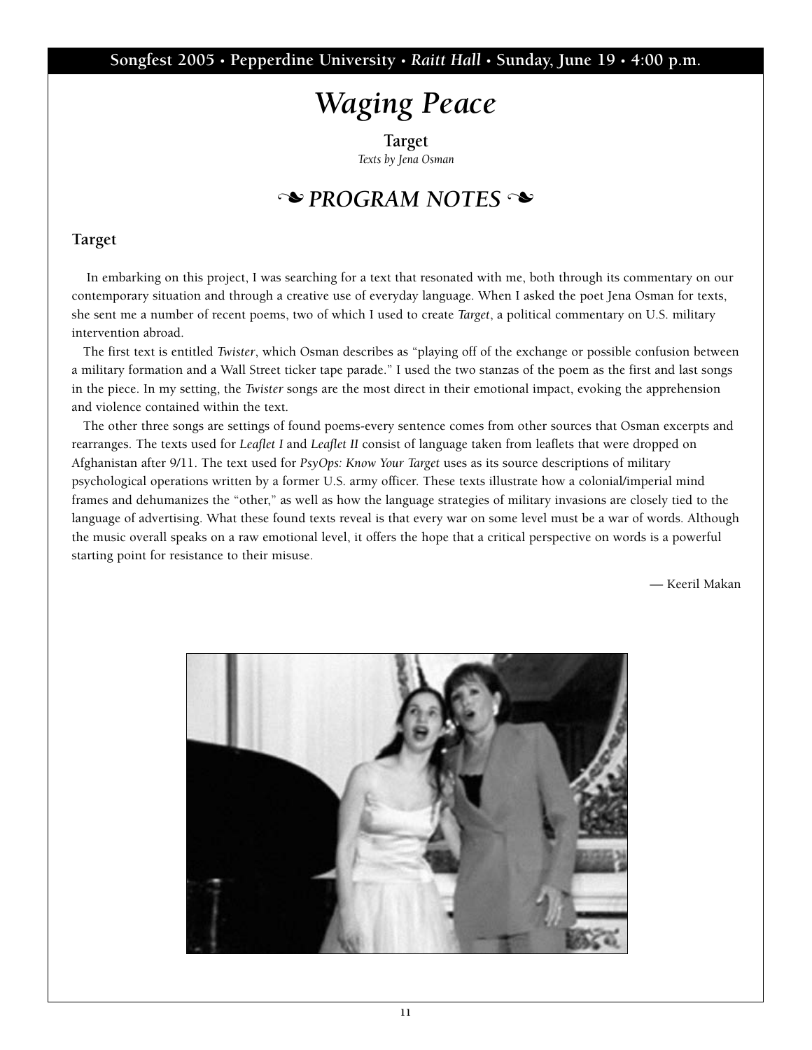# *Waging Peace*

**Target**

*Texts by Jena Osman*

## ❧ *PROGRAM NOTES* ❧

### Target

In embarking on this project, I was searching for a text that resonated with me, both through its commentary on our contemporary situation and through a creative use of everyday language. When I asked the poet Jena Osman for texts, she sent me a number of recent poems, two of which I used to create *Target*, a political commentary on U.S. military intervention abroad.

The first text is entitled *Twister*, which Osman describes as "playing off of the exchange or possible confusion between a military formation and a Wall Street ticker tape parade." I used the two stanzas of the poem as the first and last songs in the piece. In my setting, the *Twister* songs are the most direct in their emotional impact, evoking the apprehension and violence contained within the text.

The other three songs are settings of found poems-every sentence comes from other sources that Osman excerpts and rearranges. The texts used for *Leaflet I* and *Leaflet II* consist of language taken from leaflets that were dropped on Afghanistan after 9/11. The text used for *PsyOps: Know Your Target* uses as its source descriptions of military psychological operations written by a former U.S. army officer. These texts illustrate how a colonial/imperial mind frames and dehumanizes the "other," as well as how the language strategies of military invasions are closely tied to the language of advertising. What these found texts reveal is that every war on some level must be a war of words. Although the music overall speaks on a raw emotional level, it offers the hope that a critical perspective on words is a powerful starting point for resistance to their misuse.

— Keeril Makan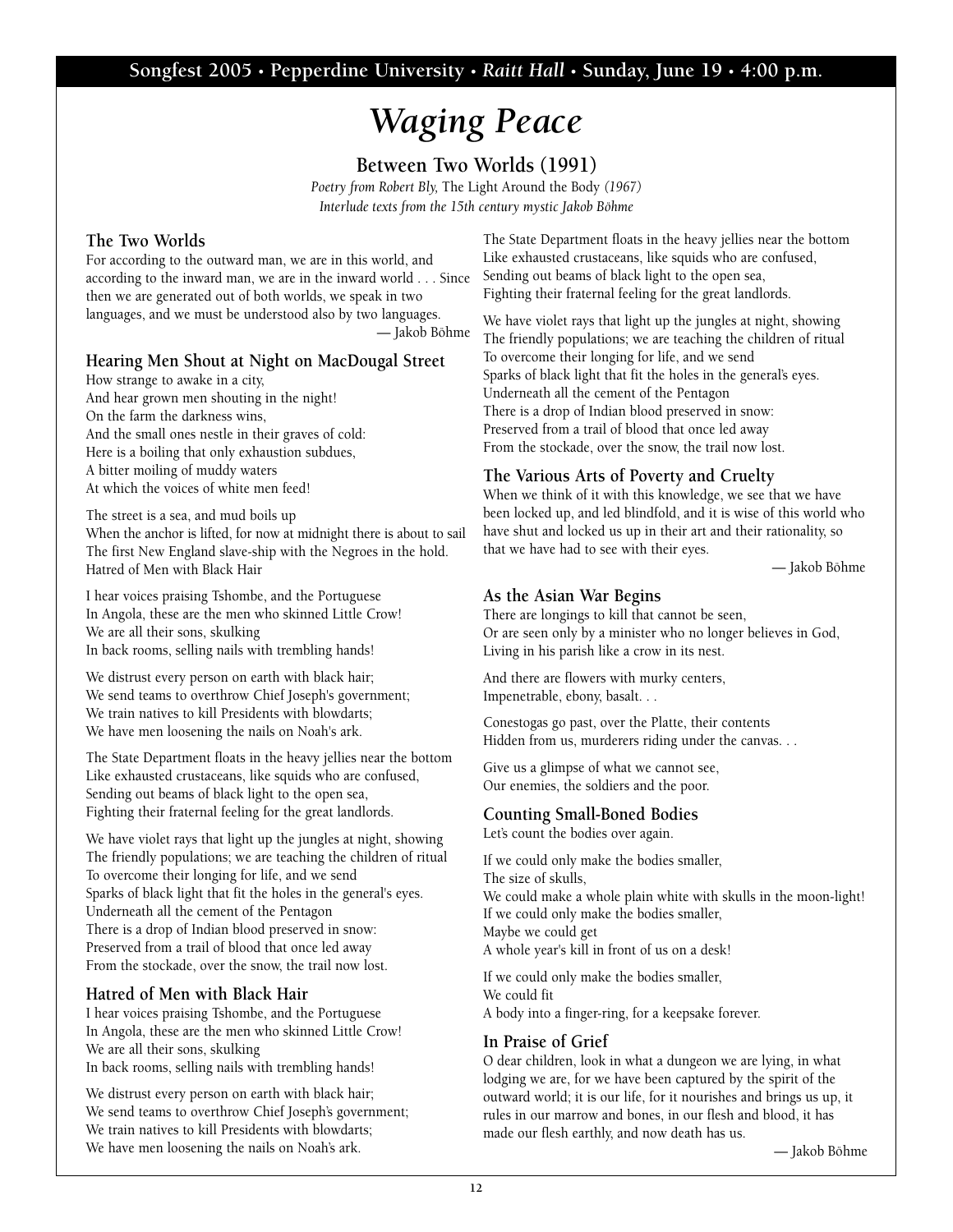# *Waging Peace*

## Between Two Worlds (1991)

*Poetry from Robert Bly,* The Light Around the Body *(1967)*
*Interlude texts from the 15th century mystic Jakob Böhme*

### The Two Worlds

For according to the outward man, we are in this world, and according to the inward man, we are in the inward world . . . Since then we are generated out of both worlds, we speak in two languages, and we must be understood also by two languages.

— Jakob Böhme

### Hearing Men Shout at Night on MacDougal Street

How strange to awake in a city,
And hear grown men shouting in the night!
On the farm the darkness wins,
And the small ones nestle in their graves of cold:
Here is a boiling that only exhaustion subdues,
A bitter moiling of muddy waters
At which the voices of white men feed!

The street is a sea, and mud boils up
When the anchor is lifted, for now at midnight there is about to sail
The first New England slave-ship with the Negroes in the hold.
Hatred of Men with Black Hair

I hear voices praising Tshombe, and the Portuguese
In Angola, these are the men who skinned Little Crow!
We are all their sons, skulking
In back rooms, selling nails with trembling hands!

We distrust every person on earth with black hair;
We send teams to overthrow Chief Joseph's government;
We train natives to kill Presidents with blowdarts;
We have men loosening the nails on Noah's ark.

The State Department floats in the heavy jellies near the bottom
Like exhausted crustaceans, like squids who are confused,
Sending out beams of black light to the open sea,
Fighting their fraternal feeling for the great landlords.

We have violet rays that light up the jungles at night, showing
The friendly populations; we are teaching the children of ritual
To overcome their longing for life, and we send
Sparks of black light that fit the holes in the general's eyes.
Underneath all the cement of the Pentagon
There is a drop of Indian blood preserved in snow:
Preserved from a trail of blood that once led away
From the stockade, over the snow, the trail now lost.

### Hatred of Men with Black Hair

I hear voices praising Tshombe, and the Portuguese
In Angola, these are the men who skinned Little Crow!
We are all their sons, skulking
In back rooms, selling nails with trembling hands!

We distrust every person on earth with black hair;
We send teams to overthrow Chief Joseph's government;
We train natives to kill Presidents with blowdarts;
We have men loosening the nails on Noah's ark.

The State Department floats in the heavy jellies near the bottom
Like exhausted crustaceans, like squids who are confused,
Sending out beams of black light to the open sea,
Fighting their fraternal feeling for the great landlords.

We have violet rays that light up the jungles at night, showing
The friendly populations; we are teaching the children of ritual
To overcome their longing for life, and we send
Sparks of black light that fit the holes in the general's eyes.
Underneath all the cement of the Pentagon
There is a drop of Indian blood preserved in snow:
Preserved from a trail of blood that once led away
From the stockade, over the snow, the trail now lost.

### The Various Arts of Poverty and Cruelty

When we think of it with this knowledge, we see that we have been locked up, and led blindfold, and it is wise of this world who have shut and locked us up in their art and their rationality, so that we have had to see with their eyes.

— Jakob Böhme

### As the Asian War Begins

There are longings to kill that cannot be seen,
Or are seen only by a minister who no longer believes in God,
Living in his parish like a crow in its nest.

And there are flowers with murky centers,
Impenetrable, ebony, basalt. . .

Conestogas go past, over the Platte, their contents
Hidden from us, murderers riding under the canvas. . .

Give us a glimpse of what we cannot see,
Our enemies, the soldiers and the poor.

### Counting Small-Boned Bodies

Let's count the bodies over again.

If we could only make the bodies smaller,
The size of skulls,
We could make a whole plain white with skulls in the moon-light!
If we could only make the bodies smaller,
Maybe we could get
A whole year's kill in front of us on a desk!

If we could only make the bodies smaller,
We could fit
A body into a finger-ring, for a keepsake forever.

### In Praise of Grief

O dear children, look in what a dungeon we are lying, in what lodging we are, for we have been captured by the spirit of the outward world; it is our life, for it nourishes and brings us up, it rules in our marrow and bones, in our flesh and blood, it has made our flesh earthly, and now death has us.

— Jakob Böhme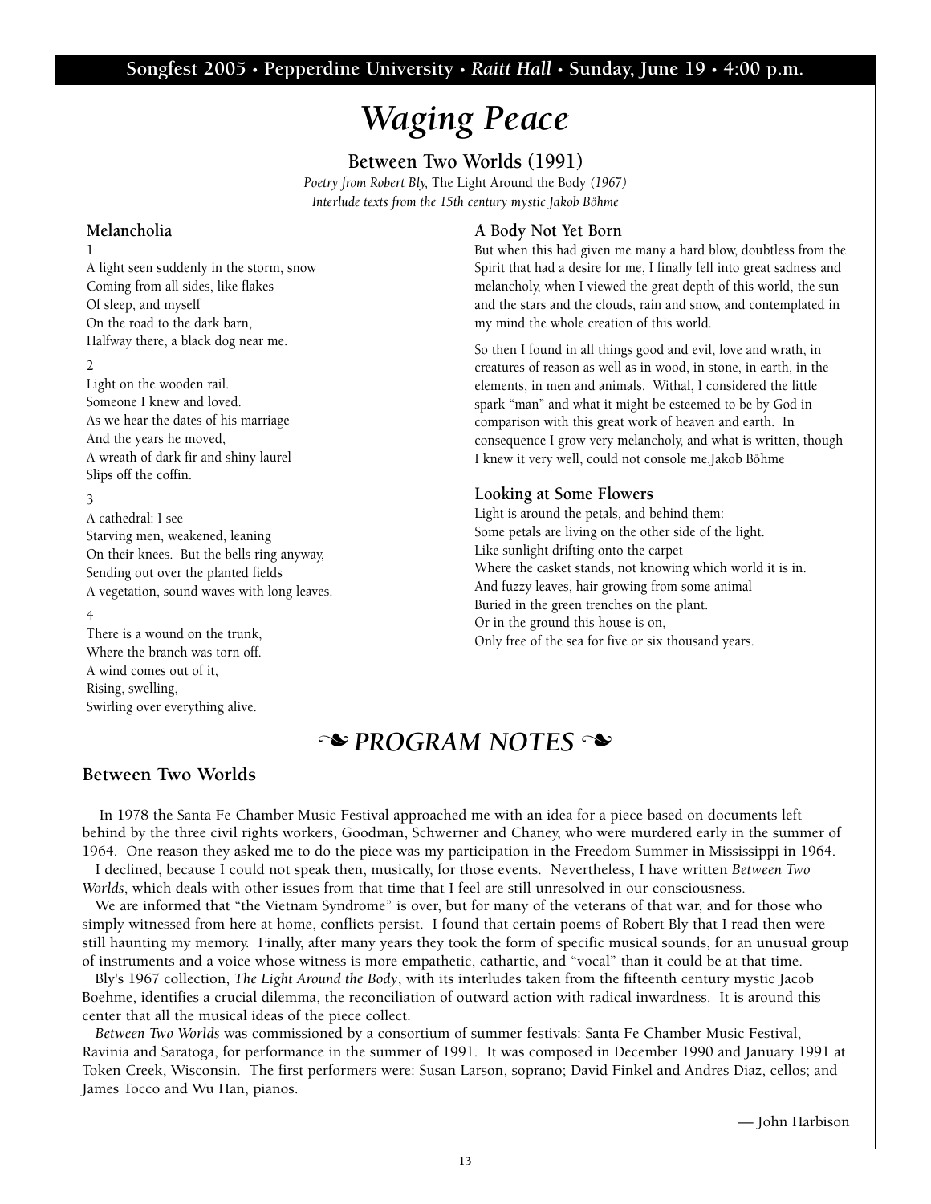Songfest 2005 • Pepperdine University • *Raitt Hall* • Sunday, June 19 • 4:00 p.m.

# *Waging Peace*

## Between Two Worlds (1991)

*Poetry from Robert Bly,* The Light Around the Body *(1967)*
*Interlude texts from the 15th century mystic Jakob Böhme*

### Melancholia

1

A light seen suddenly in the storm, snow
Coming from all sides, like flakes
Of sleep, and myself
On the road to the dark barn,
Halfway there, a black dog near me.

2

Light on the wooden rail.
Someone I knew and loved.
As we hear the dates of his marriage
And the years he moved,
A wreath of dark fir and shiny laurel
Slips off the coffin.

3

A cathedral: I see
Starving men, weakened, leaning
On their knees. But the bells ring anyway,
Sending out over the planted fields
A vegetation, sound waves with long leaves.

4

There is a wound on the trunk,
Where the branch was torn off.
A wind comes out of it,
Rising, swelling,
Swirling over everything alive.

### A Body Not Yet Born

But when this had given me many a hard blow, doubtless from the Spirit that had a desire for me, I finally fell into great sadness and melancholy, when I viewed the great depth of this world, the sun and the stars and the clouds, rain and snow, and contemplated in my mind the whole creation of this world.

So then I found in all things good and evil, love and wrath, in creatures of reason as well as in wood, in stone, in earth, in the elements, in men and animals. Withal, I considered the little spark "man" and what it might be esteemed to be by God in comparison with this great work of heaven and earth. In consequence I grow very melancholy, and what is written, though I knew it very well, could not console me.Jakob Böhme

### Looking at Some Flowers

Light is around the petals, and behind them:
Some petals are living on the other side of the light.
Like sunlight drifting onto the carpet
Where the casket stands, not knowing which world it is in.
And fuzzy leaves, hair growing from some animal
Buried in the green trenches on the plant.
Or in the ground this house is on,
Only free of the sea for five or six thousand years.

## ❧ *PROGRAM NOTES* ❧

### Between Two Worlds

In 1978 the Santa Fe Chamber Music Festival approached me with an idea for a piece based on documents left behind by the three civil rights workers, Goodman, Schwerner and Chaney, who were murdered early in the summer of 1964. One reason they asked me to do the piece was my participation in the Freedom Summer in Mississippi in 1964.

I declined, because I could not speak then, musically, for those events. Nevertheless, I have written *Between Two Worlds*, which deals with other issues from that time that I feel are still unresolved in our consciousness.

We are informed that "the Vietnam Syndrome" is over, but for many of the veterans of that war, and for those who simply witnessed from here at home, conflicts persist. I found that certain poems of Robert Bly that I read then were still haunting my memory. Finally, after many years they took the form of specific musical sounds, for an unusual group of instruments and a voice whose witness is more empathetic, cathartic, and "vocal" than it could be at that time.

Bly's 1967 collection, *The Light Around the Body*, with its interludes taken from the fifteenth century mystic Jacob Boehme, identifies a crucial dilemma, the reconciliation of outward action with radical inwardness. It is around this center that all the musical ideas of the piece collect.

*Between Two Worlds* was commissioned by a consortium of summer festivals: Santa Fe Chamber Music Festival, Ravinia and Saratoga, for performance in the summer of 1991. It was composed in December 1990 and January 1991 at Token Creek, Wisconsin. The first performers were: Susan Larson, soprano; David Finkel and Andres Diaz, cellos; and James Tocco and Wu Han, pianos.

— John Harbison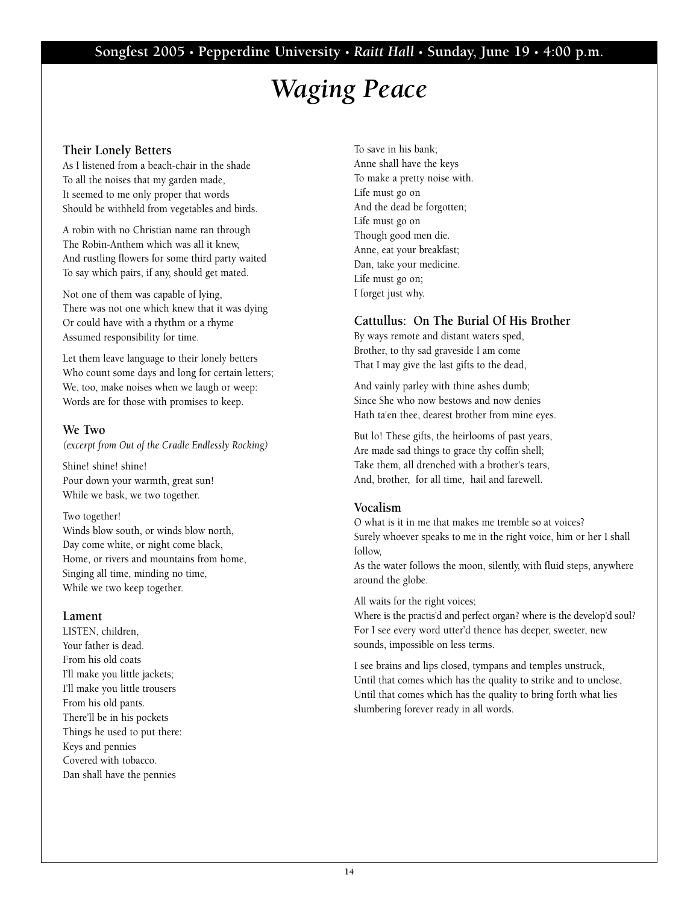# *Waging Peace*

### Their Lonely Betters

As I listened from a beach-chair in the shade
To all the noises that my garden made,
It seemed to me only proper that words
Should be withheld from vegetables and birds.

A robin with no Christian name ran through
The Robin-Anthem which was all it knew,
And rustling flowers for some third party waited
To say which pairs, if any, should get mated.

Not one of them was capable of lying,
There was not one which knew that it was dying
Or could have with a rhythm or a rhyme
Assumed responsibility for time.

Let them leave language to their lonely betters
Who count some days and long for certain letters;
We, too, make noises when we laugh or weep:
Words are for those with promises to keep.

### We Two

*(excerpt from Out of the Cradle Endlessly Rocking)*

Shine! shine! shine!
Pour down your warmth, great sun!
While we bask, we two together.

Two together!
Winds blow south, or winds blow north,
Day come white, or night come black,
Home, or rivers and mountains from home,
Singing all time, minding no time,
While we two keep together.

### Lament

LISTEN, children,
Your father is dead.
From his old coats
I'll make you little jackets;
I'll make you little trousers
From his old pants.
There'll be in his pockets
Things he used to put there:
Keys and pennies
Covered with tobacco.
Dan shall have the pennies
To save in his bank;
Anne shall have the keys
To make a pretty noise with.
Life must go on
And the dead be forgotten;
Life must go on
Though good men die.
Anne, eat your breakfast;
Dan, take your medicine.
Life must go on;
I forget just why.

### Cattullus: On The Burial Of His Brother

By ways remote and distant waters sped,
Brother, to thy sad graveside I am come
That I may give the last gifts to the dead,

And vainly parley with thine ashes dumb;
Since She who now bestows and now denies
Hath ta'en thee, dearest brother from mine eyes.

But lo! These gifts, the heirlooms of past years,
Are made sad things to grace thy coffin shell;
Take them, all drenched with a brother's tears,
And, brother, for all time, hail and farewell.

### Vocalism

O what is it in me that makes me tremble so at voices?
Surely whoever speaks to me in the right voice, him or her I shall follow,
As the water follows the moon, silently, with fluid steps, anywhere around the globe.

All waits for the right voices;
Where is the practis'd and perfect organ? where is the develop'd soul?
For I see every word utter'd thence has deeper, sweeter, new sounds, impossible on less terms.

I see brains and lips closed, tympans and temples unstruck,
Until that comes which has the quality to strike and to unclose,
Until that comes which has the quality to bring forth what lies slumbering forever ready in all words.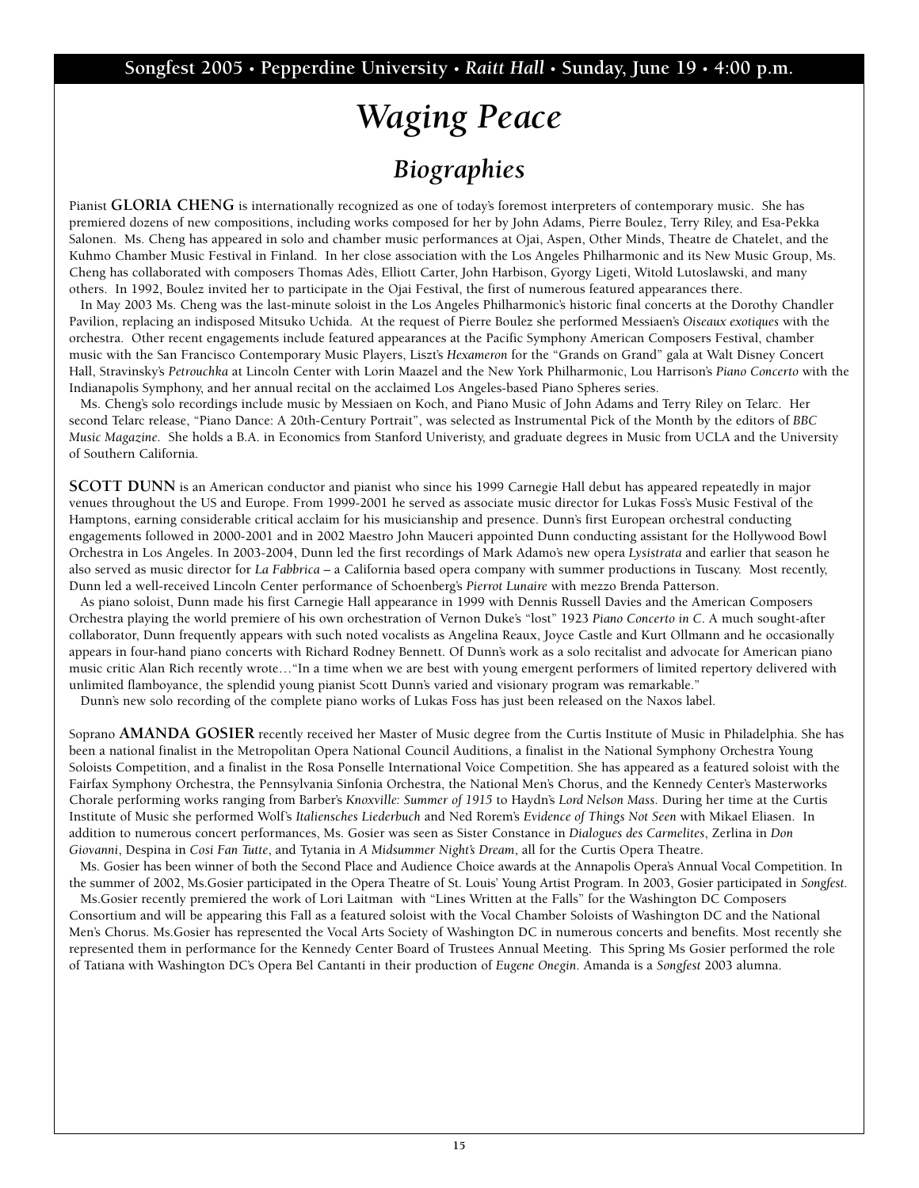# *Waging Peace*

## *Biographies*

Pianist **GLORIA CHENG** is internationally recognized as one of today's foremost interpreters of contemporary music. She has premiered dozens of new compositions, including works composed for her by John Adams, Pierre Boulez, Terry Riley, and Esa-Pekka Salonen. Ms. Cheng has appeared in solo and chamber music performances at Ojai, Aspen, Other Minds, Theatre de Chatelet, and the Kuhmo Chamber Music Festival in Finland. In her close association with the Los Angeles Philharmonic and its New Music Group, Ms. Cheng has collaborated with composers Thomas Adès, Elliott Carter, John Harbison, Gyorgy Ligeti, Witold Lutoslawski, and many others. In 1992, Boulez invited her to participate in the Ojai Festival, the first of numerous featured appearances there.

In May 2003 Ms. Cheng was the last-minute soloist in the Los Angeles Philharmonic's historic final concerts at the Dorothy Chandler Pavilion, replacing an indisposed Mitsuko Uchida. At the request of Pierre Boulez she performed Messiaen's *Oiseaux exotiques* with the orchestra. Other recent engagements include featured appearances at the Pacific Symphony American Composers Festival, chamber music with the San Francisco Contemporary Music Players, Liszt's *Hexameron* for the "Grands on Grand" gala at Walt Disney Concert Hall, Stravinsky's *Petrouchka* at Lincoln Center with Lorin Maazel and the New York Philharmonic, Lou Harrison's *Piano Concerto* with the Indianapolis Symphony, and her annual recital on the acclaimed Los Angeles-based Piano Spheres series.

Ms. Cheng's solo recordings include music by Messiaen on Koch, and Piano Music of John Adams and Terry Riley on Telarc. Her second Telarc release, "Piano Dance: A 20th-Century Portrait", was selected as Instrumental Pick of the Month by the editors of *BBC Music Magazine*. She holds a B.A. in Economics from Stanford Univeristy, and graduate degrees in Music from UCLA and the University of Southern California.

**SCOTT DUNN** is an American conductor and pianist who since his 1999 Carnegie Hall debut has appeared repeatedly in major venues throughout the US and Europe. From 1999-2001 he served as associate music director for Lukas Foss's Music Festival of the Hamptons, earning considerable critical acclaim for his musicianship and presence. Dunn's first European orchestral conducting engagements followed in 2000-2001 and in 2002 Maestro John Mauceri appointed Dunn conducting assistant for the Hollywood Bowl Orchestra in Los Angeles. In 2003-2004, Dunn led the first recordings of Mark Adamo's new opera *Lysistrata* and earlier that season he also served as music director for *La Fabbrica* – a California based opera company with summer productions in Tuscany. Most recently, Dunn led a well-received Lincoln Center performance of Schoenberg's *Pierrot Lunaire* with mezzo Brenda Patterson.

As piano soloist, Dunn made his first Carnegie Hall appearance in 1999 with Dennis Russell Davies and the American Composers Orchestra playing the world premiere of his own orchestration of Vernon Duke's "lost" 1923 *Piano Concerto in C*. A much sought-after collaborator, Dunn frequently appears with such noted vocalists as Angelina Reaux, Joyce Castle and Kurt Ollmann and he occasionally appears in four-hand piano concerts with Richard Rodney Bennett. Of Dunn's work as a solo recitalist and advocate for American piano music critic Alan Rich recently wrote…"In a time when we are best with young emergent performers of limited repertory delivered with unlimited flamboyance, the splendid young pianist Scott Dunn's varied and visionary program was remarkable."

Dunn's new solo recording of the complete piano works of Lukas Foss has just been released on the Naxos label.

Soprano **AMANDA GOSIER** recently received her Master of Music degree from the Curtis Institute of Music in Philadelphia. She has been a national finalist in the Metropolitan Opera National Council Auditions, a finalist in the National Symphony Orchestra Young Soloists Competition, and a finalist in the Rosa Ponselle International Voice Competition. She has appeared as a featured soloist with the Fairfax Symphony Orchestra, the Pennsylvania Sinfonia Orchestra, the National Men's Chorus, and the Kennedy Center's Masterworks Chorale performing works ranging from Barber's *Knoxville: Summer of 1915* to Haydn's *Lord Nelson Mass*. During her time at the Curtis Institute of Music she performed Wolf's *Italiensches Liederbuch* and Ned Rorem's *Evidence of Things Not Seen* with Mikael Eliasen. In addition to numerous concert performances, Ms. Gosier was seen as Sister Constance in *Dialogues des Carmelites*, Zerlina in *Don Giovanni*, Despina in *Cosi Fan Tutte*, and Tytania in *A Midsummer Night's Dream*, all for the Curtis Opera Theatre.

Ms. Gosier has been winner of both the Second Place and Audience Choice awards at the Annapolis Opera's Annual Vocal Competition. In the summer of 2002, Ms.Gosier participated in the Opera Theatre of St. Louis' Young Artist Program. In 2003, Gosier participated in *Songfest*.

Ms.Gosier recently premiered the work of Lori Laitman with "Lines Written at the Falls" for the Washington DC Composers Consortium and will be appearing this Fall as a featured soloist with the Vocal Chamber Soloists of Washington DC and the National Men's Chorus. Ms.Gosier has represented the Vocal Arts Society of Washington DC in numerous concerts and benefits. Most recently she represented them in performance for the Kennedy Center Board of Trustees Annual Meeting. This Spring Ms Gosier performed the role of Tatiana with Washington DC's Opera Bel Cantanti in their production of *Eugene Onegin*. Amanda is a *Songfest* 2003 alumna.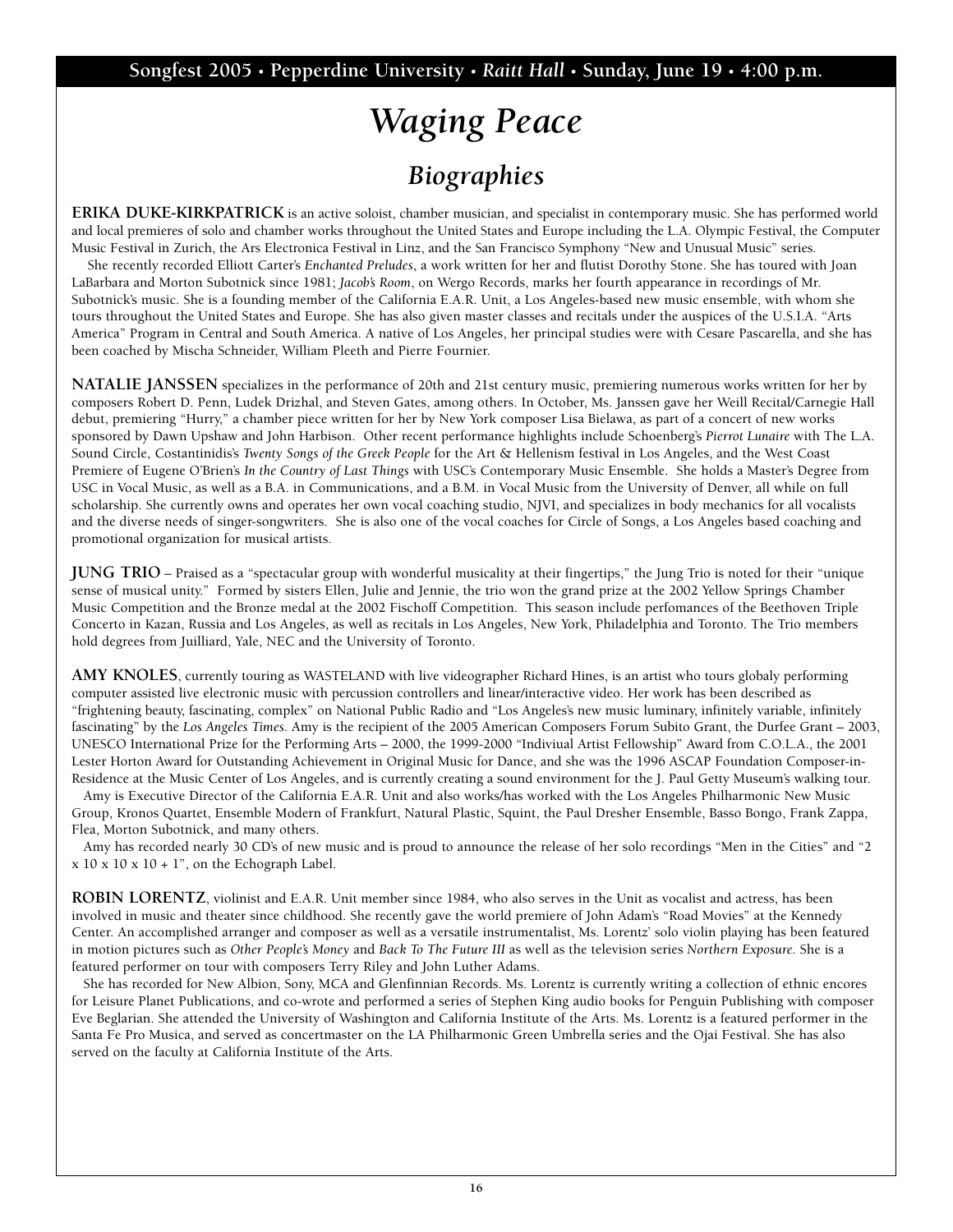# *Waging Peace*

## *Biographies*

**ERIKA DUKE-KIRKPATRICK** is an active soloist, chamber musician, and specialist in contemporary music. She has performed world and local premieres of solo and chamber works throughout the United States and Europe including the L.A. Olympic Festival, the Computer Music Festival in Zurich, the Ars Electronica Festival in Linz, and the San Francisco Symphony "New and Unusual Music" series.

She recently recorded Elliott Carter's *Enchanted Preludes*, a work written for her and flutist Dorothy Stone. She has toured with Joan LaBarbara and Morton Subotnick since 1981; *Jacob's Room*, on Wergo Records, marks her fourth appearance in recordings of Mr. Subotnick's music. She is a founding member of the California E.A.R. Unit, a Los Angeles-based new music ensemble, with whom she tours throughout the United States and Europe. She has also given master classes and recitals under the auspices of the U.S.I.A. "Arts America" Program in Central and South America. A native of Los Angeles, her principal studies were with Cesare Pascarella, and she has been coached by Mischa Schneider, William Pleeth and Pierre Fournier.

**NATALIE JANSSEN** specializes in the performance of 20th and 21st century music, premiering numerous works written for her by composers Robert D. Penn, Ludek Drizhal, and Steven Gates, among others. In October, Ms. Janssen gave her Weill Recital/Carnegie Hall debut, premiering "Hurry," a chamber piece written for her by New York composer Lisa Bielawa, as part of a concert of new works sponsored by Dawn Upshaw and John Harbison. Other recent performance highlights include Schoenberg's *Pierrot Lunaire* with The L.A. Sound Circle, Costantinidis's *Twenty Songs of the Greek People* for the Art & Hellenism festival in Los Angeles, and the West Coast Premiere of Eugene O'Brien's *In the Country of Last Things* with USC's Contemporary Music Ensemble. She holds a Master's Degree from USC in Vocal Music, as well as a B.A. in Communications, and a B.M. in Vocal Music from the University of Denver, all while on full scholarship. She currently owns and operates her own vocal coaching studio, NJVI, and specializes in body mechanics for all vocalists and the diverse needs of singer-songwriters. She is also one of the vocal coaches for Circle of Songs, a Los Angeles based coaching and promotional organization for musical artists.

**JUNG TRIO** – Praised as a "spectacular group with wonderful musicality at their fingertips," the Jung Trio is noted for their "unique sense of musical unity." Formed by sisters Ellen, Julie and Jennie, the trio won the grand prize at the 2002 Yellow Springs Chamber Music Competition and the Bronze medal at the 2002 Fischoff Competition. This season include perfomances of the Beethoven Triple Concerto in Kazan, Russia and Los Angeles, as well as recitals in Los Angeles, New York, Philadelphia and Toronto. The Trio members hold degrees from Juilliard, Yale, NEC and the University of Toronto.

**AMY KNOLES**, currently touring as WASTELAND with live videographer Richard Hines, is an artist who tours globaly performing computer assisted live electronic music with percussion controllers and linear/interactive video. Her work has been described as "frightening beauty, fascinating, complex" on National Public Radio and "Los Angeles's new music luminary, infinitely variable, infinitely fascinating" by the *Los Angeles Times*. Amy is the recipient of the 2005 American Composers Forum Subito Grant, the Durfee Grant – 2003, UNESCO International Prize for the Performing Arts – 2000, the 1999-2000 "Indiviual Artist Fellowship" Award from C.O.L.A., the 2001 Lester Horton Award for Outstanding Achievement in Original Music for Dance, and she was the 1996 ASCAP Foundation Composer-in-Residence at the Music Center of Los Angeles, and is currently creating a sound environment for the J. Paul Getty Museum's walking tour.

Amy is Executive Director of the California E.A.R. Unit and also works/has worked with the Los Angeles Philharmonic New Music Group, Kronos Quartet, Ensemble Modern of Frankfurt, Natural Plastic, Squint, the Paul Dresher Ensemble, Basso Bongo, Frank Zappa, Flea, Morton Subotnick, and many others.

Amy has recorded nearly 30 CD's of new music and is proud to announce the release of her solo recordings "Men in the Cities" and "2 x 10 x 10 x 10 + 1", on the Echograph Label.

**ROBIN LORENTZ**, violinist and E.A.R. Unit member since 1984, who also serves in the Unit as vocalist and actress, has been involved in music and theater since childhood. She recently gave the world premiere of John Adam's "Road Movies" at the Kennedy Center. An accomplished arranger and composer as well as a versatile instrumentalist, Ms. Lorentz' solo violin playing has been featured in motion pictures such as *Other People's Money* and *Back To The Future III* as well as the television series *Northern Exposure*. She is a featured performer on tour with composers Terry Riley and John Luther Adams.

She has recorded for New Albion, Sony, MCA and Glenfinnian Records. Ms. Lorentz is currently writing a collection of ethnic encores for Leisure Planet Publications, and co-wrote and performed a series of Stephen King audio books for Penguin Publishing with composer Eve Beglarian. She attended the University of Washington and California Institute of the Arts. Ms. Lorentz is a featured performer in the Santa Fe Pro Musica, and served as concertmaster on the LA Philharmonic Green Umbrella series and the Ojai Festival. She has also served on the faculty at California Institute of the Arts.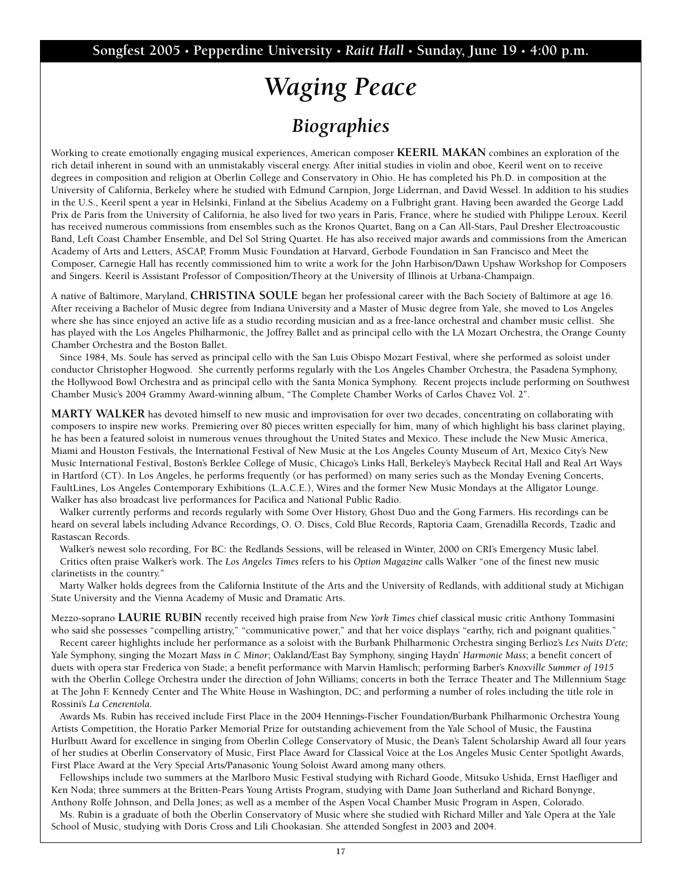**Songfest 2005 • Pepperdine University • *Raitt Hall* • Sunday, June 19 • 4:00 p.m.**

# *Waging Peace*

## *Biographies*

Working to create emotionally engaging musical experiences, American composer **KEERIL MAKAN** combines an exploration of the rich detail inherent in sound with an unmistakably visceral energy. After initial studies in violin and oboe, Keeril went on to receive degrees in composition and religion at Oberlin College and Conservatory in Ohio. He has completed his Ph.D. in composition at the University of California, Berkeley where he studied with Edmund Carnpion, Jorge Liderrnan, and David Wessel. In addition to his studies in the U.S., Keeril spent a year in Helsinki, Finland at the Sibelius Academy on a Fulbright grant. Having been awarded the George Ladd Prix de Paris from the University of California, he also lived for two years in Paris, France, where he studied with Philippe Leroux. Keeril has received numerous commissions from ensembles such as the Kronos Quartet, Bang on a Can All-Stars, Paul Dresher Electroacoustic Band, Left Coast Chamber Ensemble, and Del Sol String Quartet. He has also received major awards and commissions from the American Academy of Arts and Letters, ASCAP, Fromm Music Foundation at Harvard, Gerbode Foundation in San Francisco and Meet the Composer, Carnegie Hall has recently commissioned him to write a work for the John Harbison/Dawn Upshaw Workshop for Composers and Singers. Keeril is Assistant Professor of Composition/Theory at the University of Illinois at Urbana-Champaign.

A native of Baltimore, Maryland, **CHRISTINA SOULE** began her professional career with the Bach Society of Baltimore at age 16. After receiving a Bachelor of Music degree from Indiana University and a Master of Music degree from Yale, she moved to Los Angeles where she has since enjoyed an active life as a studio recording musician and as a free-lance orchestral and chamber music cellist. She has played with the Los Angeles Philharmonic, the Joffrey Ballet and as principal cello with the LA Mozart Orchestra, the Orange County Chamber Orchestra and the Boston Ballet.

Since 1984, Ms. Soule has served as principal cello with the San Luis Obispo Mozart Festival, where she performed as soloist under conductor Christopher Hogwood. She currently performs regularly with the Los Angeles Chamber Orchestra, the Pasadena Symphony, the Hollywood Bowl Orchestra and as principal cello with the Santa Monica Symphony. Recent projects include performing on Southwest Chamber Music's 2004 Grammy Award-winning album, "The Complete Chamber Works of Carlos Chavez Vol. 2".

**MARTY WALKER** has devoted himself to new music and improvisation for over two decades, concentrating on collaborating with composers to inspire new works. Premiering over 80 pieces written especially for him, many of which highlight his bass clarinet playing, he has been a featured soloist in numerous venues throughout the United States and Mexico. These include the New Music America, Miami and Houston Festivals, the International Festival of New Music at the Los Angeles County Museum of Art, Mexico City's New Music International Festival, Boston's Berklee College of Music, Chicago's Links Hall, Berkeley's Maybeck Recital Hall and Real Art Ways in Hartford (CT). In Los Angeles, he performs frequently (or has performed) on many series such as the Monday Evening Concerts, FaultLines, Los Angeles Contemporary Exhibitions (L.A.C.E.), Wires and the former New Music Mondays at the Alligator Lounge. Walker has also broadcast live performances for Pacifica and National Public Radio.

Walker currently performs and records regularly with Some Over History, Ghost Duo and the Gong Farmers. His recordings can be heard on several labels including Advance Recordings, O. O. Discs, Cold Blue Records, Raptoria Caam, Grenadilla Records, Tzadic and Rastascan Records.

Walker's newest solo recording, For BC: the Redlands Sessions, will be released in Winter, 2000 on CRI's Emergency Music label.

Critics often praise Walker's work. The *Los Angeles Times* refers to his *Option Magazine* calls Walker "one of the finest new music clarinetists in the country."

Marty Walker holds degrees from the California Institute of the Arts and the University of Redlands, with additional study at Michigan State University and the Vienna Academy of Music and Dramatic Arts.

Mezzo-soprano **LAURIE RUBIN** recently received high praise from *New York Times* chief classical music critic Anthony Tommasini who said she possesses "compelling artistry," "communicative power," and that her voice displays "earthy, rich and poignant qualities."

Recent career highlights include her performance as a soloist with the Burbank Philharmonic Orchestra singing Berlioz's *Les Nuits D'ete;* Yale Symphony, singing the Mozart *Mass in C Minor*; Oakland/East Bay Symphony, singing Haydn' *Harmonie Mass*; a benefit concert of duets with opera star Frederica von Stade; a benefit performance with Marvin Hamlisch; performing Barber's *Knoxville Summer of 1915* with the Oberlin College Orchestra under the direction of John Williams; concerts in both the Terrace Theater and The Millennium Stage at The John F. Kennedy Center and The White House in Washington, DC; and performing a number of roles including the title role in Rossini's *La Cenerentola*.

Awards Ms. Rubin has received include First Place in the 2004 Hennings-Fischer Foundation/Burbank Philharmonic Orchestra Young Artists Competition, the Horatio Parker Memorial Prize for outstanding achievement from the Yale School of Music, the Faustina Hurlbutt Award for excellence in singing from Oberlin College Conservatory of Music, the Dean's Talent Scholarship Award all four years of her studies at Oberlin Conservatory of Music, First Place Award for Classical Voice at the Los Angeles Music Center Spotlight Awards, First Place Award at the Very Special Arts/Panasonic Young Soloist Award among many others.

Fellowships include two summers at the Marlboro Music Festival studying with Richard Goode, Mitsuko Ushida, Ernst Haefliger and Ken Noda; three summers at the Britten-Pears Young Artists Program, studying with Dame Joan Sutherland and Richard Bonynge, Anthony Rolfe Johnson, and Della Jones; as well as a member of the Aspen Vocal Chamber Music Program in Aspen, Colorado.

Ms. Rubin is a graduate of both the Oberlin Conservatory of Music where she studied with Richard Miller and Yale Opera at the Yale School of Music, studying with Doris Cross and Lili Chookasian. She attended Songfest in 2003 and 2004.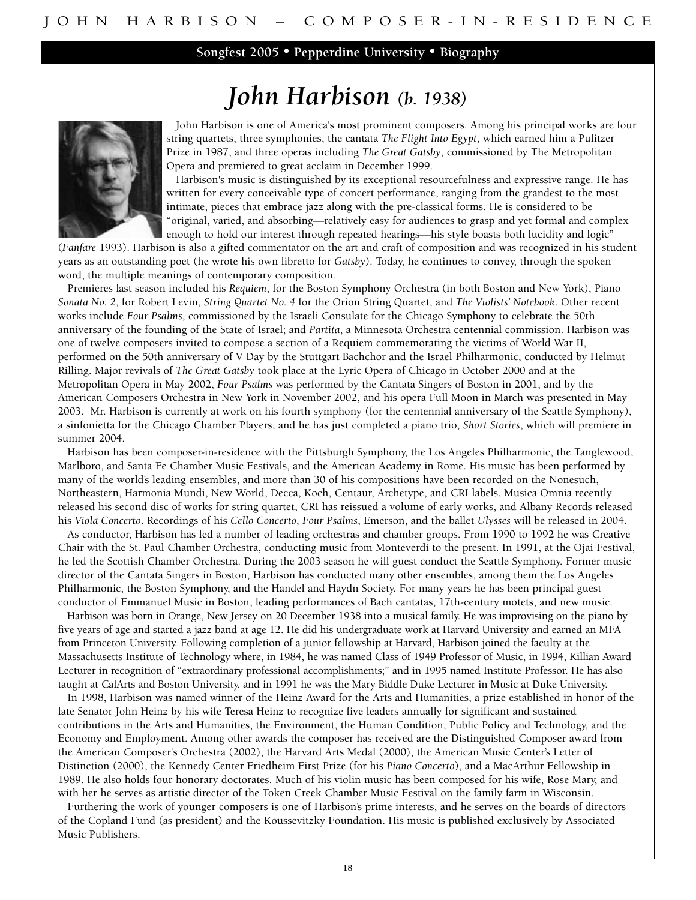Songfest 2005 • Pepperdine University • Biography

# *John Harbison (b. 1938)*

John Harbison is one of America's most prominent composers. Among his principal works are four string quartets, three symphonies, the cantata *The Flight Into Egypt*, which earned him a Pulitzer Prize in 1987, and three operas including *The Great Gatsby*, commissioned by The Metropolitan Opera and premiered to great acclaim in December 1999.

Harbison's music is distinguished by its exceptional resourcefulness and expressive range. He has written for every conceivable type of concert performance, ranging from the grandest to the most intimate, pieces that embrace jazz along with the pre-classical forms. He is considered to be "original, varied, and absorbing—relatively easy for audiences to grasp and yet formal and complex enough to hold our interest through repeated hearings—his style boasts both lucidity and logic" (*Fanfare* 1993). Harbison is also a gifted commentator on the art and craft of composition and was recognized in his student years as an outstanding poet (he wrote his own libretto for *Gatsby*). Today, he continues to convey, through the spoken word, the multiple meanings of contemporary composition.

Premieres last season included his *Requiem*, for the Boston Symphony Orchestra (in both Boston and New York), Piano *Sonata No. 2*, for Robert Levin, *String Quartet No. 4* for the Orion String Quartet, and *The Violists' Notebook*. Other recent works include *Four Psalms*, commissioned by the Israeli Consulate for the Chicago Symphony to celebrate the 50th anniversary of the founding of the State of Israel; and *Partita*, a Minnesota Orchestra centennial commission. Harbison was one of twelve composers invited to compose a section of a Requiem commemorating the victims of World War II, performed on the 50th anniversary of V Day by the Stuttgart Bachchor and the Israel Philharmonic, conducted by Helmut Rilling. Major revivals of *The Great Gatsby* took place at the Lyric Opera of Chicago in October 2000 and at the Metropolitan Opera in May 2002, *Four Psalms* was performed by the Cantata Singers of Boston in 2001, and by the American Composers Orchestra in New York in November 2002, and his opera Full Moon in March was presented in May 2003. Mr. Harbison is currently at work on his fourth symphony (for the centennial anniversary of the Seattle Symphony), a sinfonietta for the Chicago Chamber Players, and he has just completed a piano trio, *Short Stories*, which will premiere in summer 2004.

Harbison has been composer-in-residence with the Pittsburgh Symphony, the Los Angeles Philharmonic, the Tanglewood, Marlboro, and Santa Fe Chamber Music Festivals, and the American Academy in Rome. His music has been performed by many of the world's leading ensembles, and more than 30 of his compositions have been recorded on the Nonesuch, Northeastern, Harmonia Mundi, New World, Decca, Koch, Centaur, Archetype, and CRI labels. Musica Omnia recently released his second disc of works for string quartet, CRI has reissued a volume of early works, and Albany Records released his *Viola Concerto*. Recordings of his *Cello Concerto*, *Four Psalms*, Emerson, and the ballet *Ulysses* will be released in 2004.

As conductor, Harbison has led a number of leading orchestras and chamber groups. From 1990 to 1992 he was Creative Chair with the St. Paul Chamber Orchestra, conducting music from Monteverdi to the present. In 1991, at the Ojai Festival, he led the Scottish Chamber Orchestra. During the 2003 season he will guest conduct the Seattle Symphony. Former music director of the Cantata Singers in Boston, Harbison has conducted many other ensembles, among them the Los Angeles Philharmonic, the Boston Symphony, and the Handel and Haydn Society. For many years he has been principal guest conductor of Emmanuel Music in Boston, leading performances of Bach cantatas, 17th-century motets, and new music.

Harbison was born in Orange, New Jersey on 20 December 1938 into a musical family. He was improvising on the piano by five years of age and started a jazz band at age 12. He did his undergraduate work at Harvard University and earned an MFA from Princeton University. Following completion of a junior fellowship at Harvard, Harbison joined the faculty at the Massachusetts Institute of Technology where, in 1984, he was named Class of 1949 Professor of Music, in 1994, Killian Award Lecturer in recognition of "extraordinary professional accomplishments;" and in 1995 named Institute Professor. He has also taught at CalArts and Boston University, and in 1991 he was the Mary Biddle Duke Lecturer in Music at Duke University.

In 1998, Harbison was named winner of the Heinz Award for the Arts and Humanities, a prize established in honor of the late Senator John Heinz by his wife Teresa Heinz to recognize five leaders annually for significant and sustained contributions in the Arts and Humanities, the Environment, the Human Condition, Public Policy and Technology, and the Economy and Employment. Among other awards the composer has received are the Distinguished Composer award from the American Composer's Orchestra (2002), the Harvard Arts Medal (2000), the American Music Center's Letter of Distinction (2000), the Kennedy Center Friedheim First Prize (for his *Piano Concerto*), and a MacArthur Fellowship in 1989. He also holds four honorary doctorates. Much of his violin music has been composed for his wife, Rose Mary, and with her he serves as artistic director of the Token Creek Chamber Music Festival on the family farm in Wisconsin.

Furthering the work of younger composers is one of Harbison's prime interests, and he serves on the boards of directors of the Copland Fund (as president) and the Koussevitzky Foundation. His music is published exclusively by Associated Music Publishers.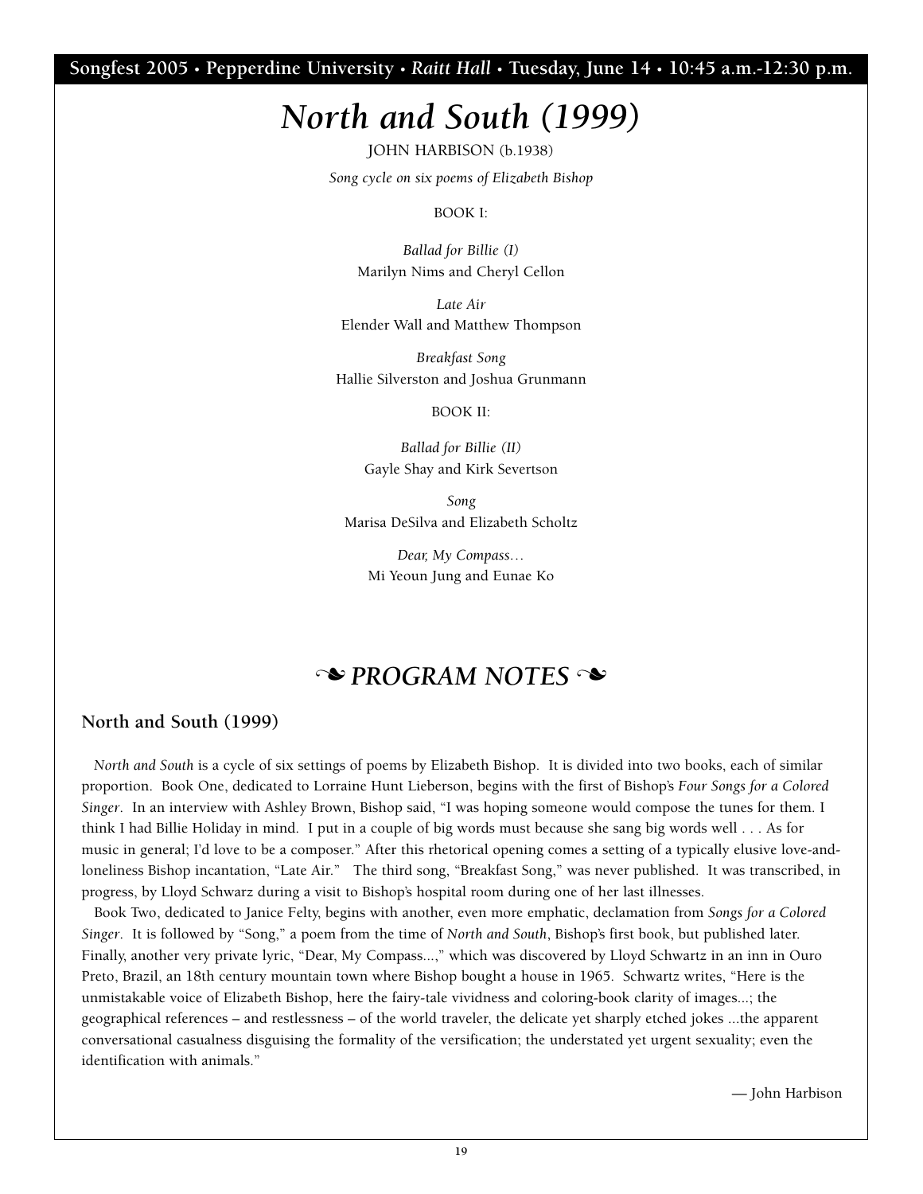Songfest 2005 • Pepperdine University • *Raitt Hall* • Tuesday, June 14 • 10:45 a.m.-12:30 p.m.

# *North and South (1999)*

JOHN HARBISON (b.1938)

*Song cycle on six poems of Elizabeth Bishop*

BOOK I:

*Ballad for Billie (I)*
Marilyn Nims and Cheryl Cellon

*Late Air*
Elender Wall and Matthew Thompson

*Breakfast Song*
Hallie Silverston and Joshua Grunmann

BOOK II:

*Ballad for Billie (II)*
Gayle Shay and Kirk Severtson

*Song*
Marisa DeSilva and Elizabeth Scholtz

*Dear, My Compass…*
Mi Yeoun Jung and Eunae Ko

## ❧ *PROGRAM NOTES* ❧

### North and South (1999)

*North and South* is a cycle of six settings of poems by Elizabeth Bishop. It is divided into two books, each of similar proportion. Book One, dedicated to Lorraine Hunt Lieberson, begins with the first of Bishop's *Four Songs for a Colored Singer*. In an interview with Ashley Brown, Bishop said, "I was hoping someone would compose the tunes for them. I think I had Billie Holiday in mind. I put in a couple of big words must because she sang big words well . . . As for music in general; I'd love to be a composer." After this rhetorical opening comes a setting of a typically elusive love-and-loneliness Bishop incantation, "Late Air." The third song, "Breakfast Song," was never published. It was transcribed, in progress, by Lloyd Schwarz during a visit to Bishop's hospital room during one of her last illnesses.

Book Two, dedicated to Janice Felty, begins with another, even more emphatic, declamation from *Songs for a Colored Singer*. It is followed by "Song," a poem from the time of *North and South*, Bishop's first book, but published later. Finally, another very private lyric, "Dear, My Compass...," which was discovered by Lloyd Schwartz in an inn in Ouro Preto, Brazil, an 18th century mountain town where Bishop bought a house in 1965. Schwartz writes, "Here is the unmistakable voice of Elizabeth Bishop, here the fairy-tale vividness and coloring-book clarity of images...; the geographical references – and restlessness – of the world traveler, the delicate yet sharply etched jokes ...the apparent conversational casualness disguising the formality of the versification; the understated yet urgent sexuality; even the identification with animals."

— John Harbison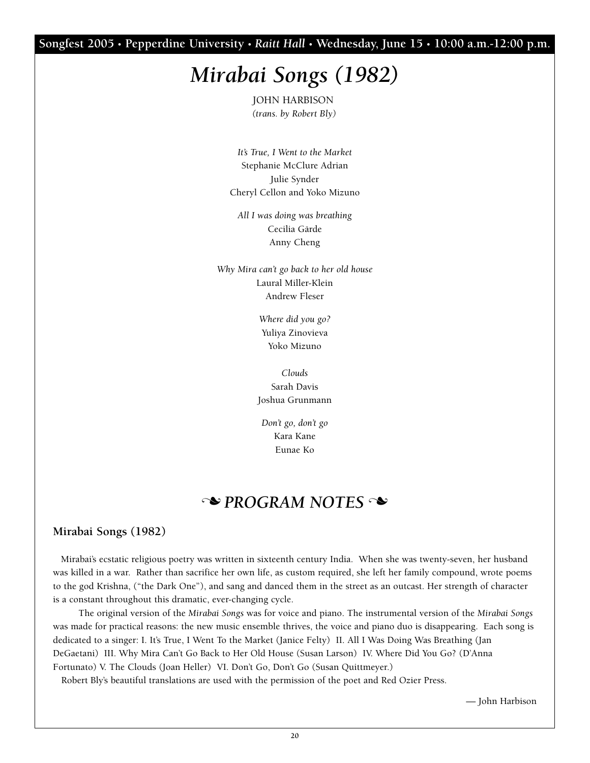Songfest 2005 • Pepperdine University • *Raitt Hall* • Wednesday, June 15 • 10:00 a.m.-12:00 p.m.

# *Mirabai Songs (1982)*

JOHN HARBISON
*(trans. by Robert Bly)*

*It's True, I Went to the Market*
Stephanie McClure Adrian
Julie Synder
Cheryl Cellon and Yoko Mizuno

*All I was doing was breathing*
Cecilia Gärde
Anny Cheng

*Why Mira can't go back to her old house*
Laural Miller-Klein
Andrew Fleser

*Where did you go?*
Yuliya Zinovieva
Yoko Mizuno

*Clouds*
Sarah Davis
Joshua Grunmann

*Don't go, don't go*
Kara Kane
Eunae Ko

## ❧ *PROGRAM NOTES* ❧

### Mirabai Songs (1982)

Mirabai's ecstatic religious poetry was written in sixteenth century India. When she was twenty-seven, her husband was killed in a war. Rather than sacrifice her own life, as custom required, she left her family compound, wrote poems to the god Krishna, ("the Dark One"), and sang and danced them in the street as an outcast. Her strength of character is a constant throughout this dramatic, ever-changing cycle.

The original version of the *Mirabai Songs* was for voice and piano. The instrumental version of the *Mirabai Songs* was made for practical reasons: the new music ensemble thrives, the voice and piano duo is disappearing. Each song is dedicated to a singer: I. It's True, I Went To the Market (Janice Felty) II. All I Was Doing Was Breathing (Jan DeGaetani) III. Why Mira Can't Go Back to Her Old House (Susan Larson) IV. Where Did You Go? (D'Anna Fortunato) V. The Clouds (Joan Heller) VI. Don't Go, Don't Go (Susan Quittmeyer.)

Robert Bly's beautiful translations are used with the permission of the poet and Red Ozier Press.

— John Harbison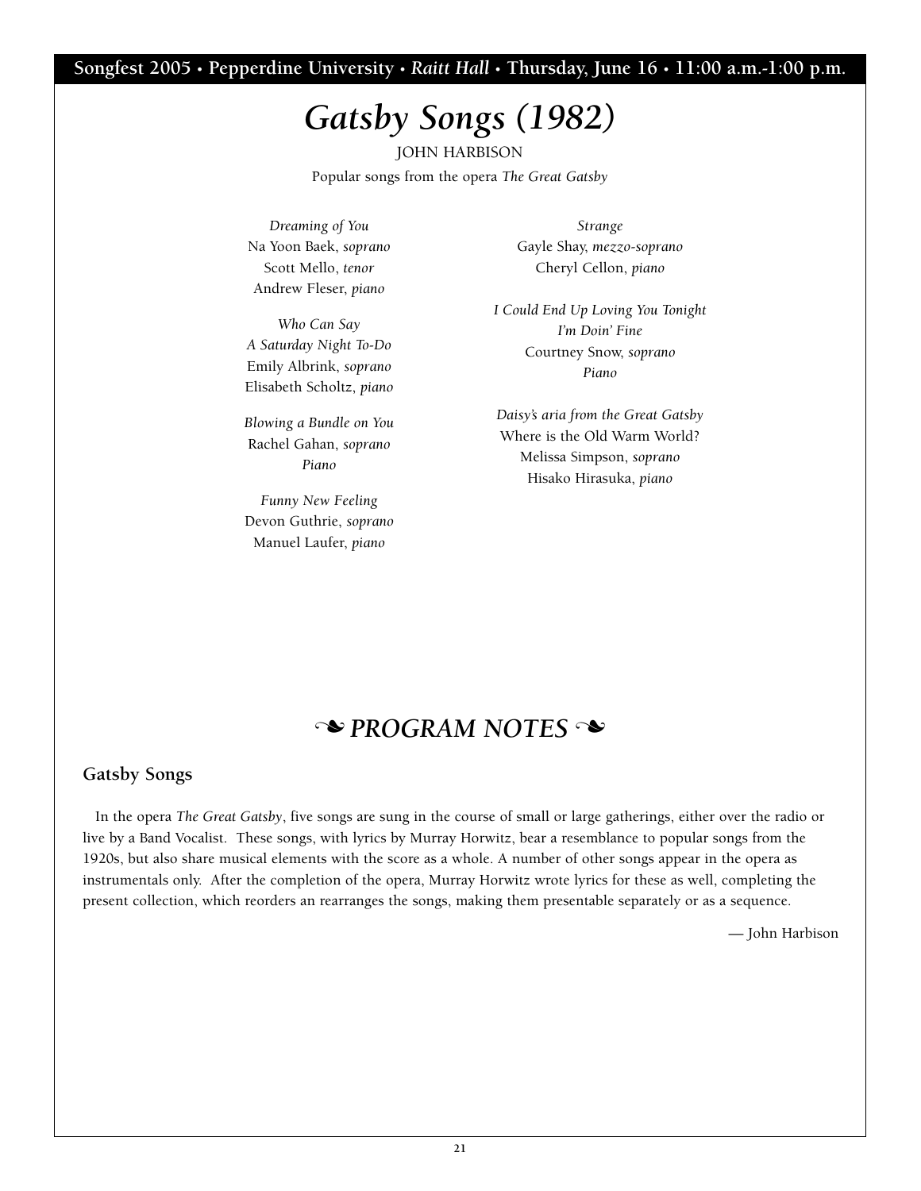# *Gatsby Songs (1982)*

JOHN HARBISON

Popular songs from the opera *The Great Gatsby*

*Dreaming of You*
Na Yoon Baek, *soprano*
Scott Mello, *tenor*
Andrew Fleser, *piano*

*Who Can Say*
*A Saturday Night To-Do*
Emily Albrink, *soprano*
Elisabeth Scholtz, *piano*

*Blowing a Bundle on You*
Rachel Gahan, *soprano*
*Piano*

*Funny New Feeling*
Devon Guthrie, *soprano*
Manuel Laufer, *piano*

*Strange*
Gayle Shay, *mezzo-soprano*
Cheryl Cellon, *piano*

*I Could End Up Loving You Tonight*
*I'm Doin' Fine*
Courtney Snow, *soprano*
*Piano*

*Daisy's aria from the Great Gatsby*
Where is the Old Warm World?
Melissa Simpson, *soprano*
Hisako Hirasuka, *piano*

## ❧ *PROGRAM NOTES* ❧

### Gatsby Songs

In the opera *The Great Gatsby*, five songs are sung in the course of small or large gatherings, either over the radio or live by a Band Vocalist. These songs, with lyrics by Murray Horwitz, bear a resemblance to popular songs from the 1920s, but also share musical elements with the score as a whole. A number of other songs appear in the opera as instrumentals only. After the completion of the opera, Murray Horwitz wrote lyrics for these as well, completing the present collection, which reorders an rearranges the songs, making them presentable separately or as a sequence.

— John Harbison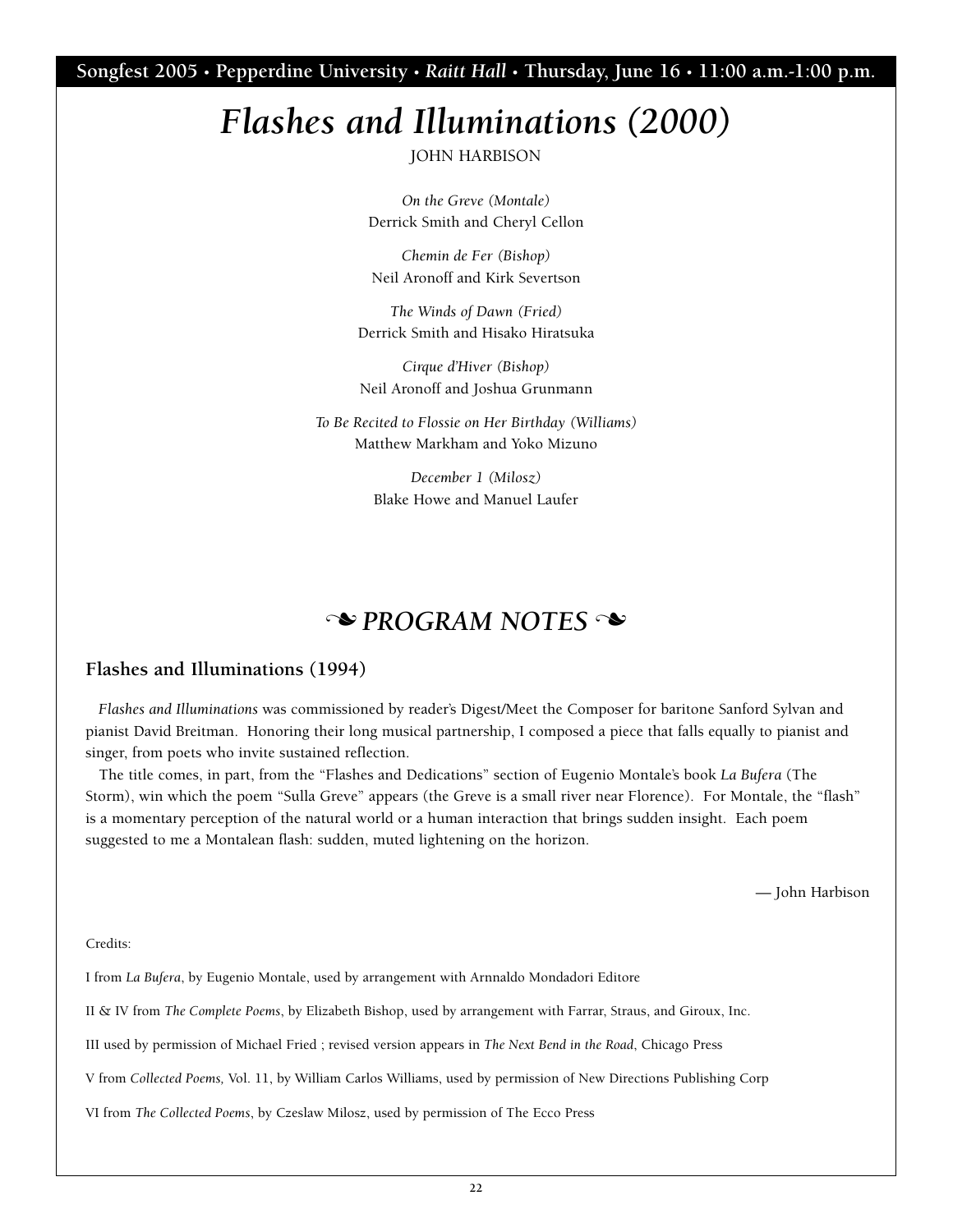Songfest 2005 • Pepperdine University • *Raitt Hall* • Thursday, June 16 • 11:00 a.m.-1:00 p.m.

# *Flashes and Illuminations (2000)*

JOHN HARBISON

*On the Greve (Montale)*
Derrick Smith and Cheryl Cellon

*Chemin de Fer (Bishop)*
Neil Aronoff and Kirk Severtson

*The Winds of Dawn (Fried)*
Derrick Smith and Hisako Hiratsuka

*Cirque d'Hiver (Bishop)*
Neil Aronoff and Joshua Grunmann

*To Be Recited to Flossie on Her Birthday (Williams)*
Matthew Markham and Yoko Mizuno

*December 1 (Milosz)*
Blake Howe and Manuel Laufer

## ❧ *PROGRAM NOTES* ❧

### Flashes and Illuminations (1994)

*Flashes and Illuminations* was commissioned by reader's Digest/Meet the Composer for baritone Sanford Sylvan and pianist David Breitman. Honoring their long musical partnership, I composed a piece that falls equally to pianist and singer, from poets who invite sustained reflection.

The title comes, in part, from the "Flashes and Dedications" section of Eugenio Montale's book *La Bufera* (The Storm), win which the poem "Sulla Greve" appears (the Greve is a small river near Florence). For Montale, the "flash" is a momentary perception of the natural world or a human interaction that brings sudden insight. Each poem suggested to me a Montalean flash: sudden, muted lightening on the horizon.

— John Harbison

Credits:

I from *La Bufera*, by Eugenio Montale, used by arrangement with Arnnaldo Mondadori Editore

II & IV from *The Complete Poems*, by Elizabeth Bishop, used by arrangement with Farrar, Straus, and Giroux, Inc.

III used by permission of Michael Fried ; revised version appears in *The Next Bend in the Road*, Chicago Press

V from *Collected Poems,* Vol. 11, by William Carlos Williams, used by permission of New Directions Publishing Corp

VI from *The Collected Poems*, by Czeslaw Milosz, used by permission of The Ecco Press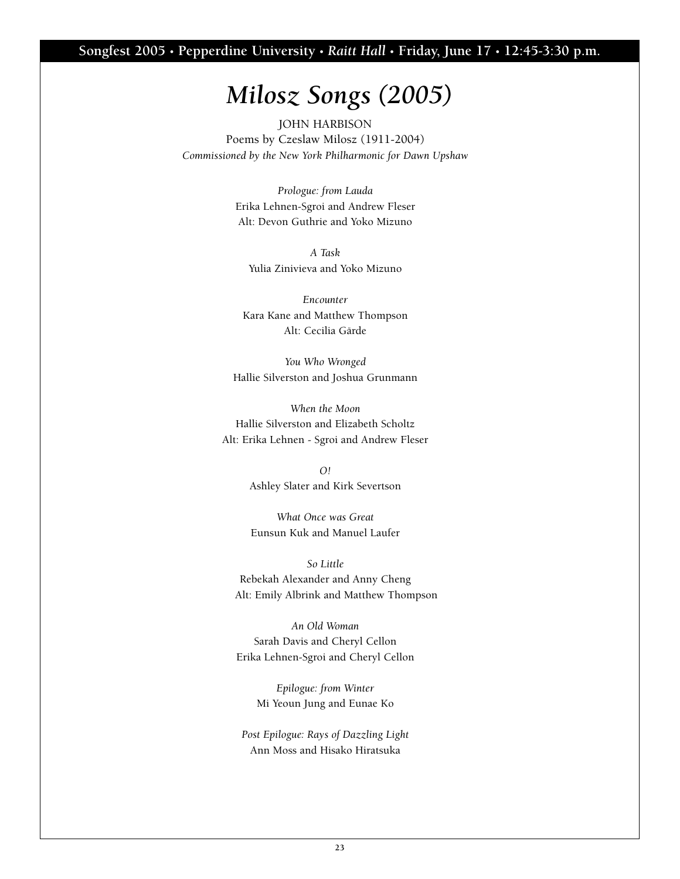Songfest 2005 • Pepperdine University • *Raitt Hall* • Friday, June 17 • 12:45-3:30 p.m.

# *Milosz Songs (2005)*

JOHN HARBISON

Poems by Czeslaw Milosz (1911-2004)

*Commissioned by the New York Philharmonic for Dawn Upshaw*

*Prologue: from Lauda*
Erika Lehnen-Sgroi and Andrew Fleser
Alt: Devon Guthrie and Yoko Mizuno

*A Task*
Yulia Zinivieva and Yoko Mizuno

*Encounter*
Kara Kane and Matthew Thompson
Alt: Cecilia Gärde

*You Who Wronged*
Hallie Silverston and Joshua Grunmann

*When the Moon*
Hallie Silverston and Elizabeth Scholtz
Alt: Erika Lehnen - Sgroi and Andrew Fleser

*O!*
Ashley Slater and Kirk Severtson

*What Once was Great*
Eunsun Kuk and Manuel Laufer

*So Little*
Rebekah Alexander and Anny Cheng
Alt: Emily Albrink and Matthew Thompson

*An Old Woman*
Sarah Davis and Cheryl Cellon
Erika Lehnen-Sgroi and Cheryl Cellon

*Epilogue: from Winter*
Mi Yeoun Jung and Eunae Ko

*Post Epilogue: Rays of Dazzling Light*
Ann Moss and Hisako Hiratsuka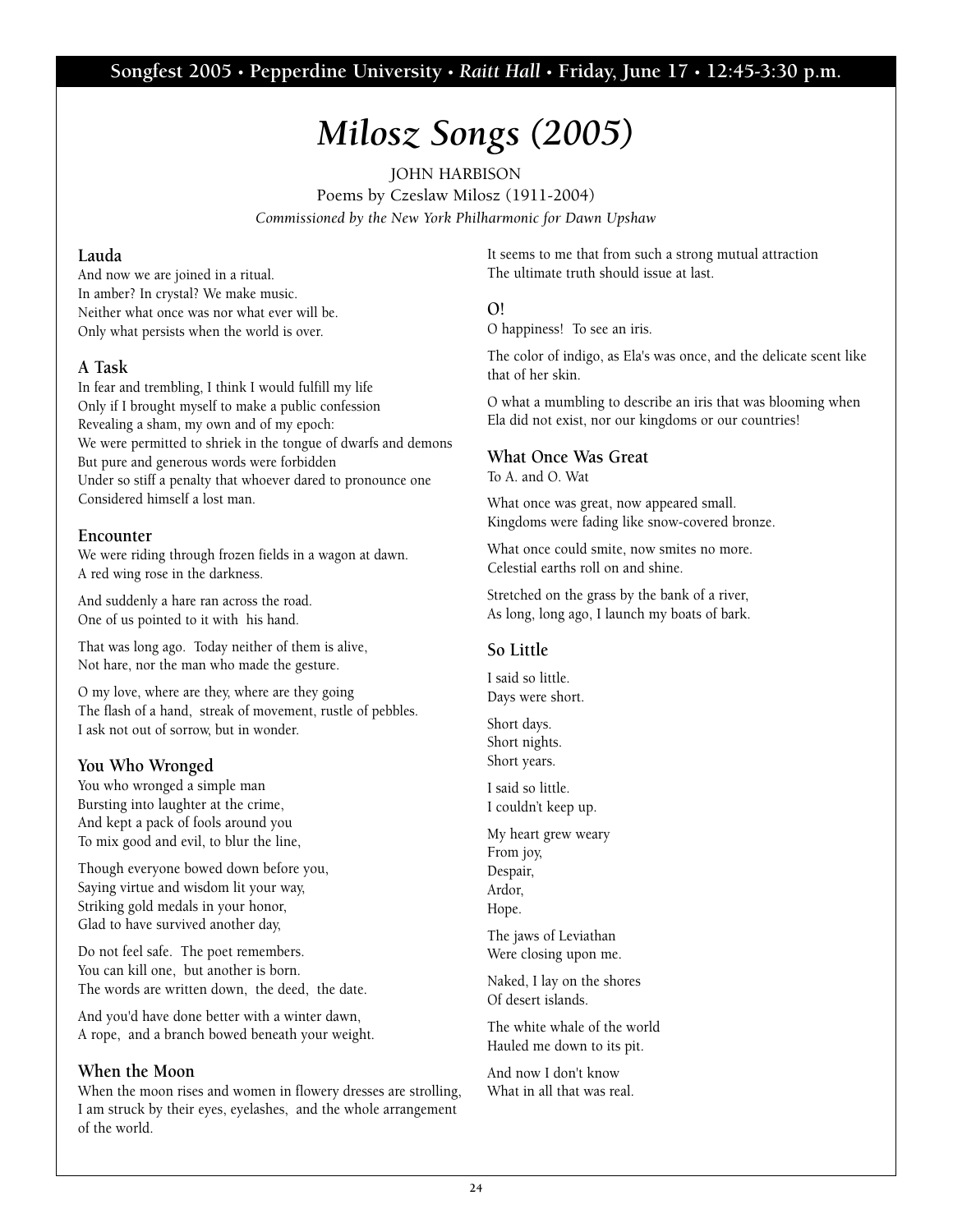# *Milosz Songs (2005)*

JOHN HARBISON

Poems by Czeslaw Milosz (1911-2004)

*Commissioned by the New York Philharmonic for Dawn Upshaw*

### Lauda

And now we are joined in a ritual.
In amber? In crystal? We make music.
Neither what once was nor what ever will be.
Only what persists when the world is over.

### A Task

In fear and trembling, I think I would fulfill my life
Only if I brought myself to make a public confession
Revealing a sham, my own and of my epoch:
We were permitted to shriek in the tongue of dwarfs and demons
But pure and generous words were forbidden
Under so stiff a penalty that whoever dared to pronounce one
Considered himself a lost man.

### Encounter

We were riding through frozen fields in a wagon at dawn.
A red wing rose in the darkness.

And suddenly a hare ran across the road.
One of us pointed to it with his hand.

That was long ago. Today neither of them is alive,
Not hare, nor the man who made the gesture.

O my love, where are they, where are they going
The flash of a hand, streak of movement, rustle of pebbles.
I ask not out of sorrow, but in wonder.

### You Who Wronged

You who wronged a simple man
Bursting into laughter at the crime,
And kept a pack of fools around you
To mix good and evil, to blur the line,

Though everyone bowed down before you,
Saying virtue and wisdom lit your way,
Striking gold medals in your honor,
Glad to have survived another day,

Do not feel safe. The poet remembers.
You can kill one, but another is born.
The words are written down, the deed, the date.

And you'd have done better with a winter dawn,
A rope, and a branch bowed beneath your weight.

### When the Moon

When the moon rises and women in flowery dresses are strolling,
I am struck by their eyes, eyelashes, and the whole arrangement of the world.

It seems to me that from such a strong mutual attraction
The ultimate truth should issue at last.

### O!

O happiness! To see an iris.

The color of indigo, as Ela's was once, and the delicate scent like that of her skin.

O what a mumbling to describe an iris that was blooming when Ela did not exist, nor our kingdoms or our countries!

### What Once Was Great

To A. and O. Wat

What once was great, now appeared small.
Kingdoms were fading like snow-covered bronze.

What once could smite, now smites no more.
Celestial earths roll on and shine.

Stretched on the grass by the bank of a river,
As long, long ago, I launch my boats of bark.

### So Little

I said so little.
Days were short.

Short days.
Short nights.
Short years.

I said so little.
I couldn't keep up.

My heart grew weary
From joy,
Despair,
Ardor,
Hope.

The jaws of Leviathan
Were closing upon me.

Naked, I lay on the shores
Of desert islands.

The white whale of the world
Hauled me down to its pit.

And now I don't know
What in all that was real.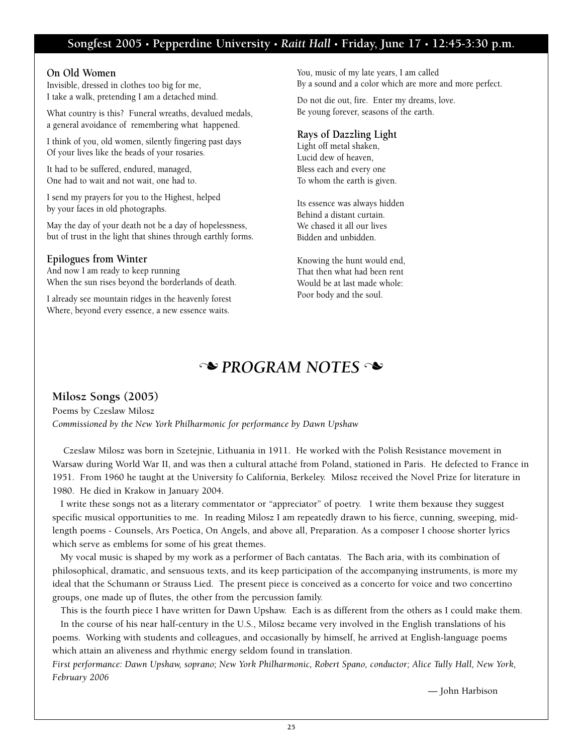### On Old Women

Invisible, dressed in clothes too big for me,
I take a walk, pretending I am a detached mind.

What country is this? Funeral wreaths, devalued medals,
a general avoidance of remembering what happened.

I think of you, old women, silently fingering past days
Of your lives like the beads of your rosaries.

It had to be suffered, endured, managed,
One had to wait and not wait, one had to.

I send my prayers for you to the Highest, helped
by your faces in old photographs.

May the day of your death not be a day of hopelessness,
but of trust in the light that shines through earthly forms.

### Epilogues from Winter

And now I am ready to keep running
When the sun rises beyond the borderlands of death.

I already see mountain ridges in the heavenly forest
Where, beyond every essence, a new essence waits.

You, music of my late years, I am called
By a sound and a color which are more and more perfect.

Do not die out, fire. Enter my dreams, love.
Be young forever, seasons of the earth.

### Rays of Dazzling Light

Light off metal shaken,
Lucid dew of heaven,
Bless each and every one
To whom the earth is given.

Its essence was always hidden
Behind a distant curtain.
We chased it all our lives
Bidden and unbidden.

Knowing the hunt would end,
That then what had been rent
Would be at last made whole:
Poor body and the soul.

# ❧ *PROGRAM NOTES* ❧

## Milosz Songs (2005)

Poems by Czeslaw Milosz

*Commissioned by the New York Philharmonic for performance by Dawn Upshaw*

Czeslaw Milosz was born in Szetejnie, Lithuania in 1911. He worked with the Polish Resistance movement in Warsaw during World War II, and was then a cultural attaché from Poland, stationed in Paris. He defected to France in 1951. From 1960 he taught at the University fo California, Berkeley. Milosz received the Novel Prize for literature in 1980. He died in Krakow in January 2004.

I write these songs not as a literary commentator or "appreciator" of poetry. I write them bexause they suggest specific musical opportunities to me. In reading Milosz I am repeatedly drawn to his fierce, cunning, sweeping, mid-length poems - Counsels, Ars Poetica, On Angels, and above all, Preparation. As a composer I choose shorter lyrics which serve as emblems for some of his great themes.

My vocal music is shaped by my work as a performer of Bach cantatas. The Bach aria, with its combination of philosophical, dramatic, and sensuous texts, and its keep participation of the accompanying instruments, is more my ideal that the Schumann or Strauss Lied. The present piece is conceived as a concerto for voice and two concertino groups, one made up of flutes, the other from the percussion family.

This is the fourth piece I have written for Dawn Upshaw. Each is as different from the others as I could make them.

In the course of his near half-century in the U.S., Milosz became very involved in the English translations of his poems. Working with students and colleagues, and occasionally by himself, he arrived at English-language poems which attain an aliveness and rhythmic energy seldom found in translation.

*First performance: Dawn Upshaw, soprano; New York Philharmonic, Robert Spano, conductor; Alice Tully Hall, New York, February 2006*

— John Harbison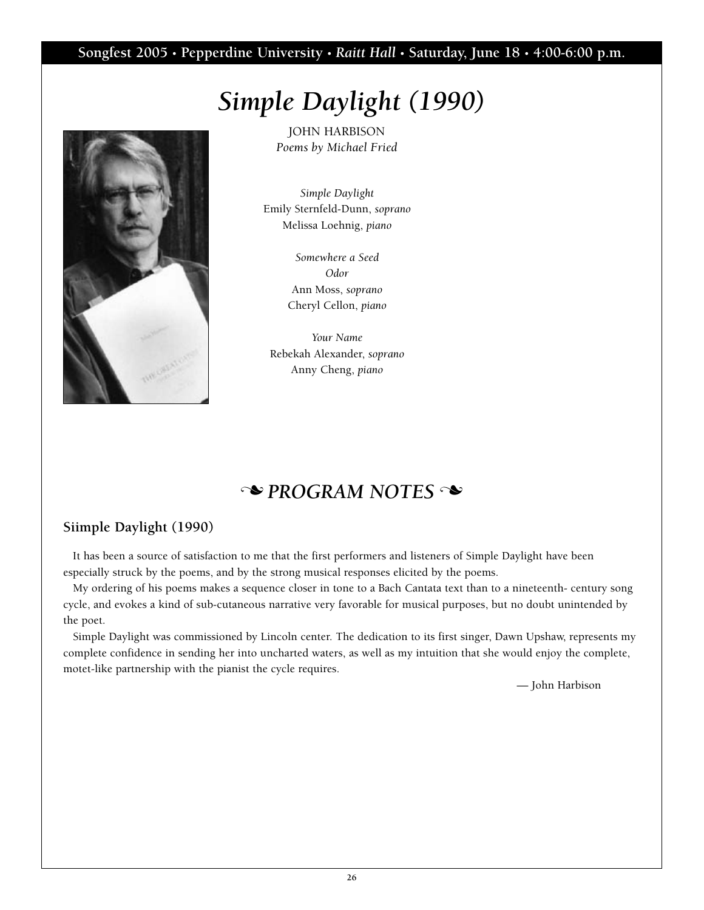# *Simple Daylight (1990)*

JOHN HARBISON
*Poems by Michael Fried*

*Simple Daylight*
Emily Sternfeld-Dunn, *soprano*
Melissa Loehnig, *piano*

*Somewhere a Seed*
*Odor*
Ann Moss, *soprano*
Cheryl Cellon, *piano*

*Your Name*
Rebekah Alexander, *soprano*
Anny Cheng, *piano*

## ❧ *PROGRAM NOTES* ❧

### Siimple Daylight (1990)

It has been a source of satisfaction to me that the first performers and listeners of Simple Daylight have been especially struck by the poems, and by the strong musical responses elicited by the poems.

My ordering of his poems makes a sequence closer in tone to a Bach Cantata text than to a nineteenth- century song cycle, and evokes a kind of sub-cutaneous narrative very favorable for musical purposes, but no doubt unintended by the poet.

Simple Daylight was commissioned by Lincoln center. The dedication to its first singer, Dawn Upshaw, represents my complete confidence in sending her into uncharted waters, as well as my intuition that she would enjoy the complete, motet-like partnership with the pianist the cycle requires.

— John Harbison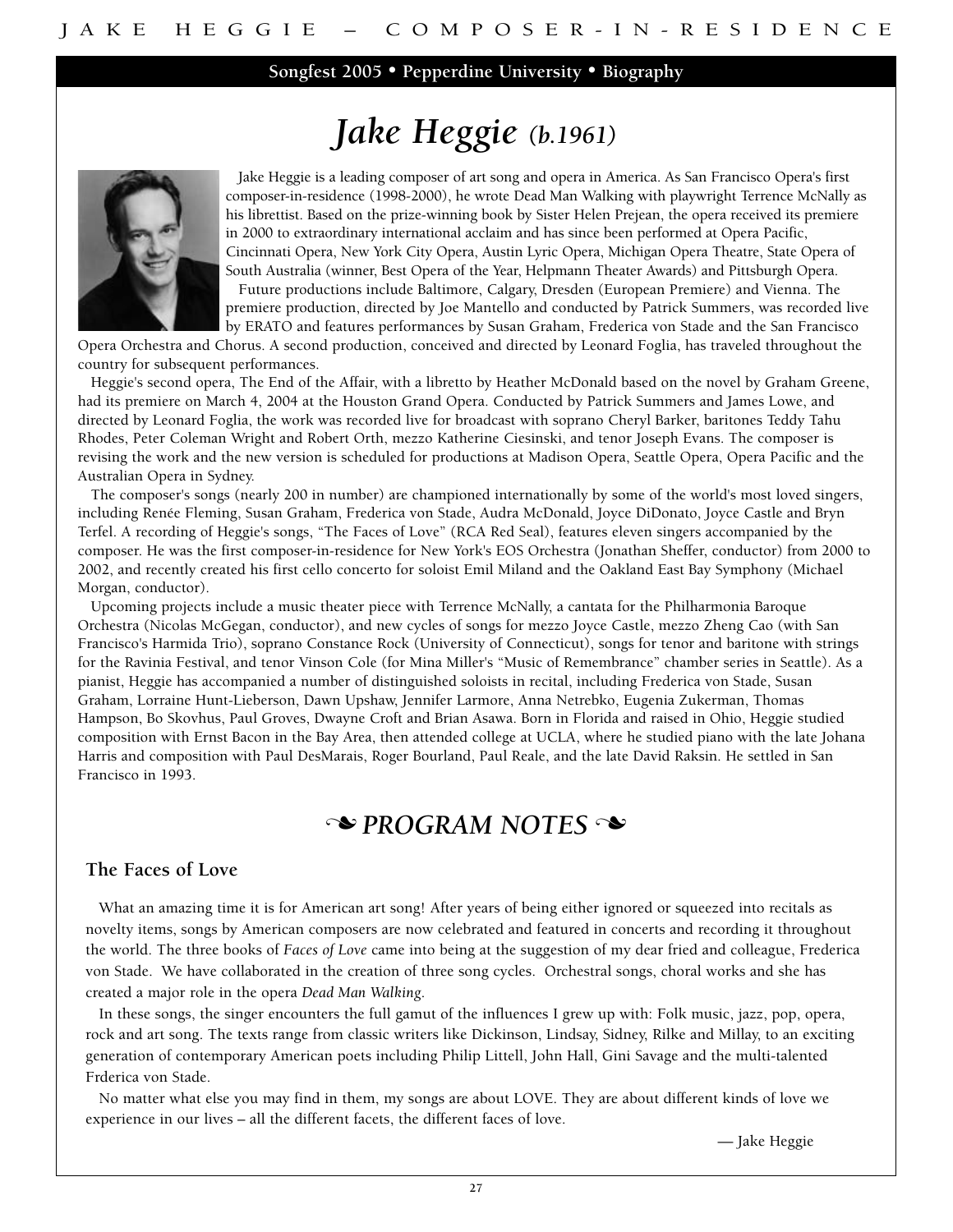**Songfest 2005 • Pepperdine University • Biography**

# *Jake Heggie (b.1961)*

Jake Heggie is a leading composer of art song and opera in America. As San Francisco Opera's first composer-in-residence (1998-2000), he wrote Dead Man Walking with playwright Terrence McNally as his librettist. Based on the prize-winning book by Sister Helen Prejean, the opera received its premiere in 2000 to extraordinary international acclaim and has since been performed at Opera Pacific, Cincinnati Opera, New York City Opera, Austin Lyric Opera, Michigan Opera Theatre, State Opera of South Australia (winner, Best Opera of the Year, Helpmann Theater Awards) and Pittsburgh Opera.

Future productions include Baltimore, Calgary, Dresden (European Premiere) and Vienna. The premiere production, directed by Joe Mantello and conducted by Patrick Summers, was recorded live by ERATO and features performances by Susan Graham, Frederica von Stade and the San Francisco Opera Orchestra and Chorus. A second production, conceived and directed by Leonard Foglia, has traveled throughout the country for subsequent performances.

Heggie's second opera, The End of the Affair, with a libretto by Heather McDonald based on the novel by Graham Greene, had its premiere on March 4, 2004 at the Houston Grand Opera. Conducted by Patrick Summers and James Lowe, and directed by Leonard Foglia, the work was recorded live for broadcast with soprano Cheryl Barker, baritones Teddy Tahu Rhodes, Peter Coleman Wright and Robert Orth, mezzo Katherine Ciesinski, and tenor Joseph Evans. The composer is revising the work and the new version is scheduled for productions at Madison Opera, Seattle Opera, Opera Pacific and the Australian Opera in Sydney.

The composer's songs (nearly 200 in number) are championed internationally by some of the world's most loved singers, including Renée Fleming, Susan Graham, Frederica von Stade, Audra McDonald, Joyce DiDonato, Joyce Castle and Bryn Terfel. A recording of Heggie's songs, "The Faces of Love" (RCA Red Seal), features eleven singers accompanied by the composer. He was the first composer-in-residence for New York's EOS Orchestra (Jonathan Sheffer, conductor) from 2000 to 2002, and recently created his first cello concerto for soloist Emil Miland and the Oakland East Bay Symphony (Michael Morgan, conductor).

Upcoming projects include a music theater piece with Terrence McNally, a cantata for the Philharmonia Baroque Orchestra (Nicolas McGegan, conductor), and new cycles of songs for mezzo Joyce Castle, mezzo Zheng Cao (with San Francisco's Harmida Trio), soprano Constance Rock (University of Connecticut), songs for tenor and baritone with strings for the Ravinia Festival, and tenor Vinson Cole (for Mina Miller's "Music of Remembrance" chamber series in Seattle). As a pianist, Heggie has accompanied a number of distinguished soloists in recital, including Frederica von Stade, Susan Graham, Lorraine Hunt-Lieberson, Dawn Upshaw, Jennifer Larmore, Anna Netrebko, Eugenia Zukerman, Thomas Hampson, Bo Skovhus, Paul Groves, Dwayne Croft and Brian Asawa. Born in Florida and raised in Ohio, Heggie studied composition with Ernst Bacon in the Bay Area, then attended college at UCLA, where he studied piano with the late Johana Harris and composition with Paul DesMarais, Roger Bourland, Paul Reale, and the late David Raksin. He settled in San Francisco in 1993.

## ❧ *PROGRAM NOTES* ❧

### The Faces of Love

What an amazing time it is for American art song! After years of being either ignored or squeezed into recitals as novelty items, songs by American composers are now celebrated and featured in concerts and recording it throughout the world. The three books of *Faces of Love* came into being at the suggestion of my dear fried and colleague, Frederica von Stade. We have collaborated in the creation of three song cycles. Orchestral songs, choral works and she has created a major role in the opera *Dead Man Walking*.

In these songs, the singer encounters the full gamut of the influences I grew up with: Folk music, jazz, pop, opera, rock and art song. The texts range from classic writers like Dickinson, Lindsay, Sidney, Rilke and Millay, to an exciting generation of contemporary American poets including Philip Littell, John Hall, Gini Savage and the multi-talented Frderica von Stade.

No matter what else you may find in them, my songs are about LOVE. They are about different kinds of love we experience in our lives – all the different facets, the different faces of love.

— Jake Heggie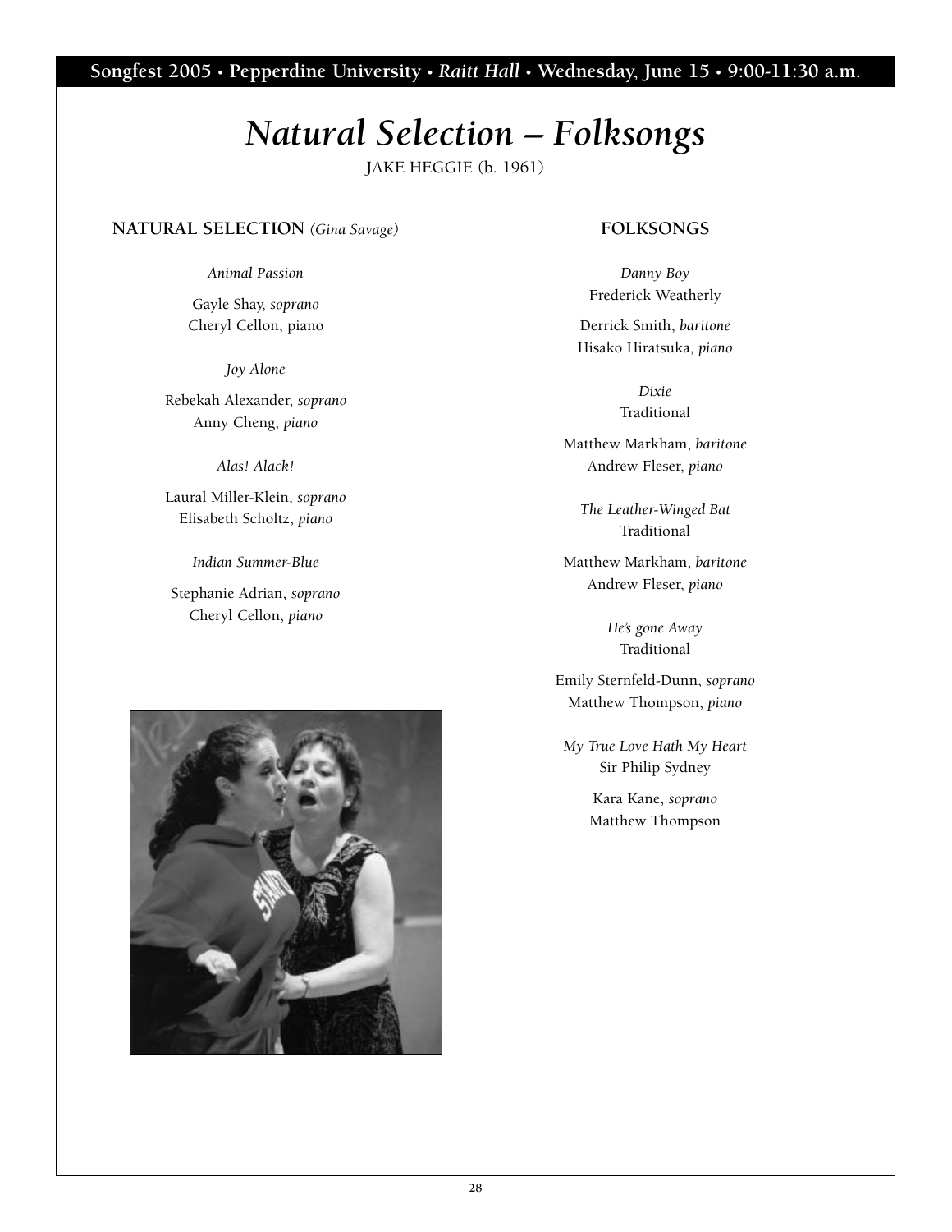Songfest 2005 • Pepperdine University • *Raitt Hall* • Wednesday, June 15 • 9:00-11:30 a.m.

# *Natural Selection – Folksongs*

JAKE HEGGIE (b. 1961)

## NATURAL SELECTION *(Gina Savage)*

*Animal Passion*

Gayle Shay, *soprano*
Cheryl Cellon, piano

*Joy Alone*

Rebekah Alexander, *soprano*
Anny Cheng, *piano*

*Alas! Alack!*

Laural Miller-Klein, *soprano*
Elisabeth Scholtz, *piano*

*Indian Summer-Blue*

Stephanie Adrian, *soprano*
Cheryl Cellon, *piano*

## FOLKSONGS

*Danny Boy*
Frederick Weatherly

Derrick Smith, *baritone*
Hisako Hiratsuka, *piano*

*Dixie*
Traditional

Matthew Markham, *baritone*
Andrew Fleser, *piano*

*The Leather-Winged Bat*
Traditional

Matthew Markham, *baritone*
Andrew Fleser, *piano*

*He's gone Away*
Traditional

Emily Sternfeld-Dunn, *soprano*
Matthew Thompson, *piano*

*My True Love Hath My Heart*
Sir Philip Sydney

Kara Kane, *soprano*
Matthew Thompson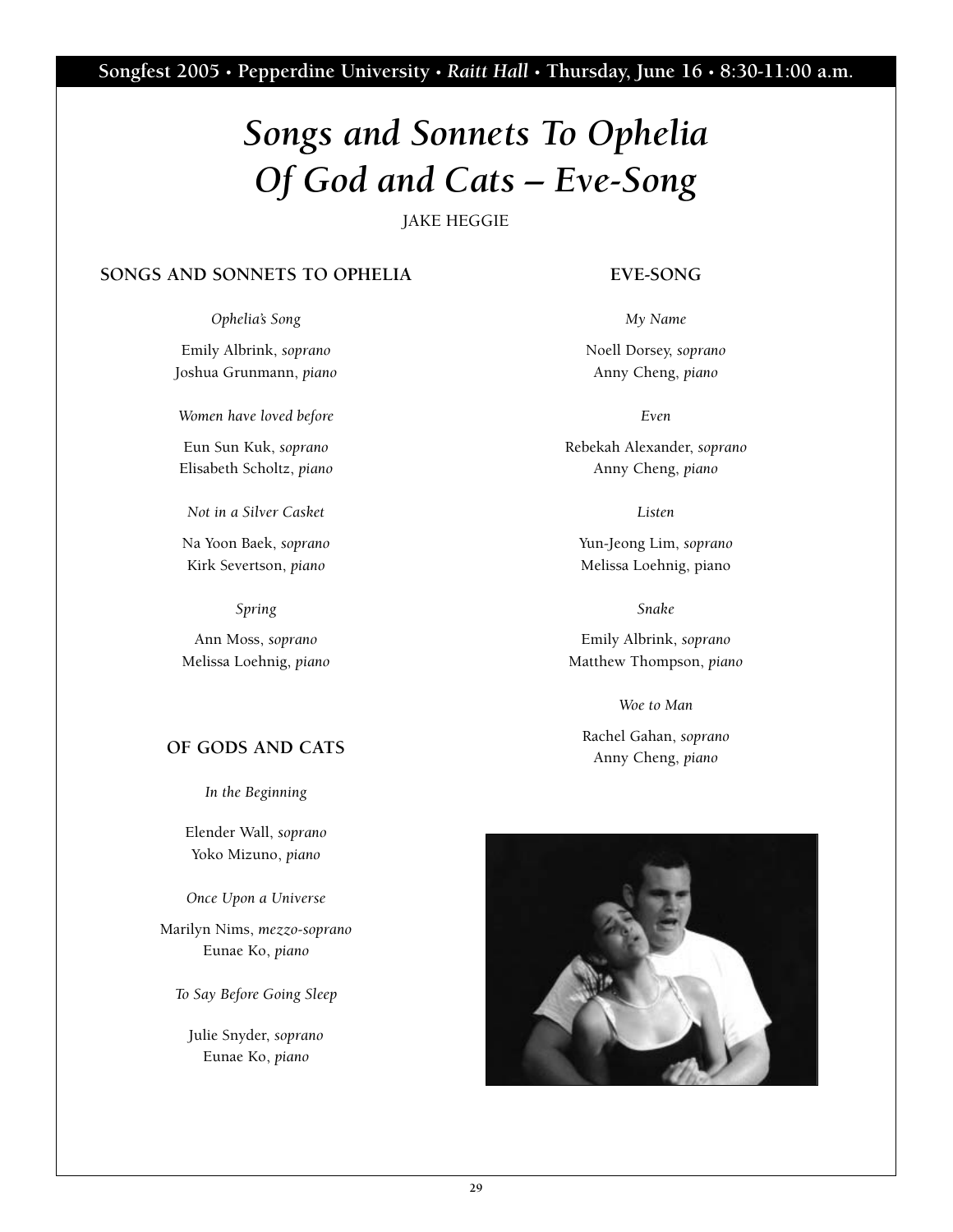# *Songs and Sonnets To Ophelia*
# *Of God and Cats – Eve-Song*

JAKE HEGGIE

## SONGS AND SONNETS TO OPHELIA

*Ophelia's Song*

Emily Albrink, *soprano*
Joshua Grunmann, *piano*

*Women have loved before*

Eun Sun Kuk, *soprano*
Elisabeth Scholtz, *piano*

*Not in a Silver Casket*

Na Yoon Baek, *soprano*
Kirk Severtson, *piano*

*Spring*

Ann Moss, *soprano*
Melissa Loehnig, *piano*

## OF GODS AND CATS

*In the Beginning*

Elender Wall, *soprano*
Yoko Mizuno, *piano*

*Once Upon a Universe*

Marilyn Nims, *mezzo-soprano*
Eunae Ko, *piano*

*To Say Before Going Sleep*

Julie Snyder, *soprano*
Eunae Ko, *piano*

## EVE-SONG

*My Name*

Noell Dorsey, *soprano*
Anny Cheng, *piano*

*Even*

Rebekah Alexander, *soprano*
Anny Cheng, *piano*

*Listen*

Yun-Jeong Lim, *soprano*
Melissa Loehnig, piano

*Snake*

Emily Albrink, *soprano*
Matthew Thompson, *piano*

*Woe to Man*

Rachel Gahan, *soprano*
Anny Cheng, *piano*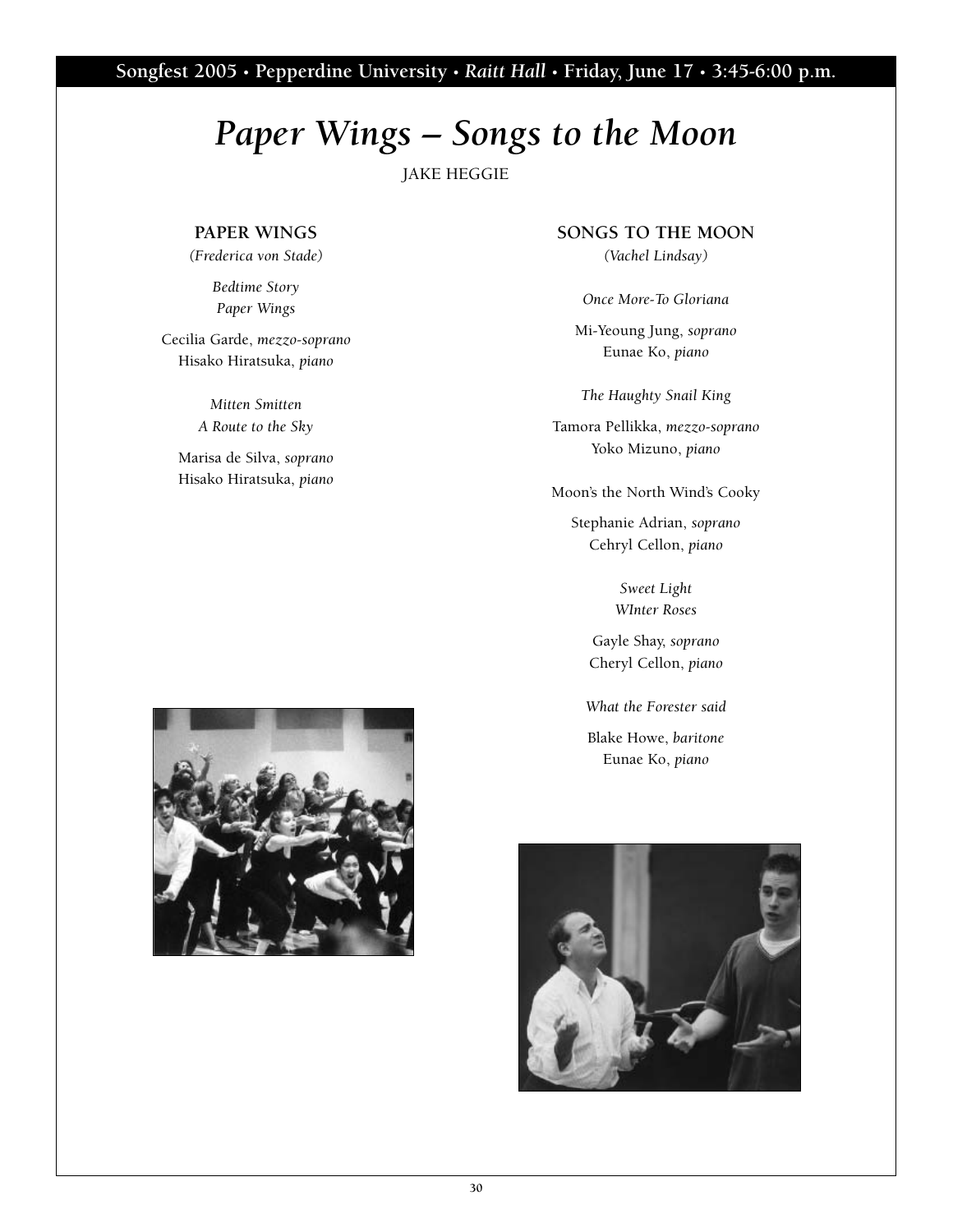Songfest 2005 • Pepperdine University • *Raitt Hall* • Friday, June 17 • 3:45-6:00 p.m.

# *Paper Wings – Songs to the Moon*

JAKE HEGGIE

## PAPER WINGS

*(Frederica von Stade)*

*Bedtime Story*
*Paper Wings*

Cecilia Garde, *mezzo-soprano*
Hisako Hiratsuka, *piano*

*Mitten Smitten*
*A Route to the Sky*

Marisa de Silva, *soprano*
Hisako Hiratsuka, *piano*

## SONGS TO THE MOON

*(Vachel Lindsay)*

*Once More-To Gloriana*

Mi-Yeoung Jung, *soprano*
Eunae Ko, *piano*

*The Haughty Snail King*

Tamora Pellikka, *mezzo-soprano*
Yoko Mizuno, *piano*

Moon's the North Wind's Cooky

Stephanie Adrian, *soprano*
Cehryl Cellon, *piano*

*Sweet Light*
*WInter Roses*

Gayle Shay, *soprano*
Cheryl Cellon, *piano*

*What the Forester said*

Blake Howe, *baritone*
Eunae Ko, *piano*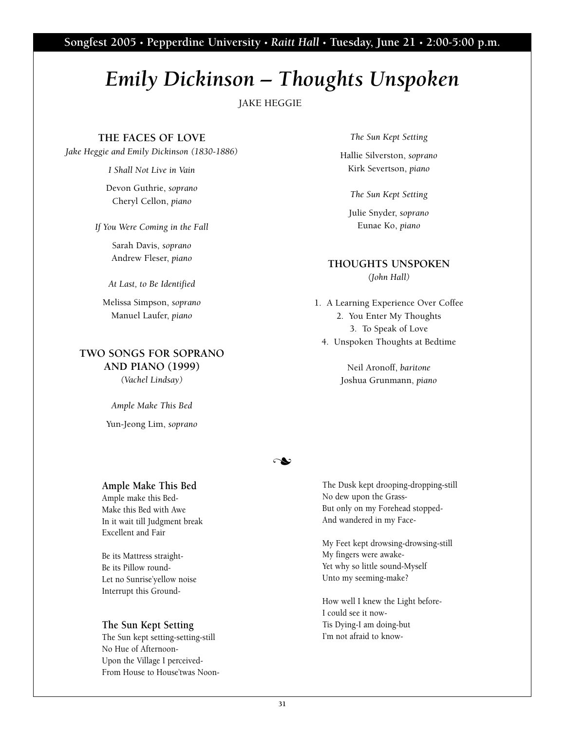# *Emily Dickinson – Thoughts Unspoken*

JAKE HEGGIE

### THE FACES OF LOVE

*Jake Heggie and Emily Dickinson (1830-1886)*

*I Shall Not Live in Vain*

Devon Guthrie, *soprano*
Cheryl Cellon, *piano*

*If You Were Coming in the Fall*

Sarah Davis, *soprano*
Andrew Fleser, *piano*

*At Last, to Be Identified*

Melissa Simpson, *soprano*
Manuel Laufer, *piano*

### TWO SONGS FOR SOPRANO AND PIANO (1999)

*(Vachel Lindsay)*

*Ample Make This Bed*

Yun-Jeong Lim, *soprano*

*The Sun Kept Setting*

Hallie Silverston, *soprano*
Kirk Severtson, *piano*

*The Sun Kept Setting*

Julie Snyder, *soprano*
Eunae Ko, *piano*

### THOUGHTS UNSPOKEN

*(John Hall)*

1. A Learning Experience Over Coffee
2. You Enter My Thoughts
3. To Speak of Love
4. Unspoken Thoughts at Bedtime

Neil Aronoff, *baritone*
Joshua Grunmann, *piano*

❧

**Ample Make This Bed**

Ample make this Bed-
Make this Bed with Awe
In it wait till Judgment break
Excellent and Fair

Be its Mattress straight-
Be its Pillow round-
Let no Sunrise'yellow noise
Interrupt this Ground-

**The Sun Kept Setting**

The Sun kept setting-setting-still
No Hue of Afternoon-
Upon the Village I perceived-
From House to House'twas Noon-

The Dusk kept drooping-dropping-still
No dew upon the Grass-
But only on my Forehead stopped-
And wandered in my Face-

My Feet kept drowsing-drowsing-still
My fingers were awake-
Yet why so little sound-Myself
Unto my seeming-make?

How well I knew the Light before-
I could see it now-
Tis Dying-I am doing-but
I'm not afraid to know-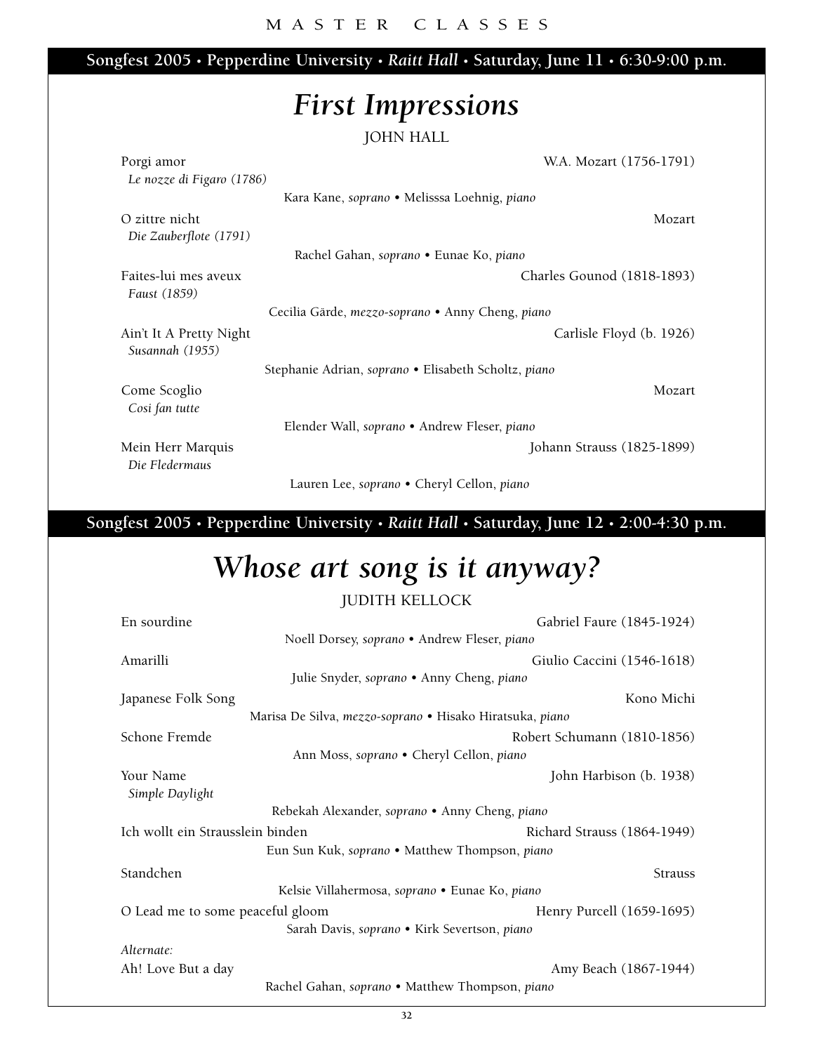Songfest 2005 • Pepperdine University • *Raitt Hall* • Saturday, June 11 • 6:30-9:00 p.m.

# *First Impressions*

JOHN HALL

Porgi amor — W.A. Mozart (1756-1791)
*Le nozze di Figaro (1786)*

Kara Kane, *soprano* • Melisssa Loehnig, *piano*

O zittre nicht — Mozart
*Die Zauberflote (1791)*

Rachel Gahan, *soprano* • Eunae Ko, *piano*

Faites-lui mes aveux — Charles Gounod (1818-1893)
*Faust (1859)*

Cecilia Gärde, *mezzo-soprano* • Anny Cheng, *piano*

Ain't It A Pretty Night — Carlisle Floyd (b. 1926)
*Susannah (1955)*

Stephanie Adrian, *soprano* • Elisabeth Scholtz, *piano*

Come Scoglio — Mozart
*Cosi fan tutte*

Elender Wall, *soprano* • Andrew Fleser, *piano*

Mein Herr Marquis — Johann Strauss (1825-1899)
*Die Fledermaus*

Lauren Lee, *soprano* • Cheryl Cellon, *piano*

Songfest 2005 • Pepperdine University • *Raitt Hall* • Saturday, June 12 • 2:00-4:30 p.m.

# *Whose art song is it anyway?*

JUDITH KELLOCK

En sourdine — Gabriel Faure (1845-1924)

Noell Dorsey, *soprano* • Andrew Fleser, *piano*

Amarilli — Giulio Caccini (1546-1618)

Julie Snyder, *soprano* • Anny Cheng, *piano*

Japanese Folk Song — Kono Michi

Marisa De Silva, *mezzo-soprano* • Hisako Hiratsuka, *piano*

Schone Fremde — Robert Schumann (1810-1856)

Ann Moss, *soprano* • Cheryl Cellon, *piano*

Your Name — John Harbison (b. 1938)
*Simple Daylight*

Rebekah Alexander, *soprano* • Anny Cheng, *piano*

Ich wollt ein Strausslein binden — Richard Strauss (1864-1949)

Eun Sun Kuk, *soprano* • Matthew Thompson, *piano*

Standchen — Strauss

Kelsie Villahermosa, *soprano* • Eunae Ko, *piano*

O Lead me to some peaceful gloom — Henry Purcell (1659-1695)

Sarah Davis, *soprano* • Kirk Severtson, *piano*

*Alternate:*

Ah! Love But a day — Amy Beach (1867-1944)

Rachel Gahan, *soprano* • Matthew Thompson, *piano*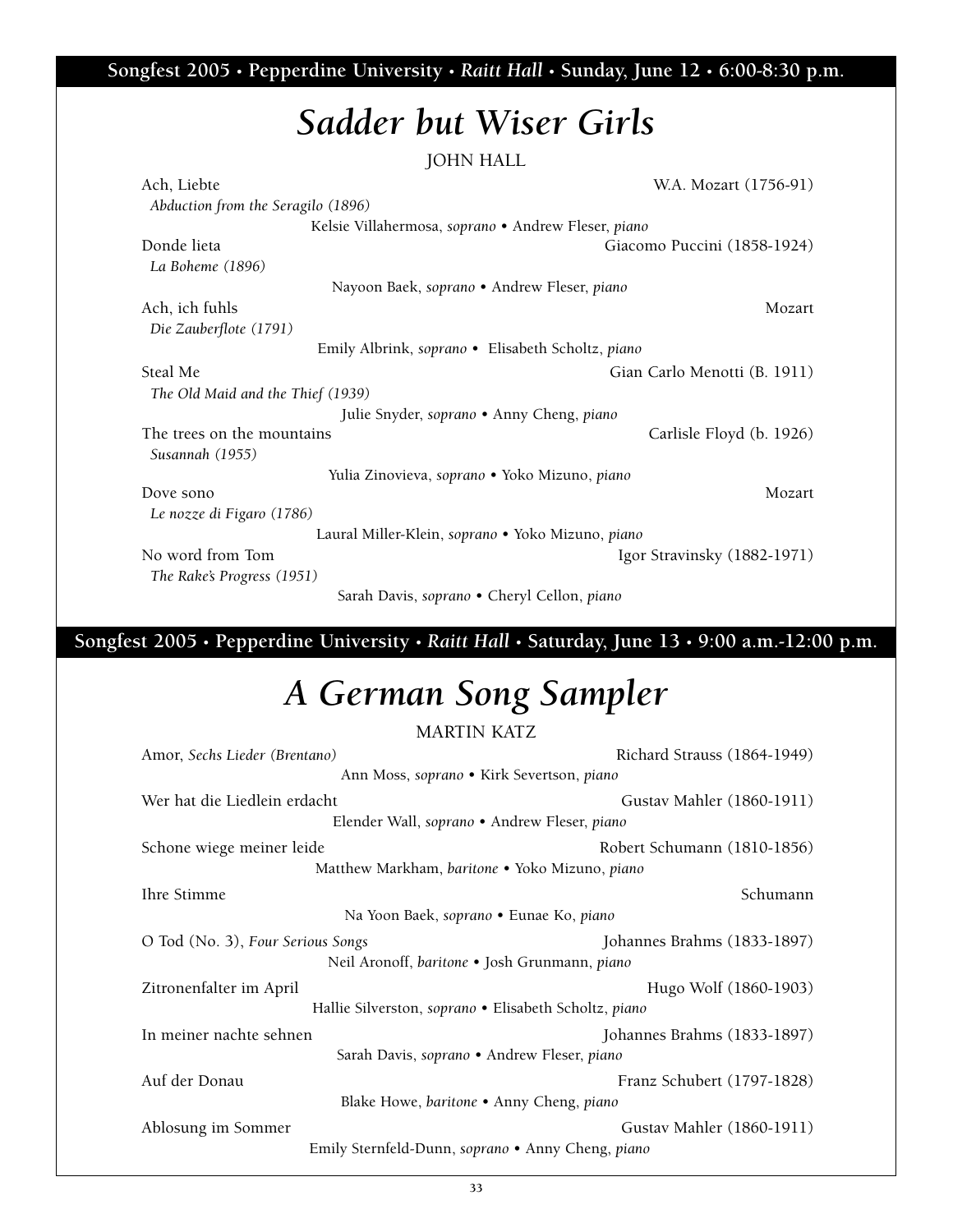**Songfest 2005 • Pepperdine University • *Raitt Hall* • Sunday, June 12 • 6:00-8:30 p.m.**

# *Sadder but Wiser Girls*

JOHN HALL

Ach, Liebte — W.A. Mozart (1756-91)
*Abduction from the Seragilo (1896)*
Kelsie Villahermosa, *soprano* • Andrew Fleser, *piano*

Donde lieta — Giacomo Puccini (1858-1924)
*La Boheme (1896)*
Nayoon Baek, *soprano* • Andrew Fleser, *piano*

Ach, ich fuhls — Mozart
*Die Zauberflote (1791)*
Emily Albrink, *soprano* • Elisabeth Scholtz, *piano*

Steal Me — Gian Carlo Menotti (B. 1911)
*The Old Maid and the Thief (1939)*
Julie Snyder, *soprano* • Anny Cheng, *piano*

The trees on the mountains — Carlisle Floyd (b. 1926)
*Susannah (1955)*
Yulia Zinovieva, *soprano* • Yoko Mizuno, *piano*

Dove sono — Mozart
*Le nozze di Figaro (1786)*
Laural Miller-Klein, *soprano* • Yoko Mizuno, *piano*

No word from Tom — Igor Stravinsky (1882-1971)
*The Rake's Progress (1951)*
Sarah Davis, *soprano* • Cheryl Cellon, *piano*

**Songfest 2005 • Pepperdine University • *Raitt Hall* • Saturday, June 13 • 9:00 a.m.-12:00 p.m.**

# *A German Song Sampler*

MARTIN KATZ

Amor, *Sechs Lieder (Brentano)* — Richard Strauss (1864-1949)
Ann Moss, *soprano* • Kirk Severtson, *piano*

Wer hat die Liedlein erdacht — Gustav Mahler (1860-1911)
Elender Wall, *soprano* • Andrew Fleser, *piano*

Schone wiege meiner leide — Robert Schumann (1810-1856)
Matthew Markham, *baritone* • Yoko Mizuno, *piano*

Ihre Stimme — Schumann
Na Yoon Baek, *soprano* • Eunae Ko, *piano*

O Tod (No. 3), *Four Serious Songs* — Johannes Brahms (1833-1897)
Neil Aronoff, *baritone* • Josh Grunmann, *piano*

Zitronenfalter im April — Hugo Wolf (1860-1903)
Hallie Silverston, *soprano* • Elisabeth Scholtz, *piano*

In meiner nachte sehnen — Johannes Brahms (1833-1897)
Sarah Davis, *soprano* • Andrew Fleser, *piano*

Auf der Donau — Franz Schubert (1797-1828)
Blake Howe, *baritone* • Anny Cheng, *piano*

Ablosung im Sommer — Gustav Mahler (1860-1911)
Emily Sternfeld-Dunn, *soprano* • Anny Cheng, *piano*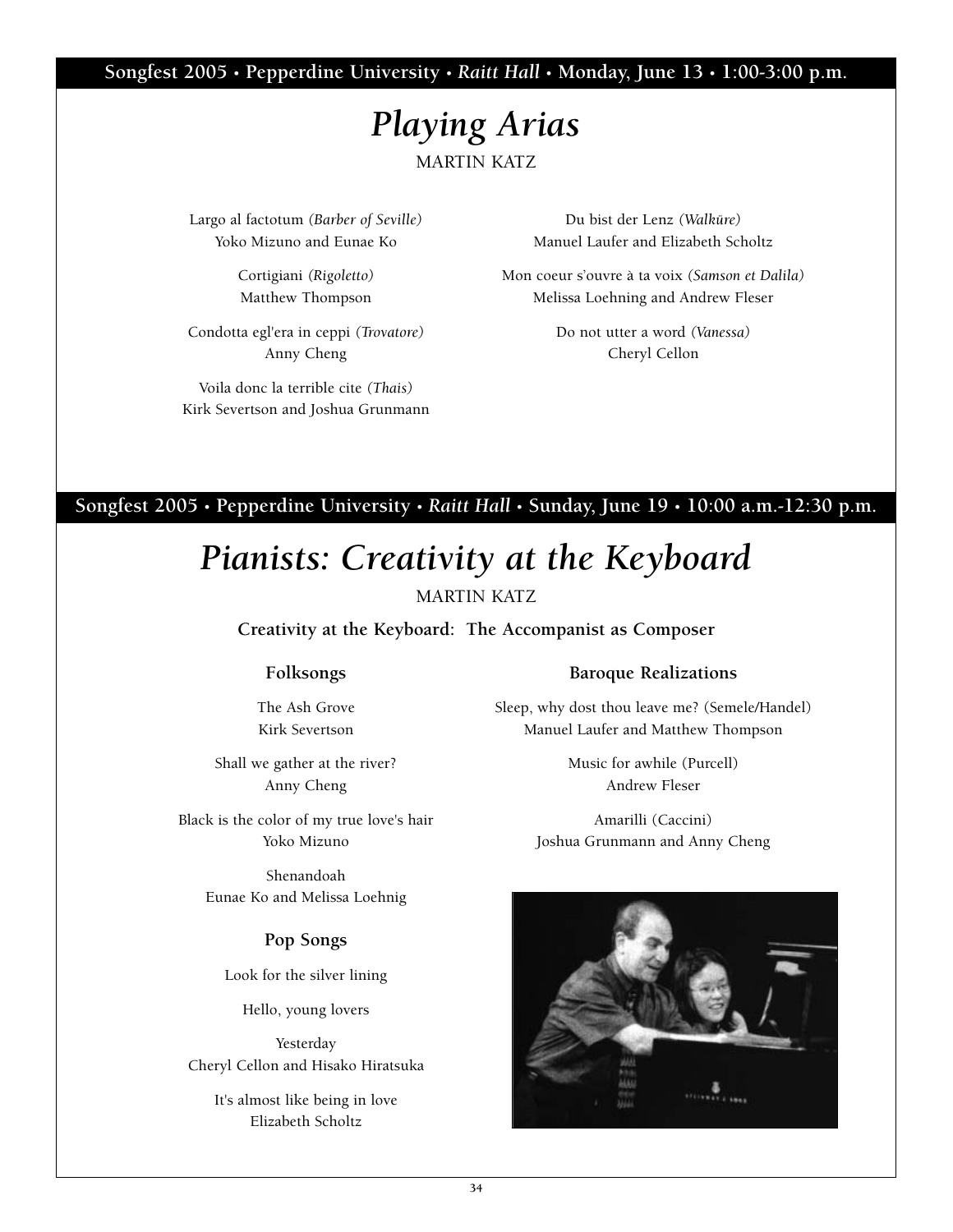**Songfest 2005 • Pepperdine University • *Raitt Hall* • Monday, June 13 • 1:00-3:00 p.m.**

# *Playing Arias*

MARTIN KATZ

Largo al factotum *(Barber of Seville)*
Yoko Mizuno and Eunae Ko

Cortigiani *(Rigoletto)*
Matthew Thompson

Condotta egl'era in ceppi *(Trovatore)*
Anny Cheng

Voila donc la terrible cite *(Thais)*
Kirk Severtson and Joshua Grunmann

Du bist der Lenz *(Walküre)*
Manuel Laufer and Elizabeth Scholtz

Mon coeur s'ouvre à ta voix *(Samson et Dalila)*
Melissa Loehning and Andrew Fleser

Do not utter a word *(Vanessa)*
Cheryl Cellon

**Songfest 2005 • Pepperdine University • *Raitt Hall* • Sunday, June 19 • 10:00 a.m.-12:30 p.m.**

# *Pianists: Creativity at the Keyboard*

MARTIN KATZ

**Creativity at the Keyboard: The Accompanist as Composer**

### Folksongs

The Ash Grove
Kirk Severtson

Shall we gather at the river?
Anny Cheng

Black is the color of my true love's hair
Yoko Mizuno

Shenandoah
Eunae Ko and Melissa Loehnig

### Pop Songs

Look for the silver lining

Hello, young lovers

Yesterday
Cheryl Cellon and Hisako Hiratsuka

It's almost like being in love
Elizabeth Scholtz

### Baroque Realizations

Sleep, why dost thou leave me? (Semele/Handel)
Manuel Laufer and Matthew Thompson

Music for awhile (Purcell)
Andrew Fleser

Amarilli (Caccini)
Joshua Grunmann and Anny Cheng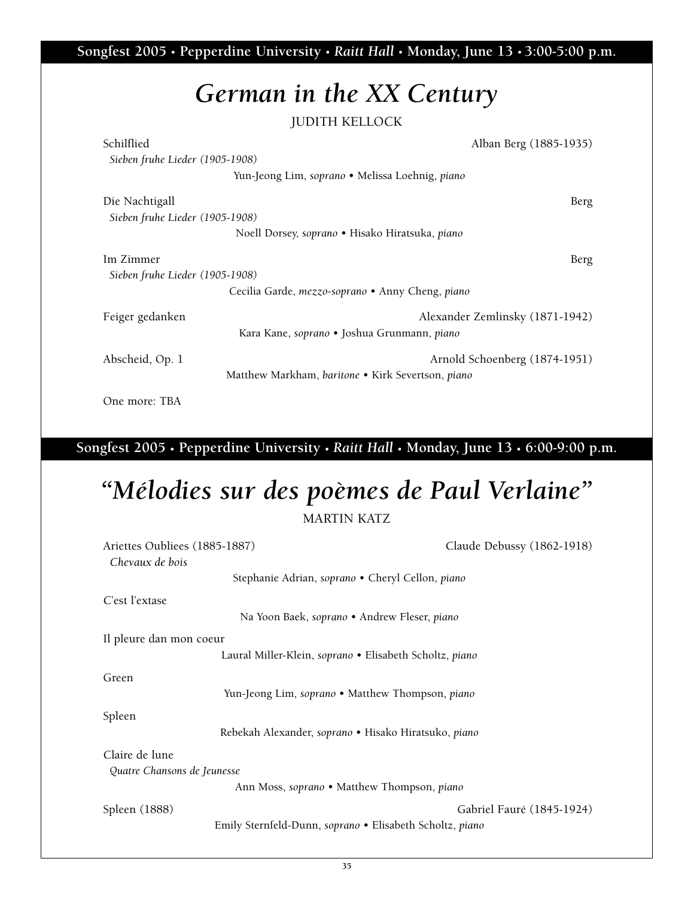**Songfest 2005 • Pepperdine University • *Raitt Hall* • Monday, June 13 • 3:00-5:00 p.m.**

# *German in the XX Century*

JUDITH KELLOCK

Schilflied — Alban Berg (1885-1935)
*Sieben fruhe Lieder (1905-1908)*
Yun-Jeong Lim, *soprano* • Melissa Loehnig, *piano*

Die Nachtigall — Berg
*Sieben fruhe Lieder (1905-1908)*
Noell Dorsey, *soprano* • Hisako Hiratsuka, *piano*

Im Zimmer — Berg
*Sieben fruhe Lieder (1905-1908)*
Cecilia Garde, *mezzo-soprano* • Anny Cheng, *piano*

Feiger gedanken — Alexander Zemlinsky (1871-1942)
Kara Kane, *soprano* • Joshua Grunmann, *piano*

Abscheid, Op. 1 — Arnold Schoenberg (1874-1951)
Matthew Markham, *baritone* • Kirk Severtson, *piano*

One more: TBA

**Songfest 2005 • Pepperdine University • *Raitt Hall* • Monday, June 13 • 6:00-9:00 p.m.**

# *"Mélodies sur des poèmes de Paul Verlaine"*

MARTIN KATZ

Ariettes Oubliees (1885-1887) — Claude Debussy (1862-1918)
*Chevaux de bois*
Stephanie Adrian, *soprano* • Cheryl Cellon, *piano*

C'est l'extase
Na Yoon Baek, *soprano* • Andrew Fleser, *piano*

Il pleure dan mon coeur
Laural Miller-Klein, *soprano* • Elisabeth Scholtz, *piano*

Green
Yun-Jeong Lim, *soprano* • Matthew Thompson, *piano*

Spleen
Rebekah Alexander, *soprano* • Hisako Hiratsuko, *piano*

Claire de lune
*Quatre Chansons de Jeunesse*
Ann Moss, *soprano* • Matthew Thompson, *piano*

Spleen (1888) — Gabriel Fauré (1845-1924)
Emily Sternfeld-Dunn, *soprano* • Elisabeth Scholtz, *piano*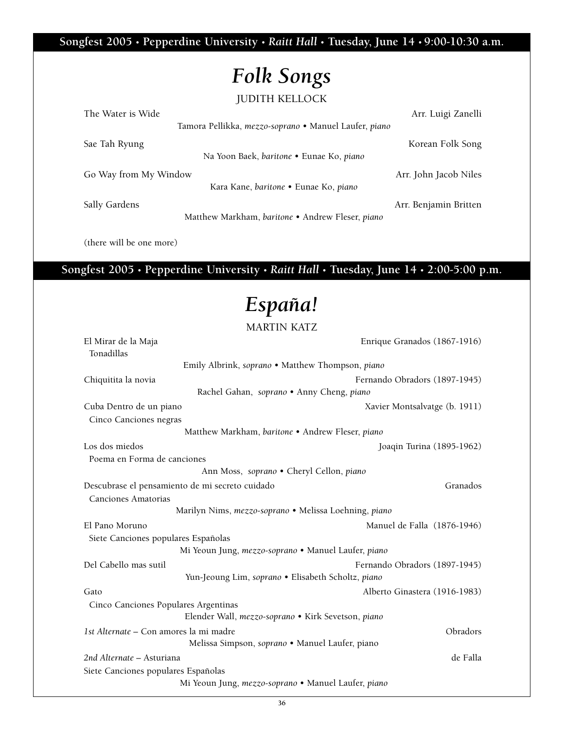**Songfest 2005 • Pepperdine University • *Raitt Hall* • Tuesday, June 14 • 9:00-10:30 a.m.**

# *Folk Songs*

JUDITH KELLOCK

The Water is Wide — Arr. Luigi Zanelli
Tamora Pellikka, *mezzo-soprano* • Manuel Laufer, *piano*

Sae Tah Ryung — Korean Folk Song
Na Yoon Baek, *baritone* • Eunae Ko, *piano*

Go Way from My Window — Arr. John Jacob Niles
Kara Kane, *baritone* • Eunae Ko, *piano*

Sally Gardens — Arr. Benjamin Britten
Matthew Markham, *baritone* • Andrew Fleser, *piano*

(there will be one more)

**Songfest 2005 • Pepperdine University • *Raitt Hall* • Tuesday, June 14 • 2:00-5:00 p.m.**

# *España!*

MARTIN KATZ

El Mirar de la Maja — Enrique Granados (1867-1916)
Tonadillas
Emily Albrink, *soprano* • Matthew Thompson, *piano*

Chiquitita la novia — Fernando Obradors (1897-1945)
Rachel Gahan, *soprano* • Anny Cheng, *piano*

Cuba Dentro de un piano — Xavier Montsalvatge (b. 1911)
Cinco Canciones negras
Matthew Markham, *baritone* • Andrew Fleser, *piano*

Los dos miedos — Joaqin Turina (1895-1962)
Poema en Forma de canciones
Ann Moss, *soprano* • Cheryl Cellon, *piano*

Descubrase el pensamiento de mi secreto cuidado — Granados
Canciones Amatorias
Marilyn Nims, *mezzo-soprano* • Melissa Loehning, *piano*

El Pano Moruno — Manuel de Falla (1876-1946)
Siete Canciones populares Españolas
Mi Yeoun Jung, *mezzo-soprano* • Manuel Laufer, *piano*

Del Cabello mas sutil — Fernando Obradors (1897-1945)
Yun-Jeoung Lim, *soprano* • Elisabeth Scholtz, *piano*

Gato — Alberto Ginastera (1916-1983)
Cinco Canciones Populares Argentinas
Elender Wall, *mezzo-soprano* • Kirk Sevetson, *piano*

*1st Alternate* – Con amores la mi madre — Obradors
Melissa Simpson, *soprano* • Manuel Laufer, piano

*2nd Alternate* – Asturiana — de Falla
Siete Canciones populares Españolas
Mi Yeoun Jung, *mezzo-soprano* • Manuel Laufer, *piano*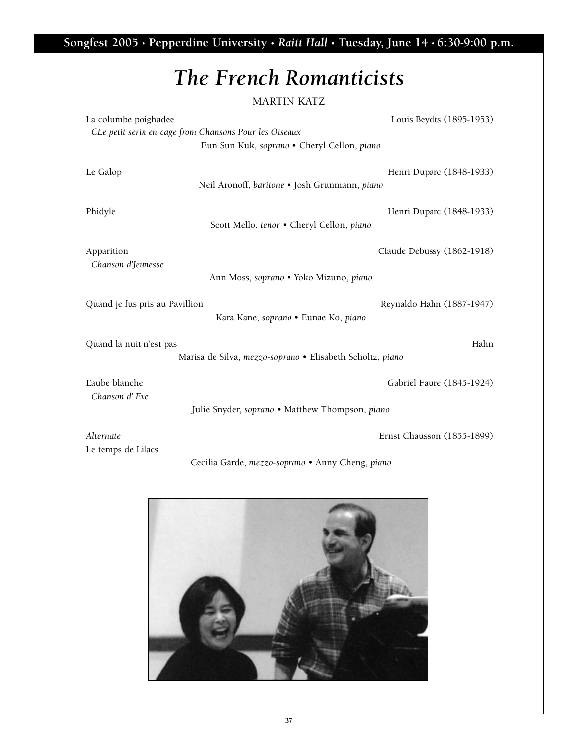**Songfest 2005 • Pepperdine University • *Raitt Hall* • Tuesday, June 14 • 6:30-9:00 p.m.**

# *The French Romanticists*

MARTIN KATZ

La columbe poighadee — Louis Beydts (1895-1953)
*CLe petit serin en cage from Chansons Pour les Oiseaux*
Eun Sun Kuk, *soprano* • Cheryl Cellon, *piano*

Le Galop — Henri Duparc (1848-1933)
Neil Aronoff, *baritone* • Josh Grunmann, *piano*

Phidyle — Henri Duparc (1848-1933)
Scott Mello, *tenor* • Cheryl Cellon, *piano*

Apparition — Claude Debussy (1862-1918)
*Chanson d'Jeunesse*
Ann Moss, *soprano* • Yoko Mizuno, *piano*

Quand je fus pris au Pavillion — Reynaldo Hahn (1887-1947)
Kara Kane, *soprano* • Eunae Ko, *piano*

Quand la nuit n'est pas — Hahn
Marisa de Silva, *mezzo-soprano* • Elisabeth Scholtz, *piano*

L'aube blanche — Gabriel Faure (1845-1924)
*Chanson d' Eve*
Julie Snyder, *soprano* • Matthew Thompson, *piano*

*Alternate* — Ernst Chausson (1855-1899)
Le temps de Lilacs
Cecilia Gärde, *mezzo-soprano* • Anny Cheng, *piano*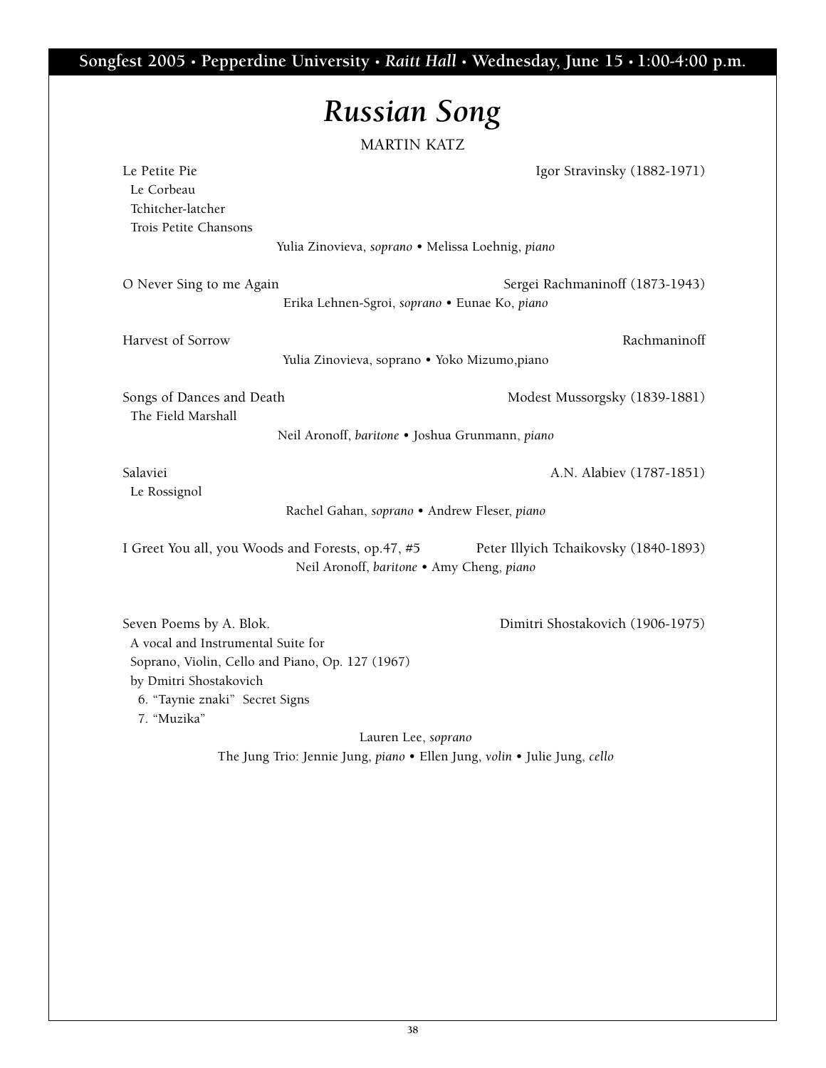# *Russian Song*

MARTIN KATZ

Le Petite Pie — Igor Stravinsky (1882-1971)
Le Corbeau
Tchitcher-latcher
Trois Petite Chansons

Yulia Zinovieva, *soprano* • Melissa Loehnig, *piano*

O Never Sing to me Again — Sergei Rachmaninoff (1873-1943)

Erika Lehnen-Sgroi, *soprano* • Eunae Ko, *piano*

Harvest of Sorrow — Rachmaninoff

Yulia Zinovieva, soprano • Yoko Mizumo,piano

Songs of Dances and Death — Modest Mussorgsky (1839-1881)
The Field Marshall

Neil Aronoff, *baritone* • Joshua Grunmann, *piano*

Salaviei — A.N. Alabiev (1787-1851)
Le Rossignol

Rachel Gahan, *soprano* • Andrew Fleser, *piano*

I Greet You all, you Woods and Forests, op.47, #5 — Peter Illyich Tchaikovsky (1840-1893)

Neil Aronoff, *baritone* • Amy Cheng, *piano*

Seven Poems by A. Blok. — Dimitri Shostakovich (1906-1975)
A vocal and Instrumental Suite for
Soprano, Violin, Cello and Piano, Op. 127 (1967)
by Dmitri Shostakovich
6. "Taynie znaki" Secret Signs
7. "Muzika"

Lauren Lee, *soprano*
The Jung Trio: Jennie Jung, *piano* • Ellen Jung, *volin* • Julie Jung, *cello*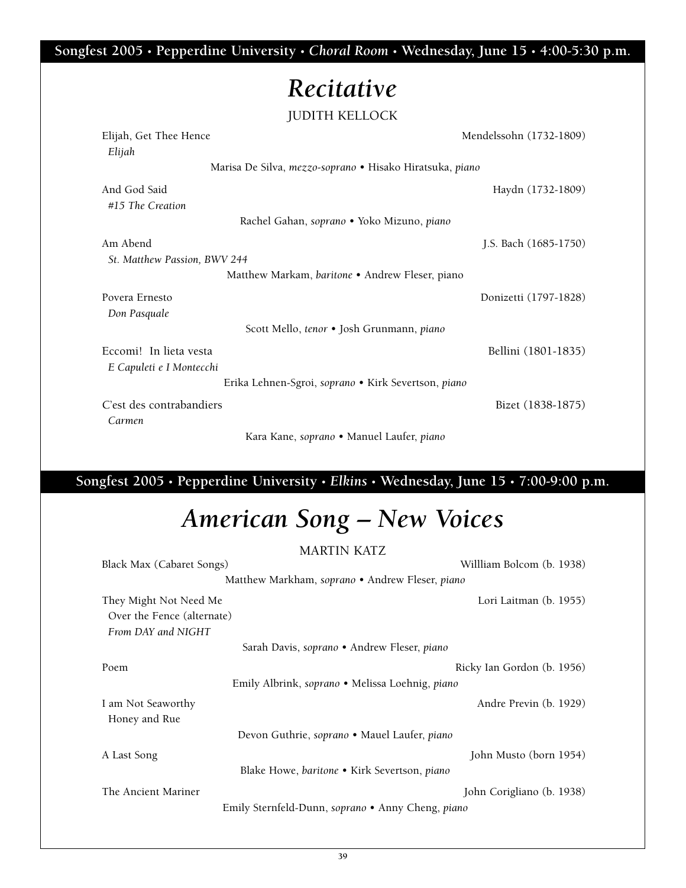**Songfest 2005 • Pepperdine University • *Choral Room* • Wednesday, June 15 • 4:00-5:30 p.m.**

# *Recitative*

JUDITH KELLOCK

Elijah, Get Thee Hence — Mendelssohn (1732-1809)
*Elijah*
Marisa De Silva, *mezzo-soprano* • Hisako Hiratsuka, *piano*

And God Said — Haydn (1732-1809)
*#15 The Creation*
Rachel Gahan, *soprano* • Yoko Mizuno, *piano*

Am Abend — J.S. Bach (1685-1750)
*St. Matthew Passion, BWV 244*
Matthew Markam, *baritone* • Andrew Fleser, piano

Povera Ernesto — Donizetti (1797-1828)
*Don Pasquale*
Scott Mello, *tenor* • Josh Grunmann, *piano*

Eccomi! In lieta vesta — Bellini (1801-1835)
*E Capuleti e I Montecchi*
Erika Lehnen-Sgroi, *soprano* • Kirk Severtson, *piano*

C'est des contrabandiers — Bizet (1838-1875)
*Carmen*
Kara Kane, *soprano* • Manuel Laufer, *piano*

**Songfest 2005 • Pepperdine University • *Elkins* • Wednesday, June 15 • 7:00-9:00 p.m.**

# *American Song – New Voices*

MARTIN KATZ

Black Max (Cabaret Songs) — Willliam Bolcom (b. 1938)
Matthew Markham, *soprano* • Andrew Fleser, *piano*

They Might Not Need Me — Lori Laitman (b. 1955)
Over the Fence (alternate)
*From DAY and NIGHT*
Sarah Davis, *soprano* • Andrew Fleser, *piano*

Poem — Ricky Ian Gordon (b. 1956)
Emily Albrink, *soprano* • Melissa Loehnig, *piano*

I am Not Seaworthy — Andre Previn (b. 1929)
Honey and Rue
Devon Guthrie, *soprano* • Mauel Laufer, *piano*

A Last Song — John Musto (born 1954)
Blake Howe, *baritone* • Kirk Severtson, *piano*

The Ancient Mariner — John Corigliano (b. 1938)
Emily Sternfeld-Dunn, *soprano* • Anny Cheng, *piano*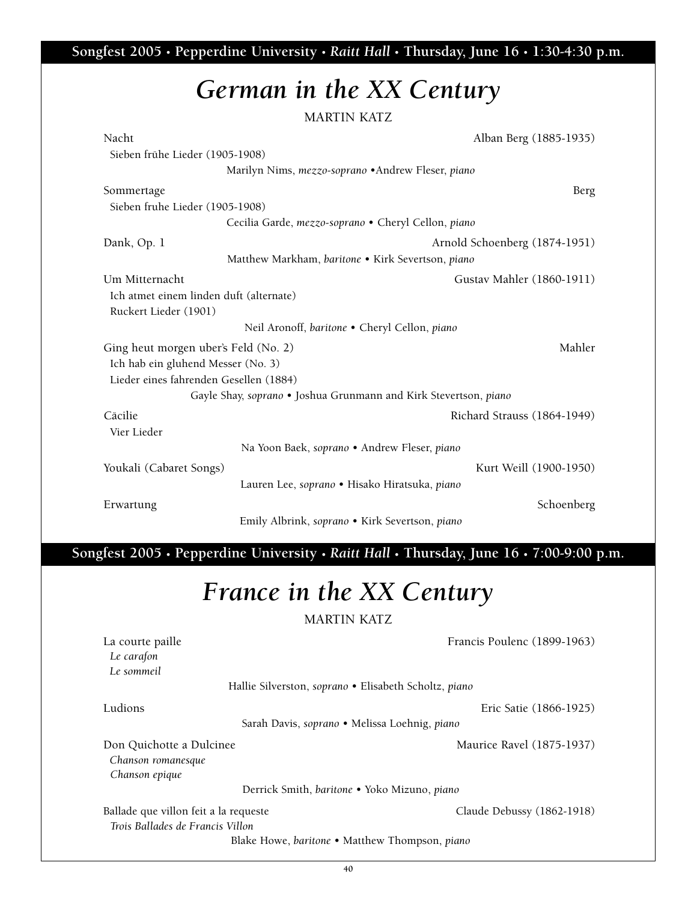**Songfest 2005 • Pepperdine University • *Raitt Hall* • Thursday, June 16 • 1:30-4:30 p.m.**

# *German in the XX Century*

MARTIN KATZ

Nacht — Alban Berg (1885-1935)
Sieben frühe Lieder (1905-1908)
Marilyn Nims, *mezzo-soprano* •Andrew Fleser, *piano*

Sommertage — Berg
Sieben fruhe Lieder (1905-1908)
Cecilia Garde, *mezzo-soprano* • Cheryl Cellon, *piano*

Dank, Op. 1 — Arnold Schoenberg (1874-1951)
Matthew Markham, *baritone* • Kirk Severtson, *piano*

Um Mitternacht — Gustav Mahler (1860-1911)
Ich atmet einem linden duft (alternate)
Ruckert Lieder (1901)
Neil Aronoff, *baritone* • Cheryl Cellon, *piano*

Ging heut morgen uber's Feld (No. 2) — Mahler
Ich hab ein gluhend Messer (No. 3)
Lieder eines fahrenden Gesellen (1884)
Gayle Shay, *soprano* • Joshua Grunmann and Kirk Stevertson, *piano*

Cäcilie — Richard Strauss (1864-1949)
Vier Lieder
Na Yoon Baek, *soprano* • Andrew Fleser, *piano*

Youkali (Cabaret Songs) — Kurt Weill (1900-1950)
Lauren Lee, *soprano* • Hisako Hiratsuka, *piano*

Erwartung — Schoenberg
Emily Albrink, *soprano* • Kirk Severtson, *piano*

**Songfest 2005 • Pepperdine University • *Raitt Hall* • Thursday, June 16 • 7:00-9:00 p.m.**

# *France in the XX Century*

MARTIN KATZ

La courte paille — Francis Poulenc (1899-1963)
*Le carafon*
*Le sommeil*
Hallie Silverston, *soprano* • Elisabeth Scholtz, *piano*

Ludions — Eric Satie (1866-1925)
Sarah Davis, *soprano* • Melissa Loehnig, *piano*

Don Quichotte a Dulcinee — Maurice Ravel (1875-1937)
*Chanson romanesque*
*Chanson epique*
Derrick Smith, *baritone* • Yoko Mizuno, *piano*

Ballade que villon feit a la requeste — Claude Debussy (1862-1918)
*Trois Ballades de Francis Villon*
Blake Howe, *baritone* • Matthew Thompson, *piano*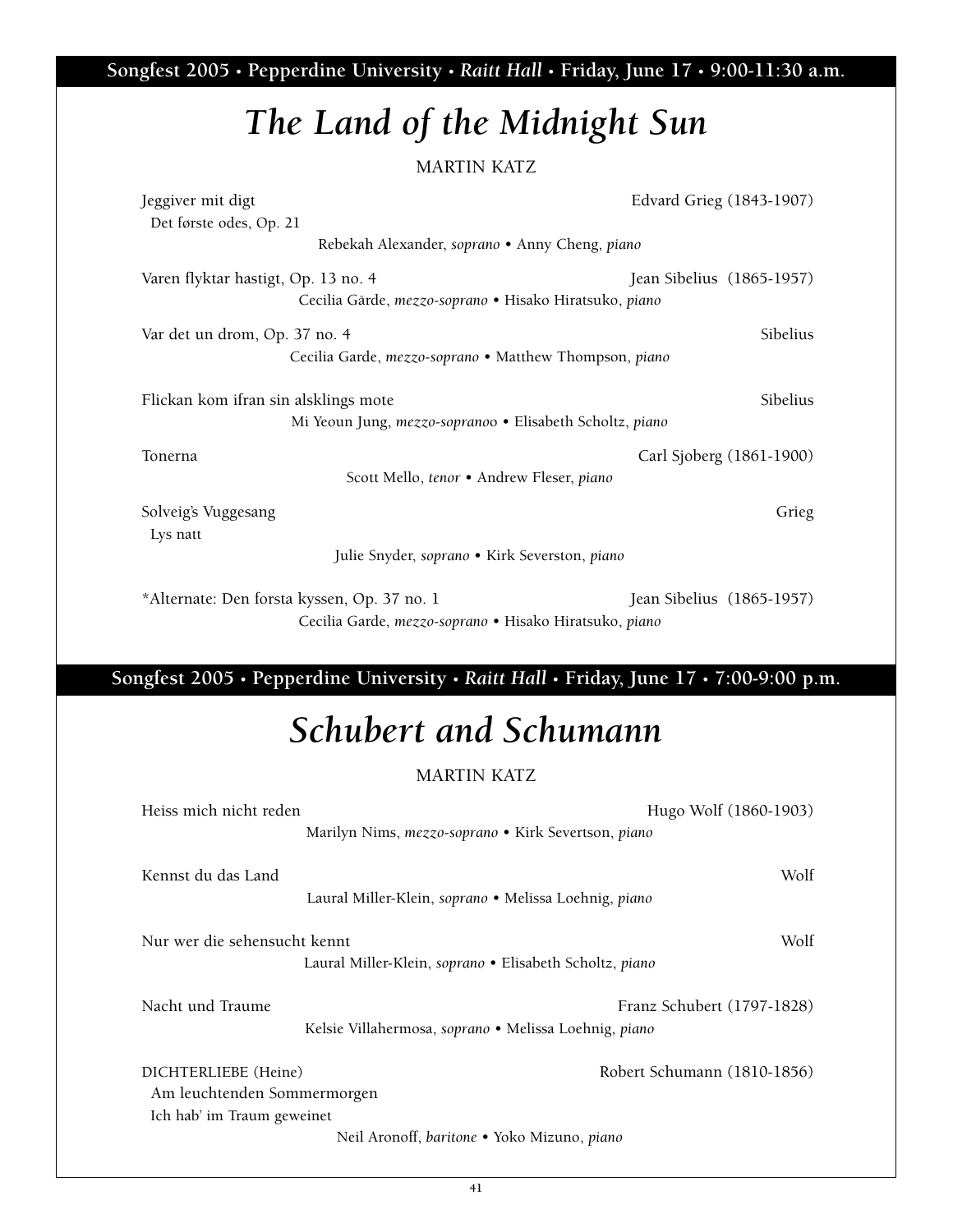**Songfest 2005 • Pepperdine University • *Raitt Hall* • Friday, June 17 • 9:00-11:30 a.m.**

# *The Land of the Midnight Sun*

MARTIN KATZ

Jeggiver mit digt — Edvard Grieg (1843-1907)
Det første odes, Op. 21
Rebekah Alexander, *soprano* • Anny Cheng, *piano*

Varen flyktar hastigt, Op. 13 no. 4 — Jean Sibelius (1865-1957)
Cecilia Gärde, *mezzo-soprano* • Hisako Hiratsuko, *piano*

Var det un drom, Op. 37 no. 4 — Sibelius
Cecilia Garde, *mezzo-soprano* • Matthew Thompson, *piano*

Flickan kom ifran sin alsklings mote — Sibelius
Mi Yeoun Jung, *mezzo-sopranoo* • Elisabeth Scholtz, *piano*

Tonerna — Carl Sjoberg (1861-1900)
Scott Mello, *tenor* • Andrew Fleser, *piano*

Solveig's Vuggesang — Grieg
Lys natt
Julie Snyder, *soprano* • Kirk Severston, *piano*

*Alternate: Den forsta kyssen, Op. 37 no. 1 — Jean Sibelius (1865-1957)
Cecilia Garde, *mezzo-soprano* • Hisako Hiratsuko, *piano*

**Songfest 2005 • Pepperdine University • *Raitt Hall* • Friday, June 17 • 7:00-9:00 p.m.**

# *Schubert and Schumann*

MARTIN KATZ

Heiss mich nicht reden — Hugo Wolf (1860-1903)
Marilyn Nims, *mezzo-soprano* • Kirk Severtson, *piano*

Kennst du das Land — Wolf
Laural Miller-Klein, *soprano* • Melissa Loehnig, *piano*

Nur wer die sehensucht kennt — Wolf
Laural Miller-Klein, *soprano* • Elisabeth Scholtz, *piano*

Nacht und Traume — Franz Schubert (1797-1828)
Kelsie Villahermosa, *soprano* • Melissa Loehnig, *piano*

DICHTERLIEBE (Heine) — Robert Schumann (1810-1856)
Am leuchtenden Sommermorgen
Ich hab' im Traum geweinet
Neil Aronoff, *baritone* • Yoko Mizuno, *piano*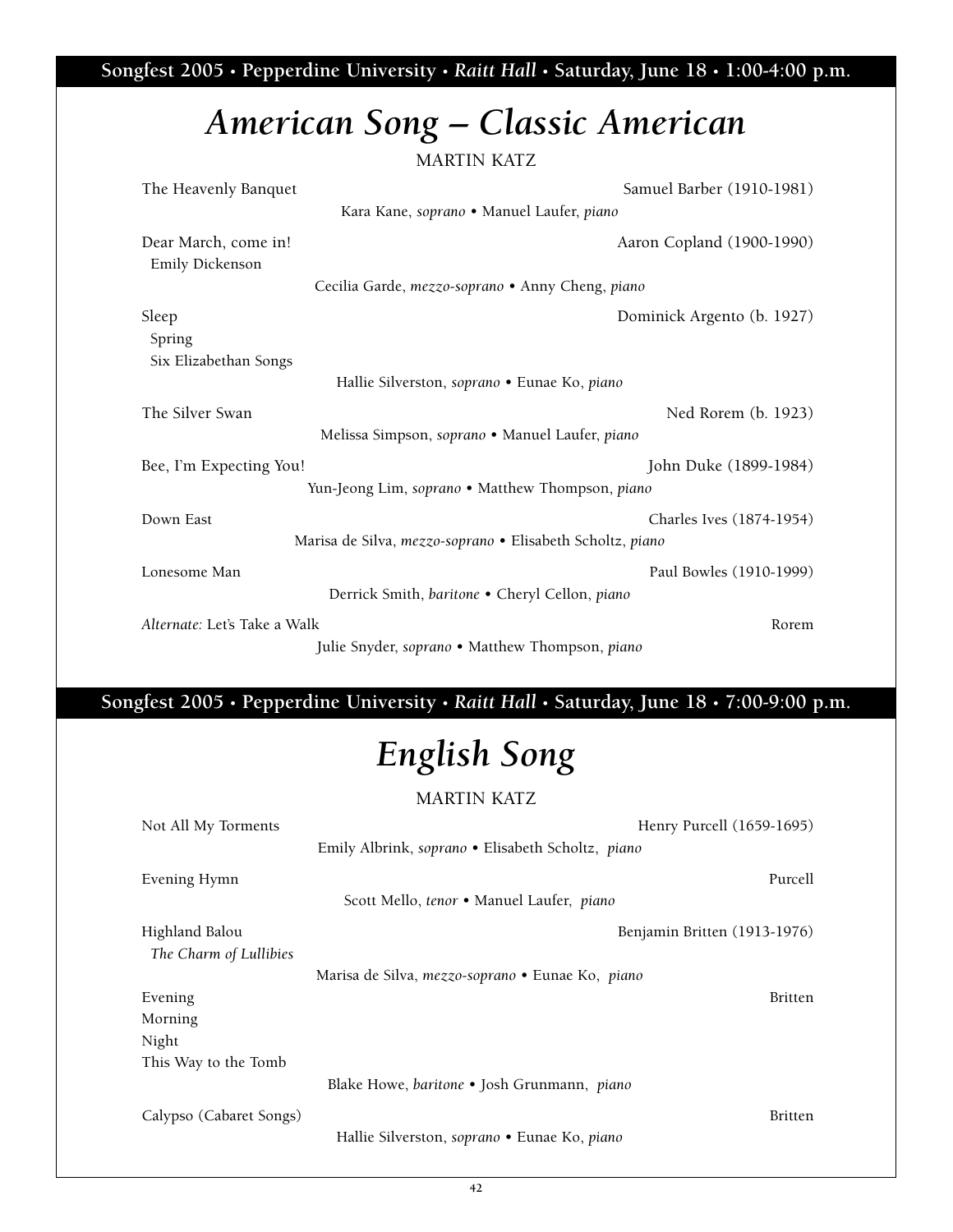**Songfest 2005 • Pepperdine University • *Raitt Hall* • Saturday, June 18 • 1:00-4:00 p.m.**

# *American Song – Classic American*

MARTIN KATZ

The Heavenly Banquet — Samuel Barber (1910-1981)

Kara Kane, *soprano* • Manuel Laufer, *piano*

Dear March, come in! — Aaron Copland (1900-1990)
Emily Dickenson

Cecilia Garde, *mezzo-soprano* • Anny Cheng, *piano*

Sleep — Dominick Argento (b. 1927)
Spring
Six Elizabethan Songs

Hallie Silverston, *soprano* • Eunae Ko, *piano*

The Silver Swan — Ned Rorem (b. 1923)

Melissa Simpson, *soprano* • Manuel Laufer, *piano*

Bee, I'm Expecting You! — John Duke (1899-1984)

Yun-Jeong Lim, *soprano* • Matthew Thompson, *piano*

Down East — Charles Ives (1874-1954)

Marisa de Silva, *mezzo-soprano* • Elisabeth Scholtz, *piano*

Lonesome Man — Paul Bowles (1910-1999)

Derrick Smith, *baritone* • Cheryl Cellon, *piano*

*Alternate:* Let's Take a Walk — Rorem

Julie Snyder, *soprano* • Matthew Thompson, *piano*

**Songfest 2005 • Pepperdine University • *Raitt Hall* • Saturday, June 18 • 7:00-9:00 p.m.**

# *English Song*

MARTIN KATZ

Not All My Torments — Henry Purcell (1659-1695)

Emily Albrink, *soprano* • Elisabeth Scholtz, *piano*

Evening Hymn — Purcell

Scott Mello, *tenor* • Manuel Laufer, *piano*

Highland Balou — Benjamin Britten (1913-1976)
*The Charm of Lullibies*

Marisa de Silva, *mezzo-soprano* • Eunae Ko, *piano*

Evening — Britten
Morning
Night
This Way to the Tomb

Blake Howe, *baritone* • Josh Grunmann, *piano*

Calypso (Cabaret Songs) — Britten

Hallie Silverston, *soprano* • Eunae Ko, *piano*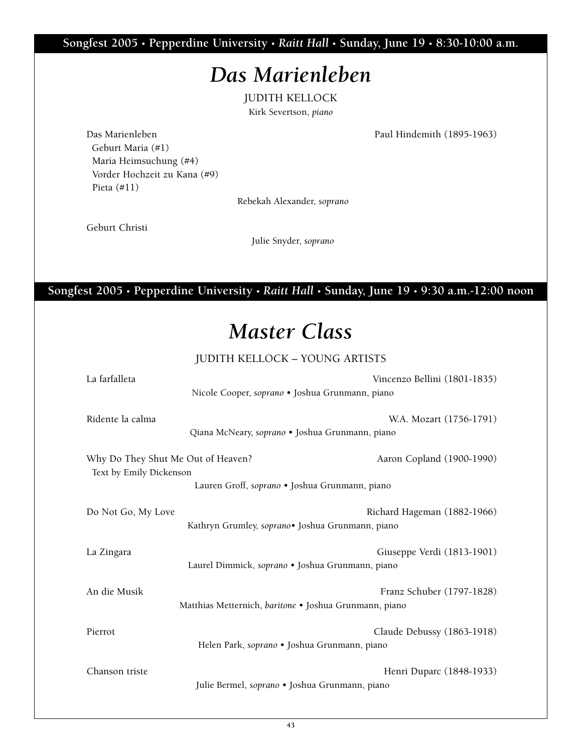**Songfest 2005 • Pepperdine University • *Raitt Hall* • Sunday, June 19 • 8:30-10:00 a.m.**

# *Das Marienleben*

JUDITH KELLOCK

Kirk Severtson, *piano*

Das Marienleben — Paul Hindemith (1895-1963)

- Geburt Maria (#1)
- Maria Heimsuchung (#4)
- Vorder Hochzeit zu Kana (#9)
- Pieta (#11)

Rebekah Alexander, *soprano*

Geburt Christi

Julie Snyder, *soprano*

**Songfest 2005 • Pepperdine University • *Raitt Hall* • Sunday, June 19 • 9:30 a.m.-12:00 noon**

# *Master Class*

JUDITH KELLOCK – YOUNG ARTISTS

La farfalleta — Vincenzo Bellini (1801-1835)
Nicole Cooper, *soprano* • Joshua Grunmann, piano

Ridente la calma — W.A. Mozart (1756-1791)
Qiana McNeary, *soprano* • Joshua Grunmann, piano

Why Do They Shut Me Out of Heaven? — Aaron Copland (1900-1990)
Text by Emily Dickenson
Lauren Groff, *soprano* • Joshua Grunmann, piano

Do Not Go, My Love — Richard Hageman (1882-1966)
Kathryn Grumley, *soprano*• Joshua Grunmann, piano

La Zingara — Giuseppe Verdi (1813-1901)
Laurel Dimmick, *soprano* • Joshua Grunmann, piano

An die Musik — Franz Schuber (1797-1828)
Matthias Metternich, *baritone* • Joshua Grunmann, piano

Pierrot — Claude Debussy (1863-1918)
Helen Park, *soprano* • Joshua Grunmann, piano

Chanson triste — Henri Duparc (1848-1933)
Julie Bermel, *soprano* • Joshua Grunmann, piano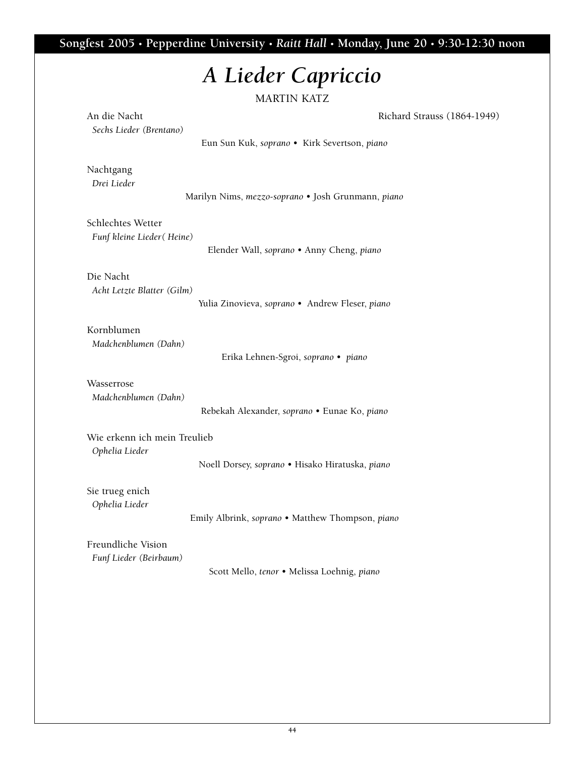**Songfest 2005 • Pepperdine University • *Raitt Hall* • Monday, June 20 • 9:30-12:30 noon**

# *A Lieder Capriccio*

MARTIN KATZ

An die Nacht — Richard Strauss (1864-1949)
*Sechs Lieder (Brentano)*
Eun Sun Kuk, *soprano* • Kirk Severtson, *piano*

Nachtgang
*Drei Lieder*
Marilyn Nims, *mezzo-soprano* • Josh Grunmann, *piano*

Schlechtes Wetter
*Funf kleine Lieder( Heine)*
Elender Wall, *soprano* • Anny Cheng, *piano*

Die Nacht
*Acht Letzte Blatter (Gilm)*
Yulia Zinovieva, *soprano* • Andrew Fleser, *piano*

Kornblumen
*Madchenblumen (Dahn)*
Erika Lehnen-Sgroi, *soprano* • *piano*

Wasserrose
*Madchenblumen (Dahn)*
Rebekah Alexander, *soprano* • Eunae Ko, *piano*

Wie erkenn ich mein Treulieb
*Ophelia Lieder*
Noell Dorsey, *soprano* • Hisako Hiratuska, *piano*

Sie trueg enich
*Ophelia Lieder*
Emily Albrink, *soprano* • Matthew Thompson, *piano*

Freundliche Vision
*Funf Lieder (Beirbaum)*
Scott Mello, *tenor* • Melissa Loehnig, *piano*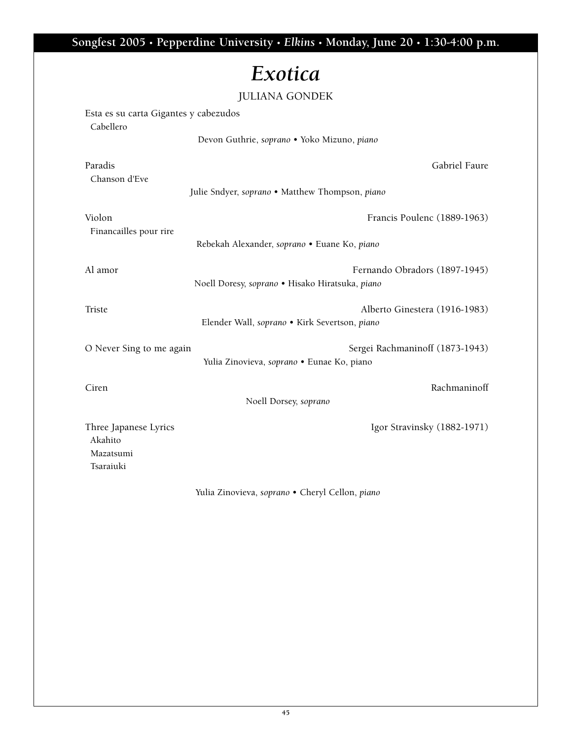# *Exotica*

JULIANA GONDEK

Esta es su carta Gigantes y cabezudos
Cabellero

Devon Guthrie, *soprano* • Yoko Mizuno, *piano*

Paradis — Gabriel Faure
Chanson d'Eve

Julie Sndyer, *soprano* • Matthew Thompson, *piano*

Violon — Francis Poulenc (1889-1963)
Financailles pour rire

Rebekah Alexander, *soprano* • Euane Ko, *piano*

Al amor — Fernando Obradors (1897-1945)

Noell Doresy, *soprano* • Hisako Hiratsuka, *piano*

Triste — Alberto Ginestera (1916-1983)

Elender Wall, *soprano* • Kirk Severtson, *piano*

O Never Sing to me again — Sergei Rachmaninoff (1873-1943)

Yulia Zinovieva, *soprano* • Eunae Ko, piano

Ciren — Rachmaninoff

Noell Dorsey, *soprano*

Three Japanese Lyrics — Igor Stravinsky (1882-1971)
Akahito
Mazatsumi
Tsaraiuki

Yulia Zinovieva, *soprano* • Cheryl Cellon, *piano*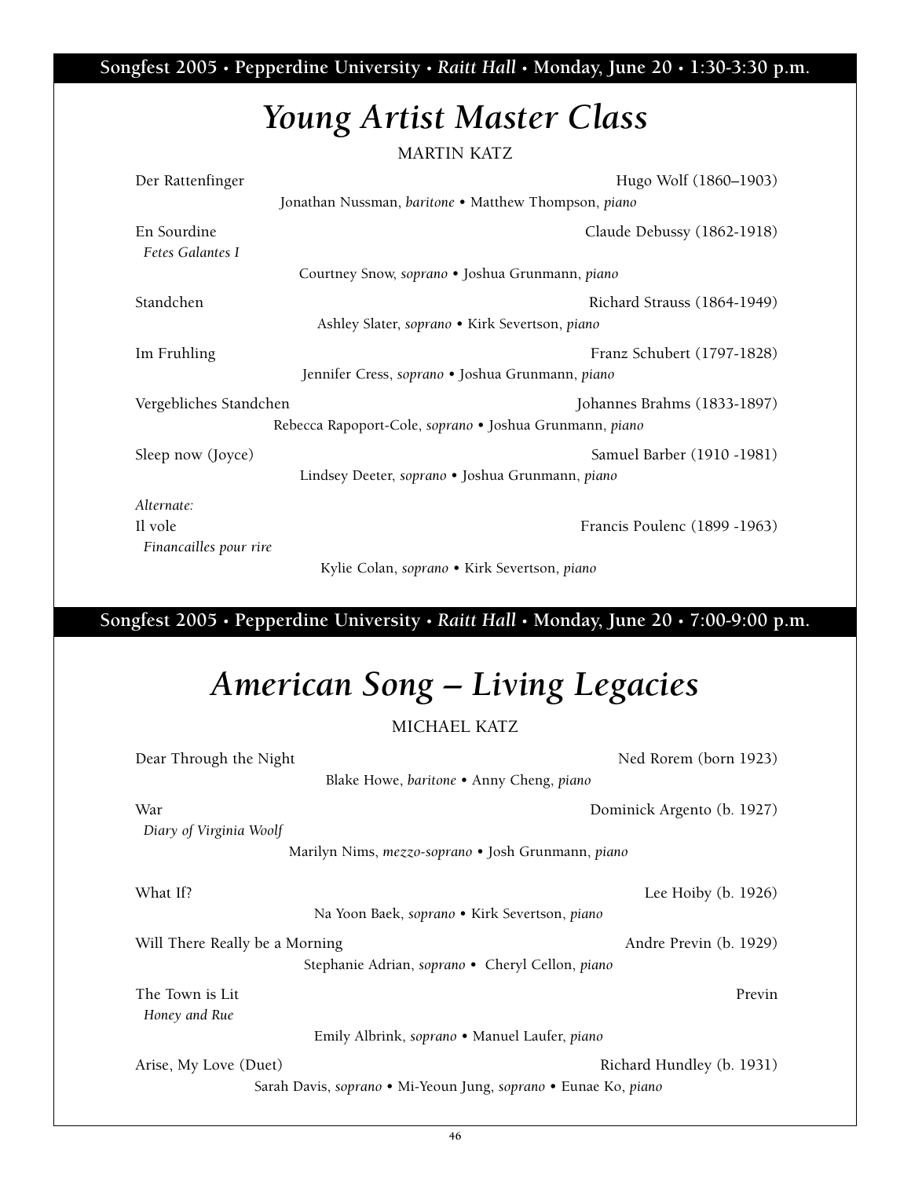**Songfest 2005 • Pepperdine University • *Raitt Hall* • Monday, June 20 • 1:30-3:30 p.m.**

# *Young Artist Master Class*

MARTIN KATZ

Der Rattenfinger — Hugo Wolf (1860–1903)
Jonathan Nussman, *baritone* • Matthew Thompson, *piano*

En Sourdine — Claude Debussy (1862-1918)
*Fetes Galantes I*
Courtney Snow, *soprano* • Joshua Grunmann, *piano*

Standchen — Richard Strauss (1864-1949)
Ashley Slater, *soprano* • Kirk Severtson, *piano*

Im Fruhling — Franz Schubert (1797-1828)
Jennifer Cress, *soprano* • Joshua Grunmann, *piano*

Vergebliches Standchen — Johannes Brahms (1833-1897)
Rebecca Rapoport-Cole, *soprano* • Joshua Grunmann, *piano*

Sleep now (Joyce) — Samuel Barber (1910 -1981)
Lindsey Deeter, *soprano* • Joshua Grunmann, *piano*

*Alternate:*
Il vole — Francis Poulenc (1899 -1963)
*Financailles pour rire*
Kylie Colan, *soprano* • Kirk Severtson, *piano*

**Songfest 2005 • Pepperdine University • *Raitt Hall* • Monday, June 20 • 7:00-9:00 p.m.**

# *American Song – Living Legacies*

MICHAEL KATZ

Dear Through the Night — Ned Rorem (born 1923)
Blake Howe, *baritone* • Anny Cheng, *piano*

War — Dominick Argento (b. 1927)
*Diary of Virginia Woolf*
Marilyn Nims, *mezzo-soprano* • Josh Grunmann, *piano*

What If? — Lee Hoiby (b. 1926)
Na Yoon Baek, *soprano* • Kirk Severtson, *piano*

Will There Really be a Morning — Andre Previn (b. 1929)
Stephanie Adrian, *soprano* • Cheryl Cellon, *piano*

The Town is Lit — Previn
*Honey and Rue*
Emily Albrink, *soprano* • Manuel Laufer, *piano*

Arise, My Love (Duet) — Richard Hundley (b. 1931)
Sarah Davis, *soprano* • Mi-Yeoun Jung, *soprano* • Eunae Ko, *piano*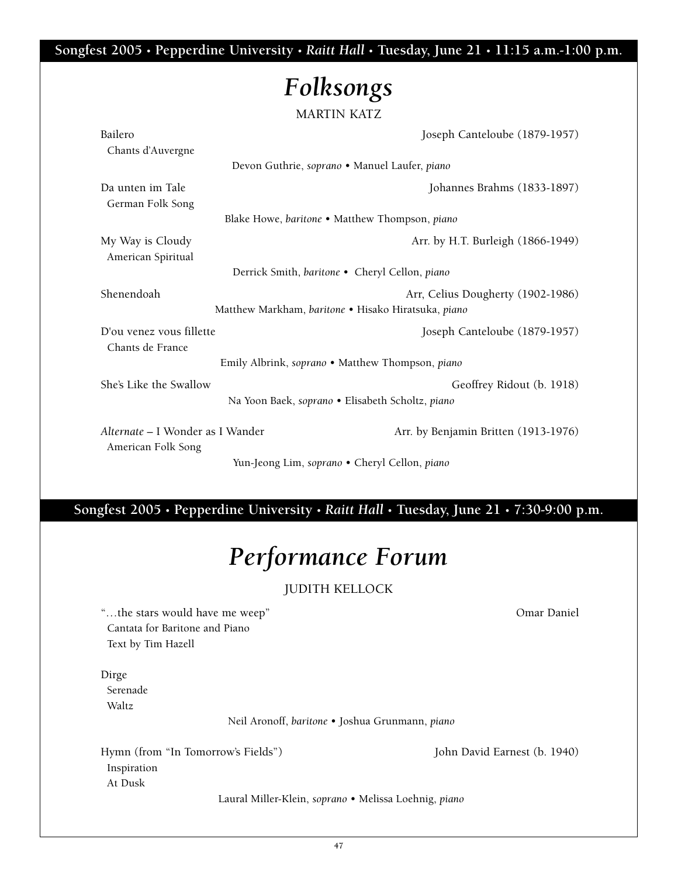**Songfest 2005 • Pepperdine University • *Raitt Hall* • Tuesday, June 21 • 11:15 a.m.-1:00 p.m.**

# *Folksongs*

MARTIN KATZ

Bailero — Joseph Canteloube (1879-1957)
Chants d'Auvergne

Devon Guthrie, *soprano* • Manuel Laufer, *piano*

Da unten im Tale — Johannes Brahms (1833-1897)
German Folk Song

Blake Howe, *baritone* • Matthew Thompson, *piano*

My Way is Cloudy — Arr. by H.T. Burleigh (1866-1949)
American Spiritual

Derrick Smith, *baritone* • Cheryl Cellon, *piano*

Shenendoah — Arr, Celius Dougherty (1902-1986)

Matthew Markham, *baritone* • Hisako Hiratsuka, *piano*

D'ou venez vous fillette — Joseph Canteloube (1879-1957)
Chants de France

Emily Albrink, *soprano* • Matthew Thompson, *piano*

She's Like the Swallow — Geoffrey Ridout (b. 1918)

Na Yoon Baek, *soprano* • Elisabeth Scholtz, *piano*

*Alternate* – I Wonder as I Wander — Arr. by Benjamin Britten (1913-1976)
American Folk Song

Yun-Jeong Lim, *soprano* • Cheryl Cellon, *piano*

**Songfest 2005 • Pepperdine University • *Raitt Hall* • Tuesday, June 21 • 7:30-9:00 p.m.**

# *Performance Forum*

JUDITH KELLOCK

"…the stars would have me weep" — Omar Daniel
Cantata for Baritone and Piano
Text by Tim Hazell

Dirge
Serenade
Waltz

Neil Aronoff, *baritone* • Joshua Grunmann, *piano*

Hymn (from "In Tomorrow's Fields") — John David Earnest (b. 1940)
Inspiration
At Dusk

Laural Miller-Klein, *soprano* • Melissa Loehnig, *piano*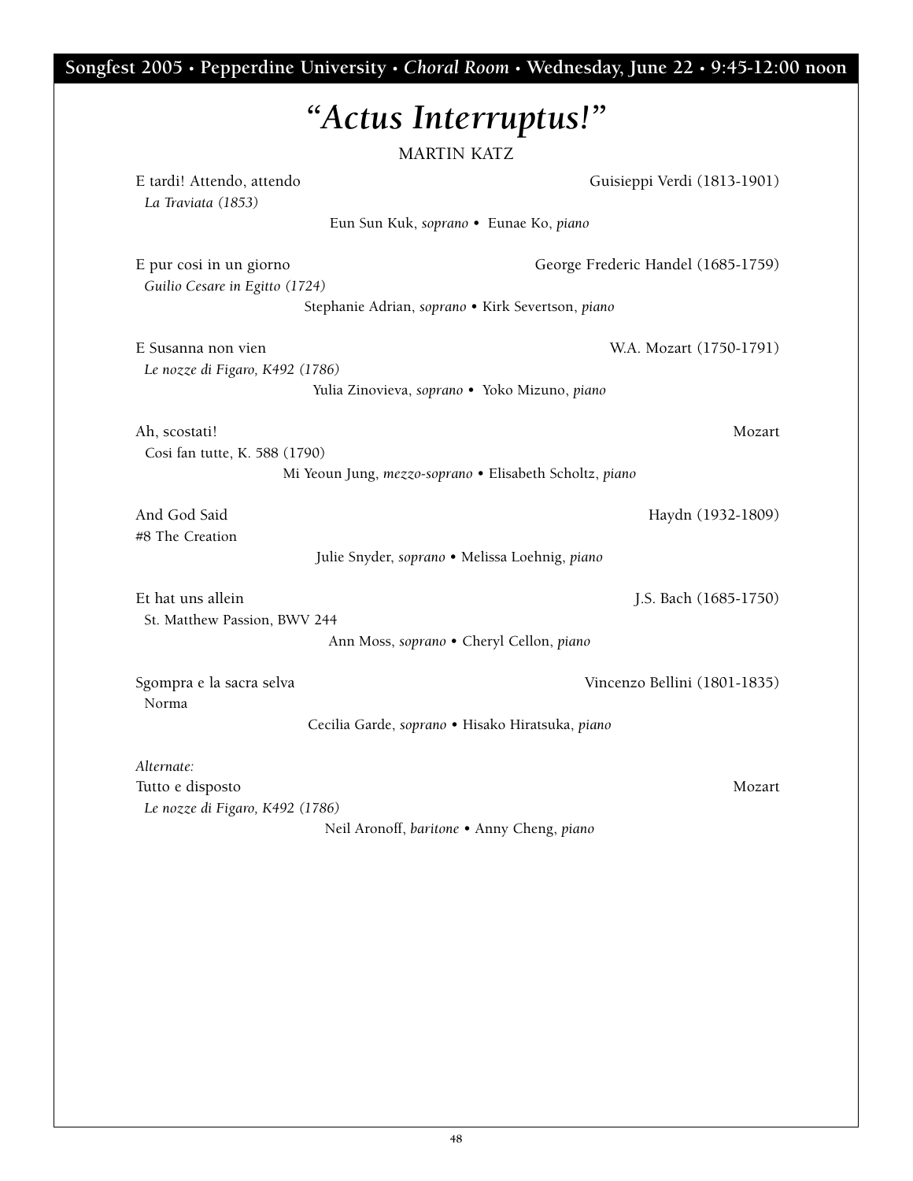**Songfest 2005 • Pepperdine University • *Choral Room* • Wednesday, June 22 • 9:45-12:00 noon**

# *"Actus Interruptus!"*

MARTIN KATZ

E tardi! Attendo, attendo — Guisieppi Verdi (1813-1901)
*La Traviata (1853)*
Eun Sun Kuk, *soprano* • Eunae Ko, *piano*

E pur cosi in un giorno — George Frederic Handel (1685-1759)
*Guilio Cesare in Egitto (1724)*
Stephanie Adrian, *soprano* • Kirk Severtson, *piano*

E Susanna non vien — W.A. Mozart (1750-1791)
*Le nozze di Figaro, K492 (1786)*
Yulia Zinovieva, *soprano* • Yoko Mizuno, *piano*

Ah, scostati! — Mozart
Cosi fan tutte, K. 588 (1790)
Mi Yeoun Jung, *mezzo-soprano* • Elisabeth Scholtz, *piano*

And God Said — Haydn (1932-1809)
#8 The Creation
Julie Snyder, *soprano* • Melissa Loehnig, *piano*

Et hat uns allein — J.S. Bach (1685-1750)
St. Matthew Passion, BWV 244
Ann Moss, *soprano* • Cheryl Cellon, *piano*

Sgompra e la sacra selva — Vincenzo Bellini (1801-1835)
Norma
Cecilia Garde, *soprano* • Hisako Hiratsuka, *piano*

*Alternate:*
Tutto e disposto — Mozart
*Le nozze di Figaro, K492 (1786)*
Neil Aronoff, *baritone* • Anny Cheng, *piano*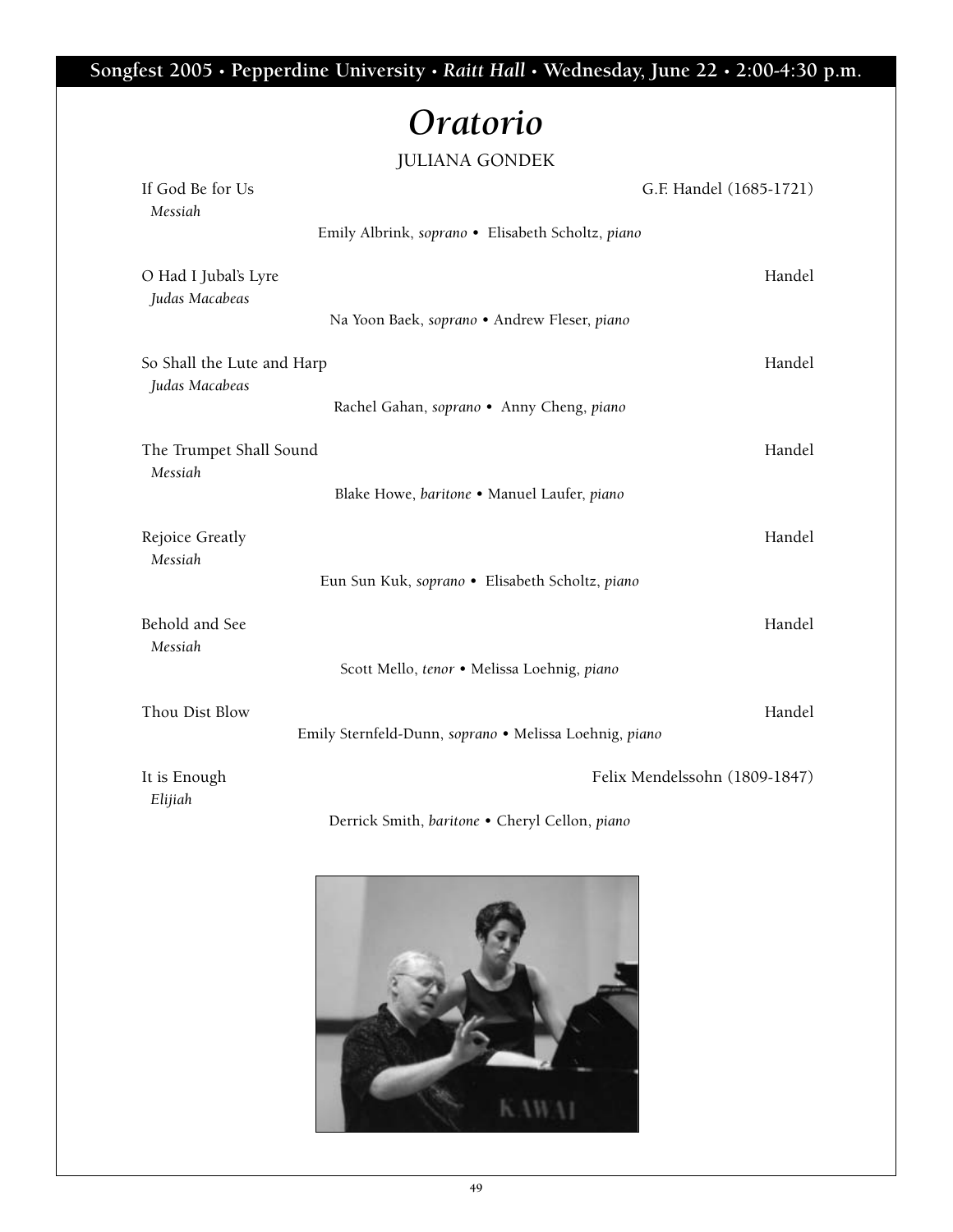Songfest 2005 • Pepperdine University • *Raitt Hall* • Wednesday, June 22 • 2:00-4:30 p.m.

# *Oratorio*

JULIANA GONDEK

If God Be for Us — G.F. Handel (1685-1721)
*Messiah*
Emily Albrink, *soprano* • Elisabeth Scholtz, *piano*

O Had I Jubal's Lyre — Handel
*Judas Macabeas*
Na Yoon Baek, *soprano* • Andrew Fleser, *piano*

So Shall the Lute and Harp — Handel
*Judas Macabeas*
Rachel Gahan, *soprano* • Anny Cheng, *piano*

The Trumpet Shall Sound — Handel
*Messiah*
Blake Howe, *baritone* • Manuel Laufer, *piano*

Rejoice Greatly — Handel
*Messiah*
Eun Sun Kuk, *soprano* • Elisabeth Scholtz, *piano*

Behold and See — Handel
*Messiah*
Scott Mello, *tenor* • Melissa Loehnig, *piano*

Thou Dist Blow — Handel
Emily Sternfeld-Dunn, *soprano* • Melissa Loehnig, *piano*

It is Enough — Felix Mendelssohn (1809-1847)
*Elijiah*
Derrick Smith, *baritone* • Cheryl Cellon, *piano*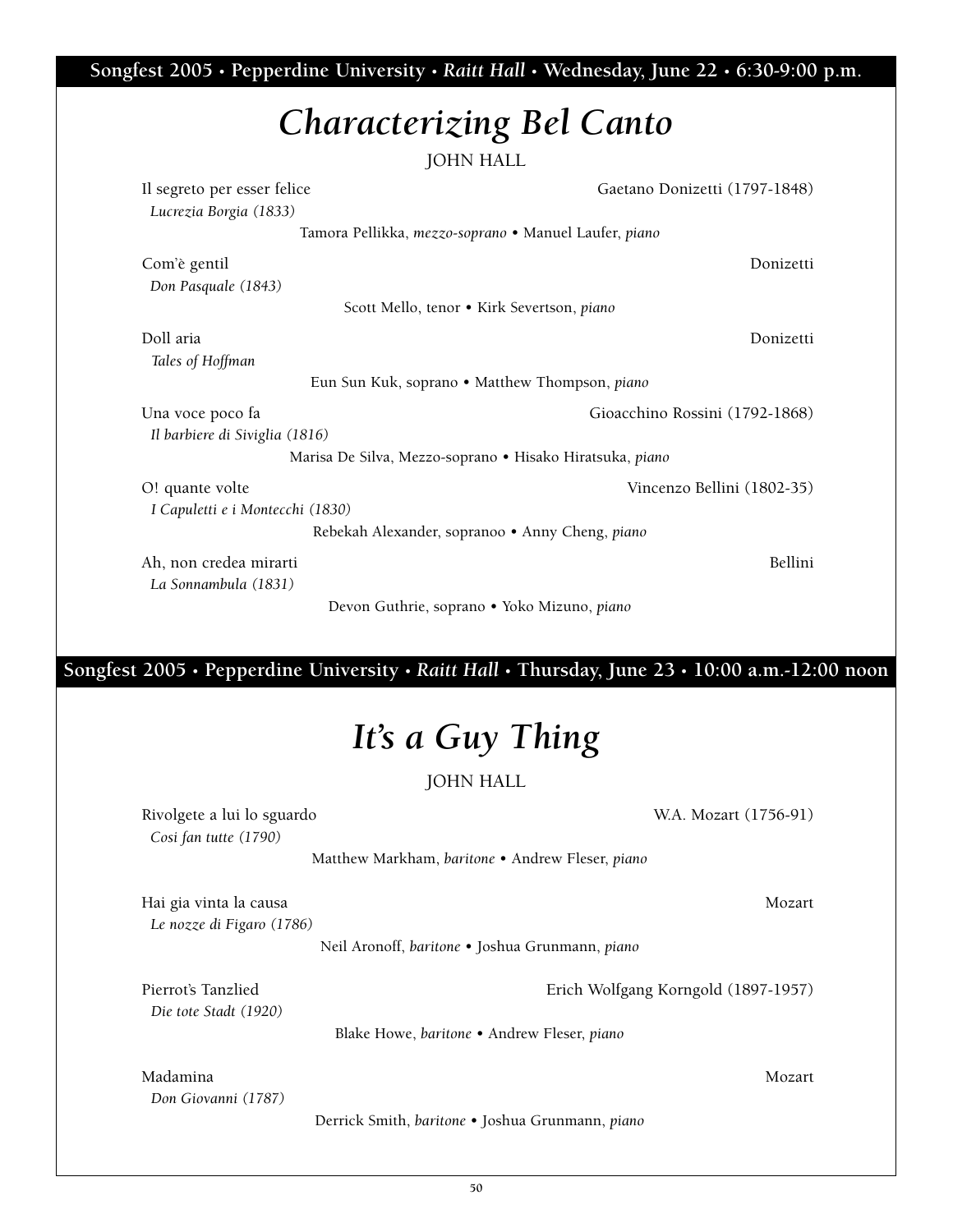**Songfest 2005 • Pepperdine University • *Raitt Hall* • Wednesday, June 22 • 6:30-9:00 p.m.**

# *Characterizing Bel Canto*

JOHN HALL

Il segreto per esser felice — Gaetano Donizetti (1797-1848)
*Lucrezia Borgia (1833)*
Tamora Pellikka, *mezzo-soprano* • Manuel Laufer, *piano*

Com'è gentil — Donizetti
*Don Pasquale (1843)*
Scott Mello, tenor • Kirk Severtson, *piano*

Doll aria — Donizetti
*Tales of Hoffman*
Eun Sun Kuk, soprano • Matthew Thompson, *piano*

Una voce poco fa — Gioacchino Rossini (1792-1868)
*Il barbiere di Siviglia (1816)*
Marisa De Silva, Mezzo-soprano • Hisako Hiratsuka, *piano*

O! quante volte — Vincenzo Bellini (1802-35)
*I Capuletti e i Montecchi (1830)*
Rebekah Alexander, sopranoo • Anny Cheng, *piano*

Ah, non credea mirarti — Bellini
*La Sonnambula (1831)*
Devon Guthrie, soprano • Yoko Mizuno, *piano*

**Songfest 2005 • Pepperdine University • *Raitt Hall* • Thursday, June 23 • 10:00 a.m.-12:00 noon**

# *It's a Guy Thing*

JOHN HALL

Rivolgete a lui lo sguardo — W.A. Mozart (1756-91)
*Cosi fan tutte (1790)*
Matthew Markham, *baritone* • Andrew Fleser, *piano*

Hai gia vinta la causa — Mozart
*Le nozze di Figaro (1786)*
Neil Aronoff, *baritone* • Joshua Grunmann, *piano*

Pierrot's Tanzlied — Erich Wolfgang Korngold (1897-1957)
*Die tote Stadt (1920)*
Blake Howe, *baritone* • Andrew Fleser, *piano*

Madamina — Mozart
*Don Giovanni (1787)*
Derrick Smith, *baritone* • Joshua Grunmann, *piano*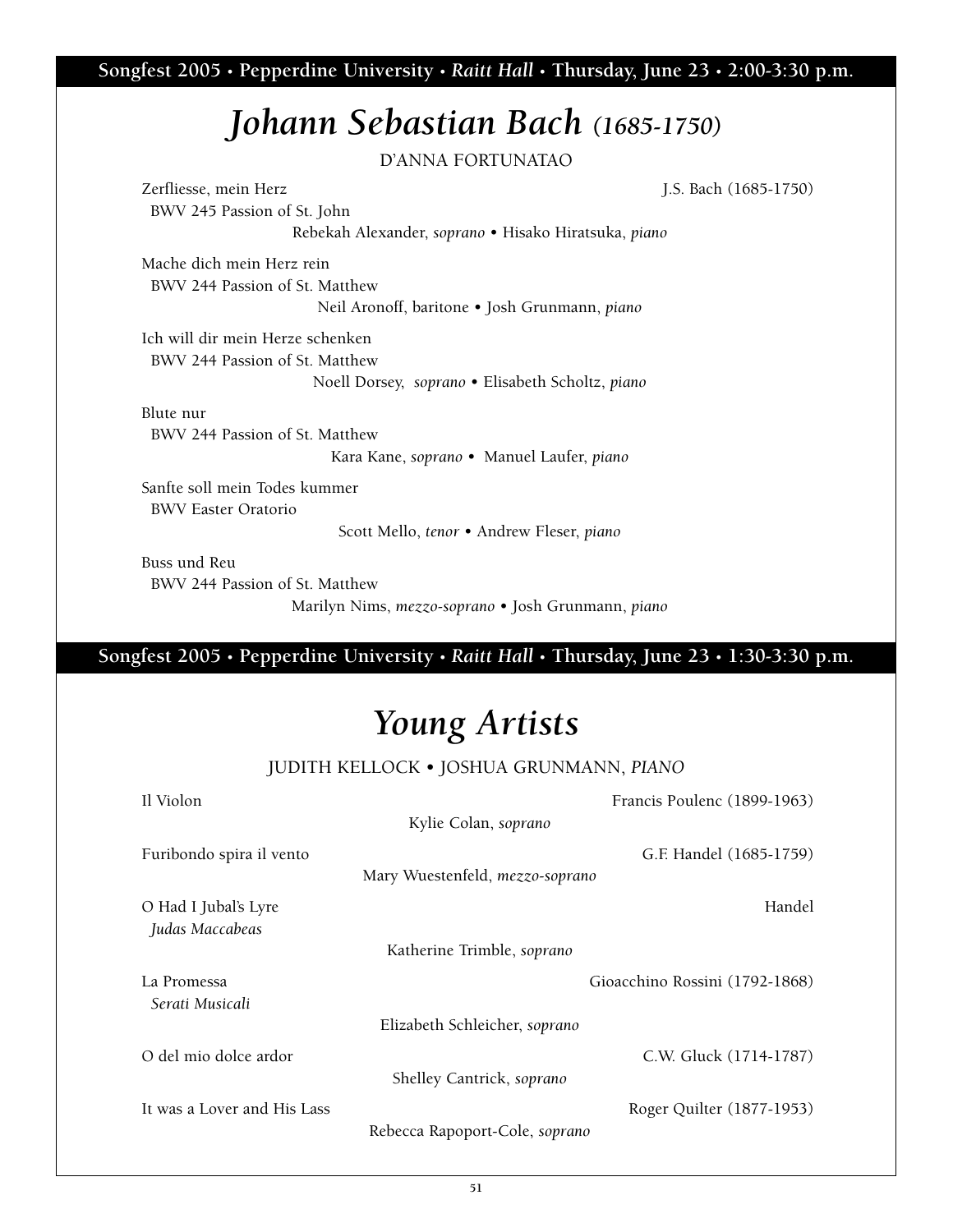**Songfest 2005 • Pepperdine University • *Raitt Hall* • Thursday, June 23 • 2:00-3:30 p.m.**

# *Johann Sebastian Bach (1685-1750)*

D'ANNA FORTUNATAO

Zerfliesse, mein Herz — J.S. Bach (1685-1750)
BWV 245 Passion of St. John
Rebekah Alexander, *soprano* • Hisako Hiratsuka, *piano*

Mache dich mein Herz rein
BWV 244 Passion of St. Matthew
Neil Aronoff, baritone • Josh Grunmann, *piano*

Ich will dir mein Herze schenken
BWV 244 Passion of St. Matthew
Noell Dorsey, *soprano* • Elisabeth Scholtz, *piano*

Blute nur
BWV 244 Passion of St. Matthew
Kara Kane, *soprano* • Manuel Laufer, *piano*

Sanfte soll mein Todes kummer
BWV Easter Oratorio
Scott Mello, *tenor* • Andrew Fleser, *piano*

Buss und Reu
BWV 244 Passion of St. Matthew
Marilyn Nims, *mezzo-soprano* • Josh Grunmann, *piano*

**Songfest 2005 • Pepperdine University • *Raitt Hall* • Thursday, June 23 • 1:30-3:30 p.m.**

# *Young Artists*

JUDITH KELLOCK • JOSHUA GRUNMANN, *PIANO*

Il Violon — Francis Poulenc (1899-1963)
Kylie Colan, *soprano*

Furibondo spira il vento — G.F. Handel (1685-1759)
Mary Wuestenfeld, *mezzo-soprano*

O Had I Jubal's Lyre — Handel
*Judas Maccabeas*
Katherine Trimble, *soprano*

La Promessa — Gioacchino Rossini (1792-1868)
*Serati Musicali*
Elizabeth Schleicher, *soprano*

O del mio dolce ardor — C.W. Gluck (1714-1787)
Shelley Cantrick, *soprano*

It was a Lover and His Lass — Roger Quilter (1877-1953)
Rebecca Rapoport-Cole, *soprano*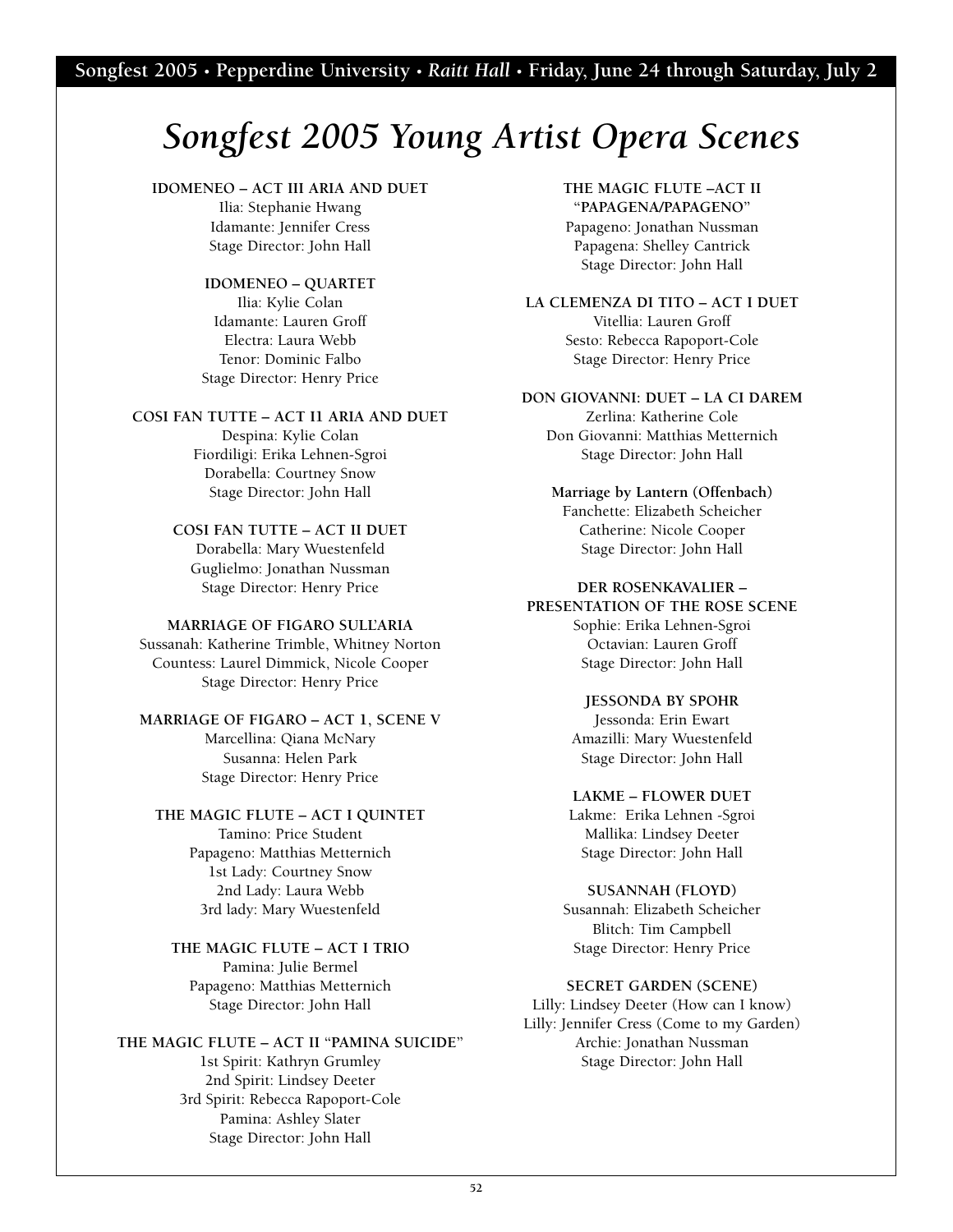# *Songfest 2005 Young Artist Opera Scenes*

**IDOMENEO – ACT III ARIA AND DUET**
Ilia: Stephanie Hwang
Idamante: Jennifer Cress
Stage Director: John Hall

**IDOMENEO – QUARTET**
Ilia: Kylie Colan
Idamante: Lauren Groff
Electra: Laura Webb
Tenor: Dominic Falbo
Stage Director: Henry Price

**COSI FAN TUTTE – ACT I1 ARIA AND DUET**
Despina: Kylie Colan
Fiordiligi: Erika Lehnen-Sgroi
Dorabella: Courtney Snow
Stage Director: John Hall

**COSI FAN TUTTE – ACT II DUET**
Dorabella: Mary Wuestenfeld
Guglielmo: Jonathan Nussman
Stage Director: Henry Price

**MARRIAGE OF FIGARO SULL'ARIA**
Sussanah: Katherine Trimble, Whitney Norton
Countess: Laurel Dimmick, Nicole Cooper
Stage Director: Henry Price

**MARRIAGE OF FIGARO – ACT 1, SCENE V**
Marcellina: Qiana McNary
Susanna: Helen Park
Stage Director: Henry Price

**THE MAGIC FLUTE – ACT I QUINTET**
Tamino: Price Student
Papageno: Matthias Metternich
1st Lady: Courtney Snow
2nd Lady: Laura Webb
3rd lady: Mary Wuestenfeld

**THE MAGIC FLUTE – ACT I TRIO**
Pamina: Julie Bermel
Papageno: Matthias Metternich
Stage Director: John Hall

**THE MAGIC FLUTE – ACT II "PAMINA SUICIDE"**
1st Spirit: Kathryn Grumley
2nd Spirit: Lindsey Deeter
3rd Spirit: Rebecca Rapoport-Cole
Pamina: Ashley Slater
Stage Director: John Hall

**THE MAGIC FLUTE –ACT II "PAPAGENA/PAPAGENO"**
Papageno: Jonathan Nussman
Papagena: Shelley Cantrick
Stage Director: John Hall

**LA CLEMENZA DI TITO – ACT I DUET**
Vitellia: Lauren Groff
Sesto: Rebecca Rapoport-Cole
Stage Director: Henry Price

**DON GIOVANNI: DUET – LA CI DAREM**
Zerlina: Katherine Cole
Don Giovanni: Matthias Metternich
Stage Director: John Hall

**Marriage by Lantern (Offenbach)**
Fanchette: Elizabeth Scheicher
Catherine: Nicole Cooper
Stage Director: John Hall

**DER ROSENKAVALIER – PRESENTATION OF THE ROSE SCENE**
Sophie: Erika Lehnen-Sgroi
Octavian: Lauren Groff
Stage Director: John Hall

**JESSONDA BY SPOHR**
Jessonda: Erin Ewart
Amazilli: Mary Wuestenfeld
Stage Director: John Hall

**LAKME – FLOWER DUET**
Lakme: Erika Lehnen -Sgroi
Mallika: Lindsey Deeter
Stage Director: John Hall

**SUSANNAH (FLOYD)**
Susannah: Elizabeth Scheicher
Blitch: Tim Campbell
Stage Director: Henry Price

**SECRET GARDEN (SCENE)**
Lilly: Lindsey Deeter (How can I know)
Lilly: Jennifer Cress (Come to my Garden)
Archie: Jonathan Nussman
Stage Director: John Hall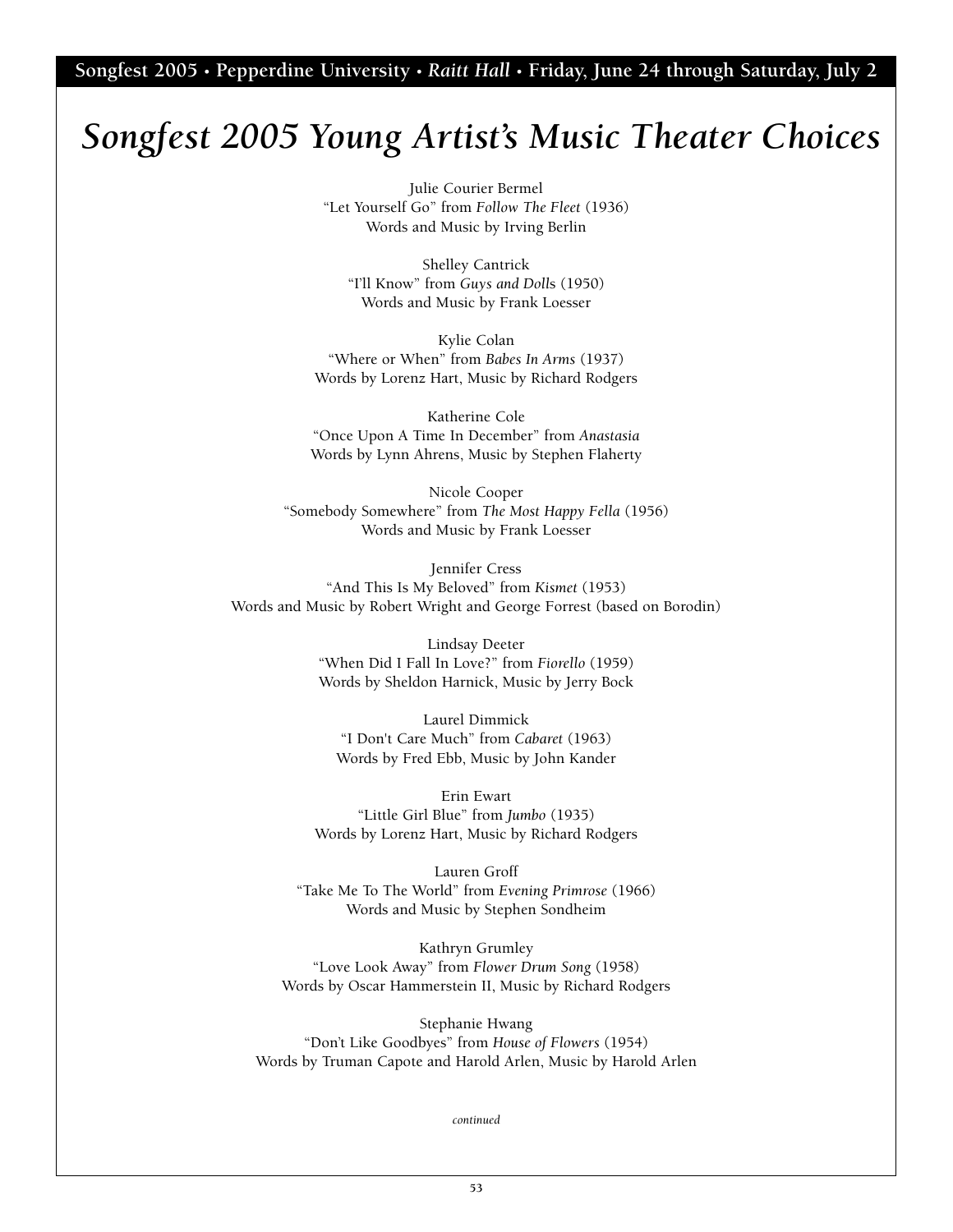# *Songfest 2005 Young Artist's Music Theater Choices*

Julie Courier Bermel
"Let Yourself Go" from *Follow The Fleet* (1936)
Words and Music by Irving Berlin

Shelley Cantrick
"I'll Know" from *Guys and Dolls* (1950)
Words and Music by Frank Loesser

Kylie Colan
"Where or When" from *Babes In Arms* (1937)
Words by Lorenz Hart, Music by Richard Rodgers

Katherine Cole
"Once Upon A Time In December" from *Anastasia*
Words by Lynn Ahrens, Music by Stephen Flaherty

Nicole Cooper
"Somebody Somewhere" from *The Most Happy Fella* (1956)
Words and Music by Frank Loesser

Jennifer Cress
"And This Is My Beloved" from *Kismet* (1953)
Words and Music by Robert Wright and George Forrest (based on Borodin)

Lindsay Deeter
"When Did I Fall In Love?" from *Fiorello* (1959)
Words by Sheldon Harnick, Music by Jerry Bock

Laurel Dimmick
"I Don't Care Much" from *Cabaret* (1963)
Words by Fred Ebb, Music by John Kander

Erin Ewart
"Little Girl Blue" from *Jumbo* (1935)
Words by Lorenz Hart, Music by Richard Rodgers

Lauren Groff
"Take Me To The World" from *Evening Primrose* (1966)
Words and Music by Stephen Sondheim

Kathryn Grumley
"Love Look Away" from *Flower Drum Song* (1958)
Words by Oscar Hammerstein II, Music by Richard Rodgers

Stephanie Hwang
"Don't Like Goodbyes" from *House of Flowers* (1954)
Words by Truman Capote and Harold Arlen, Music by Harold Arlen

*continued*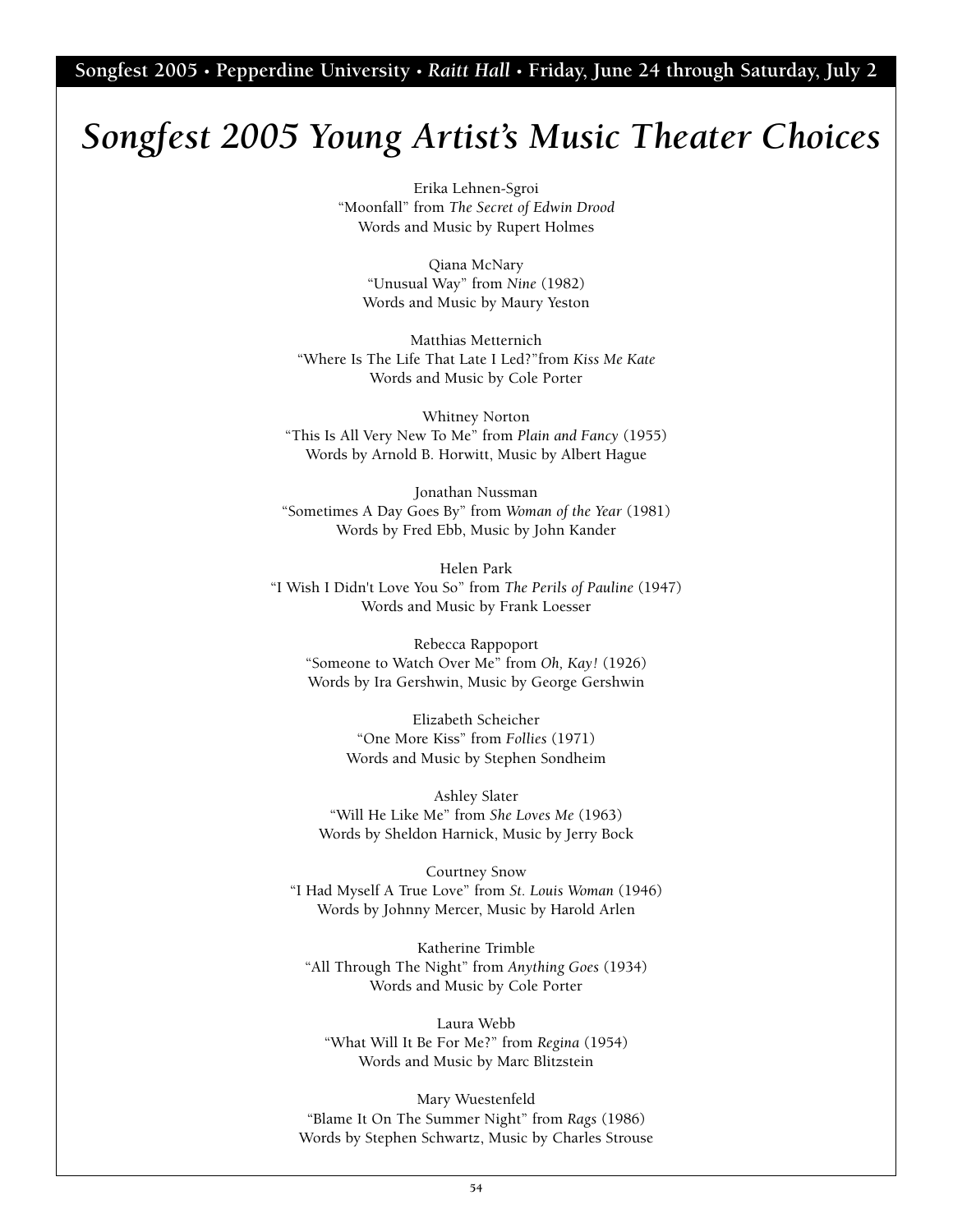# *Songfest 2005 Young Artist's Music Theater Choices*

Erika Lehnen-Sgroi
"Moonfall" from *The Secret of Edwin Drood*
Words and Music by Rupert Holmes

Qiana McNary
"Unusual Way" from *Nine* (1982)
Words and Music by Maury Yeston

Matthias Metternich
"Where Is The Life That Late I Led?"from *Kiss Me Kate*
Words and Music by Cole Porter

Whitney Norton
"This Is All Very New To Me" from *Plain and Fancy* (1955)
Words by Arnold B. Horwitt, Music by Albert Hague

Jonathan Nussman
"Sometimes A Day Goes By" from *Woman of the Year* (1981)
Words by Fred Ebb, Music by John Kander

Helen Park
"I Wish I Didn't Love You So" from *The Perils of Pauline* (1947)
Words and Music by Frank Loesser

Rebecca Rappoport
"Someone to Watch Over Me" from *Oh, Kay!* (1926)
Words by Ira Gershwin, Music by George Gershwin

Elizabeth Scheicher
"One More Kiss" from *Follies* (1971)
Words and Music by Stephen Sondheim

Ashley Slater
"Will He Like Me" from *She Loves Me* (1963)
Words by Sheldon Harnick, Music by Jerry Bock

Courtney Snow
"I Had Myself A True Love" from *St. Louis Woman* (1946)
Words by Johnny Mercer, Music by Harold Arlen

Katherine Trimble
"All Through The Night" from *Anything Goes* (1934)
Words and Music by Cole Porter

Laura Webb
"What Will It Be For Me?" from *Regina* (1954)
Words and Music by Marc Blitzstein

Mary Wuestenfeld
"Blame It On The Summer Night" from *Rags* (1986)
Words by Stephen Schwartz, Music by Charles Strouse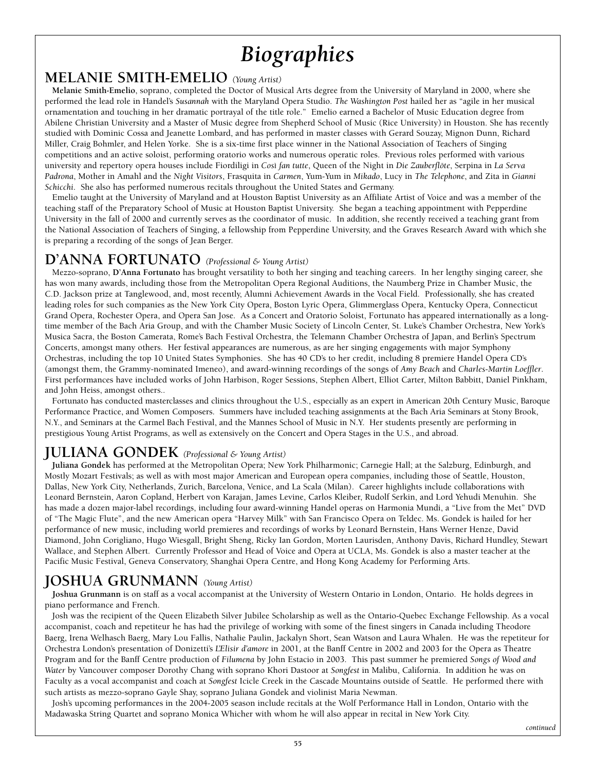# Biographies

## MELANIE SMITH-EMELIO *(Young Artist)*

**Melanie Smith-Emelio**, soprano, completed the Doctor of Musical Arts degree from the University of Maryland in 2000, where she performed the lead role in Handel's *Susannah* with the Maryland Opera Studio. *The Washington Post* hailed her as "agile in her musical ornamentation and touching in her dramatic portrayal of the title role." Emelio earned a Bachelor of Music Education degree from Abilene Christian University and a Master of Music degree from Shepherd School of Music (Rice University) in Houston. She has recently studied with Dominic Cossa and Jeanette Lombard, and has performed in master classes with Gerard Souzay, Mignon Dunn, Richard Miller, Craig Bohmler, and Helen Yorke. She is a six-time first place winner in the National Association of Teachers of Singing competitions and an active soloist, performing oratorio works and numerous operatic roles. Previous roles performed with various university and repertory opera houses include Fiordiligi in *Così fan tutte*, Queen of the Night in *Die Zauberflöte*, Serpina in *La Serva Padrona*, Mother in Amahl and the *Night Visitors*, Frasquita in *Carmen*, Yum-Yum in *Mikado*, Lucy in *The Telephone*, and Zita in *Gianni Schicchi*. She also has performed numerous recitals throughout the United States and Germany.

Emelio taught at the University of Maryland and at Houston Baptist University as an Affiliate Artist of Voice and was a member of the teaching staff of the Preparatory School of Music at Houston Baptist University. She began a teaching appointment with Pepperdine University in the fall of 2000 and currently serves as the coordinator of music. In addition, she recently received a teaching grant from the National Association of Teachers of Singing, a fellowship from Pepperdine University, and the Graves Research Award with which she is preparing a recording of the songs of Jean Berger.

## D'ANNA FORTUNATO *(Professional & Young Artist)*

Mezzo-soprano, **D'Anna Fortunato** has brought versatility to both her singing and teaching careers. In her lengthy singing career, she has won many awards, including those from the Metropolitan Opera Regional Auditions, the Naumberg Prize in Chamber Music, the C.D. Jackson prize at Tanglewood, and, most recently, Alumni Achievement Awards in the Vocal Field. Professionally, she has created leading roles for such companies as the New York City Opera, Boston Lyric Opera, Glimmerglass Opera, Kentucky Opera, Connecticut Grand Opera, Rochester Opera, and Opera San Jose. As a Concert and Oratorio Soloist, Fortunato has appeared internationally as a long-time member of the Bach Aria Group, and with the Chamber Music Society of Lincoln Center, St. Luke's Chamber Orchestra, New York's Musica Sacra, the Boston Camerata, Rome's Bach Festival Orchestra, the Telemann Chamber Orchestra of Japan, and Berlin's Spectrum Concerts, amongst many others. Her festival appearances are numerous, as are her singing engagements with major Symphony Orchestras, including the top 10 United States Symphonies. She has 40 CD's to her credit, including 8 premiere Handel Opera CD's (amongst them, the Grammy-nominated Imeneo), and award-winning recordings of the songs of *Amy Beach* and *Charles-Martin Loeffler*. First performances have included works of John Harbison, Roger Sessions, Stephen Albert, Elliot Carter, Milton Babbitt, Daniel Pinkham, and John Heiss, amongst others..

Fortunato has conducted masterclasses and clinics throughout the U.S., especially as an expert in American 20th Century Music, Baroque Performance Practice, and Women Composers. Summers have included teaching assignments at the Bach Aria Seminars at Stony Brook, N.Y., and Seminars at the Carmel Bach Festival, and the Mannes School of Music in N.Y. Her students presently are performing in prestigious Young Artist Programs, as well as extensively on the Concert and Opera Stages in the U.S., and abroad.

## JULIANA GONDEK *(Professional & Young Artist)*

**Juliana Gondek** has performed at the Metropolitan Opera; New York Philharmonic; Carnegie Hall; at the Salzburg, Edinburgh, and Mostly Mozart Festivals; as well as with most major American and European opera companies, including those of Seattle, Houston, Dallas, New York City, Netherlands, Zurich, Barcelona, Venice, and La Scala (Milan). Career highlights include collaborations with Leonard Bernstein, Aaron Copland, Herbert von Karajan, James Levine, Carlos Kleiber, Rudolf Serkin, and Lord Yehudi Menuhin. She has made a dozen major-label recordings, including four award-winning Handel operas on Harmonia Mundi, a "Live from the Met" DVD of "The Magic Flute", and the new American opera "Harvey Milk" with San Francisco Opera on Teldec. Ms. Gondek is hailed for her performance of new music, including world premieres and recordings of works by Leonard Bernstein, Hans Werner Henze, David Diamond, John Corigliano, Hugo Wiesgall, Bright Sheng, Ricky Ian Gordon, Morten Laurisden, Anthony Davis, Richard Hundley, Stewart Wallace, and Stephen Albert. Currently Professor and Head of Voice and Opera at UCLA, Ms. Gondek is also a master teacher at the Pacific Music Festival, Geneva Conservatory, Shanghai Opera Centre, and Hong Kong Academy for Performing Arts.

## JOSHUA GRUNMANN *(Young Artist)*

**Joshua Grunmann** is on staff as a vocal accompanist at the University of Western Ontario in London, Ontario. He holds degrees in piano performance and French.

Josh was the recipient of the Queen Elizabeth Silver Jubilee Scholarship as well as the Ontario-Quebec Exchange Fellowship. As a vocal accompanist, coach and repetiteur he has had the privilege of working with some of the finest singers in Canada including Theodore Baerg, Irena Welhasch Baerg, Mary Lou Fallis, Nathalie Paulin, Jackalyn Short, Sean Watson and Laura Whalen. He was the repetiteur for Orchestra London's presentation of Donizetti's *L'Elisir d'amore* in 2001, at the Banff Centre in 2002 and 2003 for the Opera as Theatre Program and for the Banff Centre production of *Filumena* by John Estacio in 2003. This past summer he premiered *Songs of Wood and Water* by Vancouver composer Dorothy Chang with soprano Khori Dastoor at *Songfest* in Malibu, California. In addition he was on Faculty as a vocal accompanist and coach at *Songfest* Icicle Creek in the Cascade Mountains outside of Seattle. He performed there with such artists as mezzo-soprano Gayle Shay, soprano Juliana Gondek and violinist Maria Newman.

Josh's upcoming performances in the 2004-2005 season include recitals at the Wolf Performance Hall in London, Ontario with the Madawaska String Quartet and soprano Monica Whicher with whom he will also appear in recital in New York City.

*continued*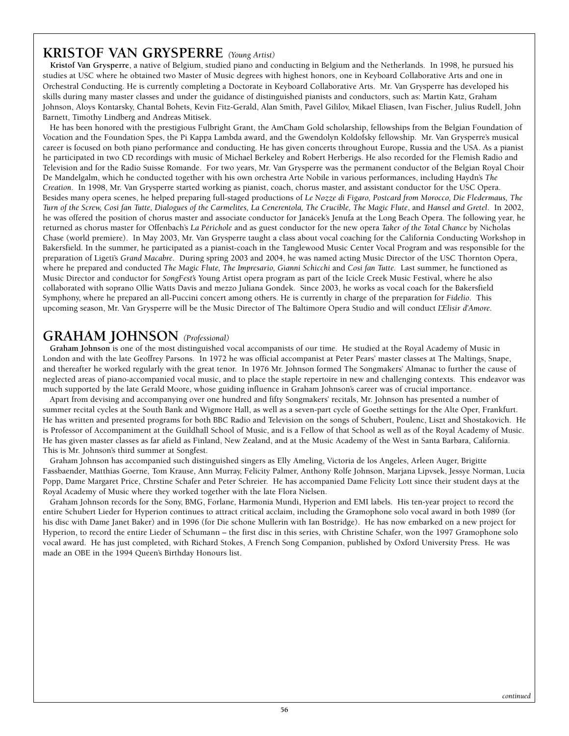## KRISTOF VAN GRYSPERRE *(Young Artist)*

**Kristof Van Grysperre**, a native of Belgium, studied piano and conducting in Belgium and the Netherlands. In 1998, he pursued his studies at USC where he obtained two Master of Music degrees with highest honors, one in Keyboard Collaborative Arts and one in Orchestral Conducting. He is currently completing a Doctorate in Keyboard Collaborative Arts. Mr. Van Grysperre has developed his skills during many master classes and under the guidance of distinguished pianists and conductors, such as: Martin Katz, Graham Johnson, Aloys Kontarsky, Chantal Bohets, Kevin Fitz-Gerald, Alan Smith, Pavel Gililov, Mikael Eliasen, Ivan Fischer, Julius Rudell, John Barnett, Timothy Lindberg and Andreas Mitisek.

He has been honored with the prestigious Fulbright Grant, the AmCham Gold scholarship, fellowships from the Belgian Foundation of Vocation and the Foundation Spes, the Pi Kappa Lambda award, and the Gwendolyn Koldofsky fellowship. Mr. Van Grysperre's musical career is focused on both piano performance and conducting. He has given concerts throughout Europe, Russia and the USA. As a pianist he participated in two CD recordings with music of Michael Berkeley and Robert Herberigs. He also recorded for the Flemish Radio and Television and for the Radio Suisse Romande. For two years, Mr. Van Grysperre was the permanent conductor of the Belgian Royal Choir De Mandelgalm, which he conducted together with his own orchestra Arte Nobile in various performances, including Haydn's *The Creation*. In 1998, Mr. Van Grysperre started working as pianist, coach, chorus master, and assistant conductor for the USC Opera. Besides many opera scenes, he helped preparing full-staged productions of *Le Nozze di Figaro, Postcard from Morocco, Die Fledermaus, The Turn of the Screw, Cosi fan Tutte, Dialogues of the Carmelites, La Cenerentola, The Crucible, The Magic Flute*, and *Hansel and Gretel*. In 2002, he was offered the position of chorus master and associate conductor for Janácek's Jenufa at the Long Beach Opera. The following year, he returned as chorus master for Offenbach's *La Périchole* and as guest conductor for the new opera *Taker of the Total Chance* by Nicholas Chase (world premiere). In May 2003, Mr. Van Grysperre taught a class about vocal coaching for the California Conducting Workshop in Bakersfield. In the summer, he participated as a pianist-coach in the Tanglewood Music Center Vocal Program and was responsible for the preparation of Ligeti's *Grand Macabre*. During spring 2003 and 2004, he was named acting Music Director of the USC Thornton Opera, where he prepared and conducted *The Magic Flute, The Impresario, Gianni Schicchi* and *Cosi fan Tutte*. Last summer, he functioned as Music Director and conductor for *SongFest's* Young Artist opera program as part of the Icicle Creek Music Festival, where he also collaborated with soprano Ollie Watts Davis and mezzo Juliana Gondek. Since 2003, he works as vocal coach for the Bakersfield Symphony, where he prepared an all-Puccini concert among others. He is currently in charge of the preparation for *Fidelio*. This upcoming season, Mr. Van Grysperre will be the Music Director of The Baltimore Opera Studio and will conduct *L'Elisir d'Amore*.

## GRAHAM JOHNSON *(Professional)*

**Graham Johnson** is one of the most distinguished vocal accompanists of our time. He studied at the Royal Academy of Music in London and with the late Geoffrey Parsons. In 1972 he was official accompanist at Peter Pears' master classes at The Maltings, Snape, and thereafter he worked regularly with the great tenor. In 1976 Mr. Johnson formed The Songmakers' Almanac to further the cause of neglected areas of piano-accompanied vocal music, and to place the staple repertoire in new and challenging contexts. This endeavor was much supported by the late Gerald Moore, whose guiding influence in Graham Johnson's career was of crucial importance.

Apart from devising and accompanying over one hundred and fifty Songmakers' recitals, Mr. Johnson has presented a number of summer recital cycles at the South Bank and Wigmore Hall, as well as a seven-part cycle of Goethe settings for the Alte Oper, Frankfurt. He has written and presented programs for both BBC Radio and Television on the songs of Schubert, Poulenc, Liszt and Shostakovich. He is Professor of Accompaniment at the Guildhall School of Music, and is a Fellow of that School as well as of the Royal Academy of Music. He has given master classes as far afield as Finland, New Zealand, and at the Music Academy of the West in Santa Barbara, California. This is Mr. Johnson's third summer at Songfest.

Graham Johnson has accompanied such distinguished singers as Elly Ameling, Victoria de los Angeles, Arleen Auger, Brigitte Fassbaender, Matthias Goerne, Tom Krause, Ann Murray, Felicity Palmer, Anthony Rolfe Johnson, Marjana Lipvsek, Jessye Norman, Lucia Popp, Dame Margaret Price, Chrstine Schafer and Peter Schreier. He has accompanied Dame Felicity Lott since their student days at the Royal Academy of Music where they worked together with the late Flora Nielsen.

Graham Johnson records for the Sony, BMG, Forlane, Harmonia Mundi, Hyperion and EMI labels. His ten-year project to record the entire Schubert Lieder for Hyperion continues to attract critical acclaim, including the Gramophone solo vocal award in both 1989 (for his disc with Dame Janet Baker) and in 1996 (for Die schone Mullerin with Ian Bostridge). He has now embarked on a new project for Hyperion, to record the entire Lieder of Schumann – the first disc in this series, with Christine Schafer, won the 1997 Gramophone solo vocal award. He has just completed, with Richard Stokes, A French Song Companion, published by Oxford University Press. He was made an OBE in the 1994 Queen's Birthday Honours list.

*continued*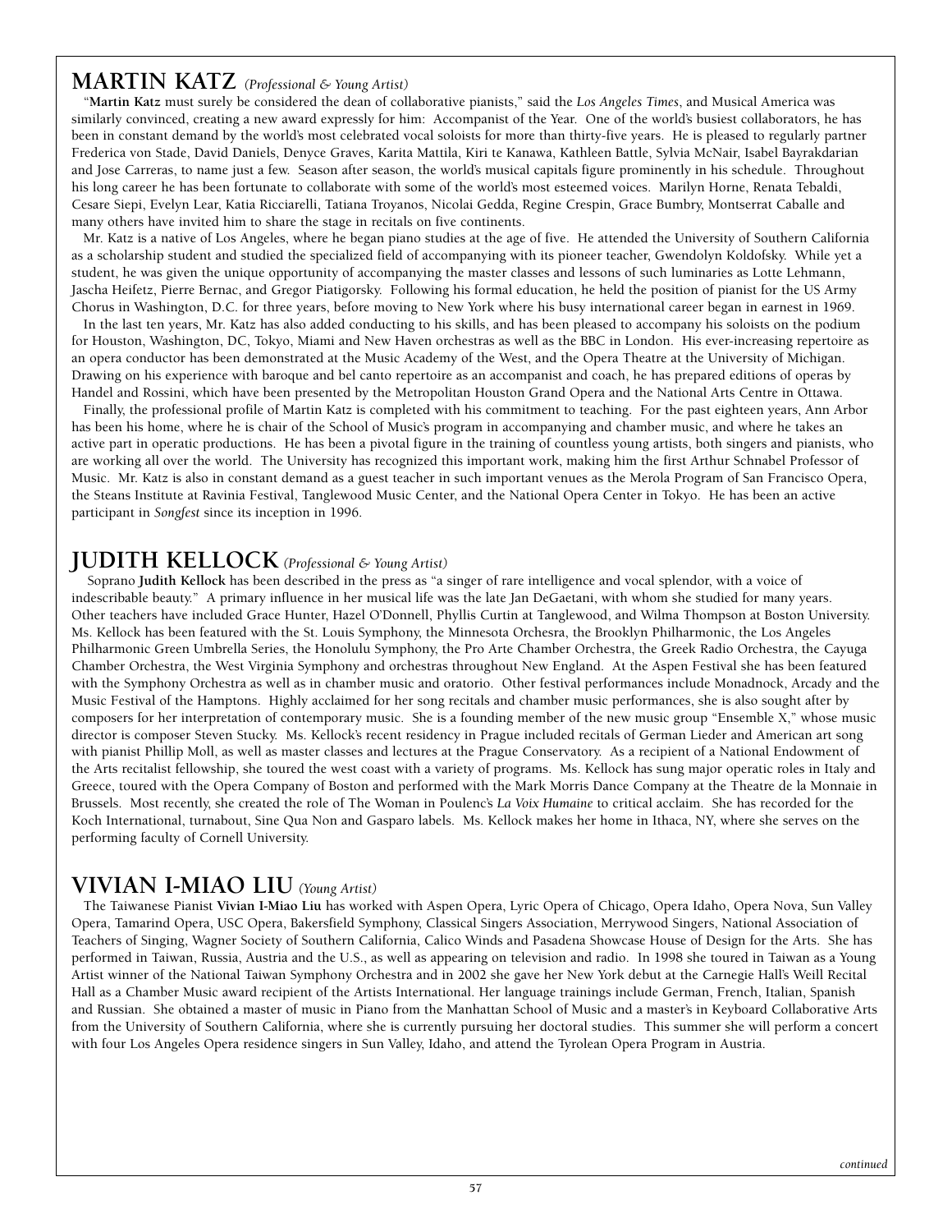## MARTIN KATZ *(Professional & Young Artist)*

"**Martin Katz** must surely be considered the dean of collaborative pianists," said the *Los Angeles Times*, and Musical America was similarly convinced, creating a new award expressly for him: Accompanist of the Year. One of the world's busiest collaborators, he has been in constant demand by the world's most celebrated vocal soloists for more than thirty-five years. He is pleased to regularly partner Frederica von Stade, David Daniels, Denyce Graves, Karita Mattila, Kiri te Kanawa, Kathleen Battle, Sylvia McNair, Isabel Bayrakdarian and Jose Carreras, to name just a few. Season after season, the world's musical capitals figure prominently in his schedule. Throughout his long career he has been fortunate to collaborate with some of the world's most esteemed voices. Marilyn Horne, Renata Tebaldi, Cesare Siepi, Evelyn Lear, Katia Ricciarelli, Tatiana Troyanos, Nicolai Gedda, Regine Crespin, Grace Bumbry, Montserrat Caballe and many others have invited him to share the stage in recitals on five continents.

Mr. Katz is a native of Los Angeles, where he began piano studies at the age of five. He attended the University of Southern California as a scholarship student and studied the specialized field of accompanying with its pioneer teacher, Gwendolyn Koldofsky. While yet a student, he was given the unique opportunity of accompanying the master classes and lessons of such luminaries as Lotte Lehmann, Jascha Heifetz, Pierre Bernac, and Gregor Piatigorsky. Following his formal education, he held the position of pianist for the US Army Chorus in Washington, D.C. for three years, before moving to New York where his busy international career began in earnest in 1969.

In the last ten years, Mr. Katz has also added conducting to his skills, and has been pleased to accompany his soloists on the podium for Houston, Washington, DC, Tokyo, Miami and New Haven orchestras as well as the BBC in London. His ever-increasing repertoire as an opera conductor has been demonstrated at the Music Academy of the West, and the Opera Theatre at the University of Michigan. Drawing on his experience with baroque and bel canto repertoire as an accompanist and coach, he has prepared editions of operas by Handel and Rossini, which have been presented by the Metropolitan Houston Grand Opera and the National Arts Centre in Ottawa.

Finally, the professional profile of Martin Katz is completed with his commitment to teaching. For the past eighteen years, Ann Arbor has been his home, where he is chair of the School of Music's program in accompanying and chamber music, and where he takes an active part in operatic productions. He has been a pivotal figure in the training of countless young artists, both singers and pianists, who are working all over the world. The University has recognized this important work, making him the first Arthur Schnabel Professor of Music. Mr. Katz is also in constant demand as a guest teacher in such important venues as the Merola Program of San Francisco Opera, the Steans Institute at Ravinia Festival, Tanglewood Music Center, and the National Opera Center in Tokyo. He has been an active participant in *Songfest* since its inception in 1996.

## JUDITH KELLOCK *(Professional & Young Artist)*

Soprano **Judith Kellock** has been described in the press as "a singer of rare intelligence and vocal splendor, with a voice of indescribable beauty." A primary influence in her musical life was the late Jan DeGaetani, with whom she studied for many years. Other teachers have included Grace Hunter, Hazel O'Donnell, Phyllis Curtin at Tanglewood, and Wilma Thompson at Boston University. Ms. Kellock has been featured with the St. Louis Symphony, the Minnesota Orchesra, the Brooklyn Philharmonic, the Los Angeles Philharmonic Green Umbrella Series, the Honolulu Symphony, the Pro Arte Chamber Orchestra, the Greek Radio Orchestra, the Cayuga Chamber Orchestra, the West Virginia Symphony and orchestras throughout New England. At the Aspen Festival she has been featured with the Symphony Orchestra as well as in chamber music and oratorio. Other festival performances include Monadnock, Arcady and the Music Festival of the Hamptons. Highly acclaimed for her song recitals and chamber music performances, she is also sought after by composers for her interpretation of contemporary music. She is a founding member of the new music group "Ensemble X," whose music director is composer Steven Stucky. Ms. Kellock's recent residency in Prague included recitals of German Lieder and American art song with pianist Phillip Moll, as well as master classes and lectures at the Prague Conservatory. As a recipient of a National Endowment of the Arts recitalist fellowship, she toured the west coast with a variety of programs. Ms. Kellock has sung major operatic roles in Italy and Greece, toured with the Opera Company of Boston and performed with the Mark Morris Dance Company at the Theatre de la Monnaie in Brussels. Most recently, she created the role of The Woman in Poulenc's *La Voix Humaine* to critical acclaim. She has recorded for the Koch International, turnabout, Sine Qua Non and Gasparo labels. Ms. Kellock makes her home in Ithaca, NY, where she serves on the performing faculty of Cornell University.

## VIVIAN I-MIAO LIU *(Young Artist)*

The Taiwanese Pianist **Vivian I-Miao Liu** has worked with Aspen Opera, Lyric Opera of Chicago, Opera Idaho, Opera Nova, Sun Valley Opera, Tamarind Opera, USC Opera, Bakersfield Symphony, Classical Singers Association, Merrywood Singers, National Association of Teachers of Singing, Wagner Society of Southern California, Calico Winds and Pasadena Showcase House of Design for the Arts. She has performed in Taiwan, Russia, Austria and the U.S., as well as appearing on television and radio. In 1998 she toured in Taiwan as a Young Artist winner of the National Taiwan Symphony Orchestra and in 2002 she gave her New York debut at the Carnegie Hall's Weill Recital Hall as a Chamber Music award recipient of the Artists International. Her language trainings include German, French, Italian, Spanish and Russian. She obtained a master of music in Piano from the Manhattan School of Music and a master's in Keyboard Collaborative Arts from the University of Southern California, where she is currently pursuing her doctoral studies. This summer she will perform a concert with four Los Angeles Opera residence singers in Sun Valley, Idaho, and attend the Tyrolean Opera Program in Austria.

*continued*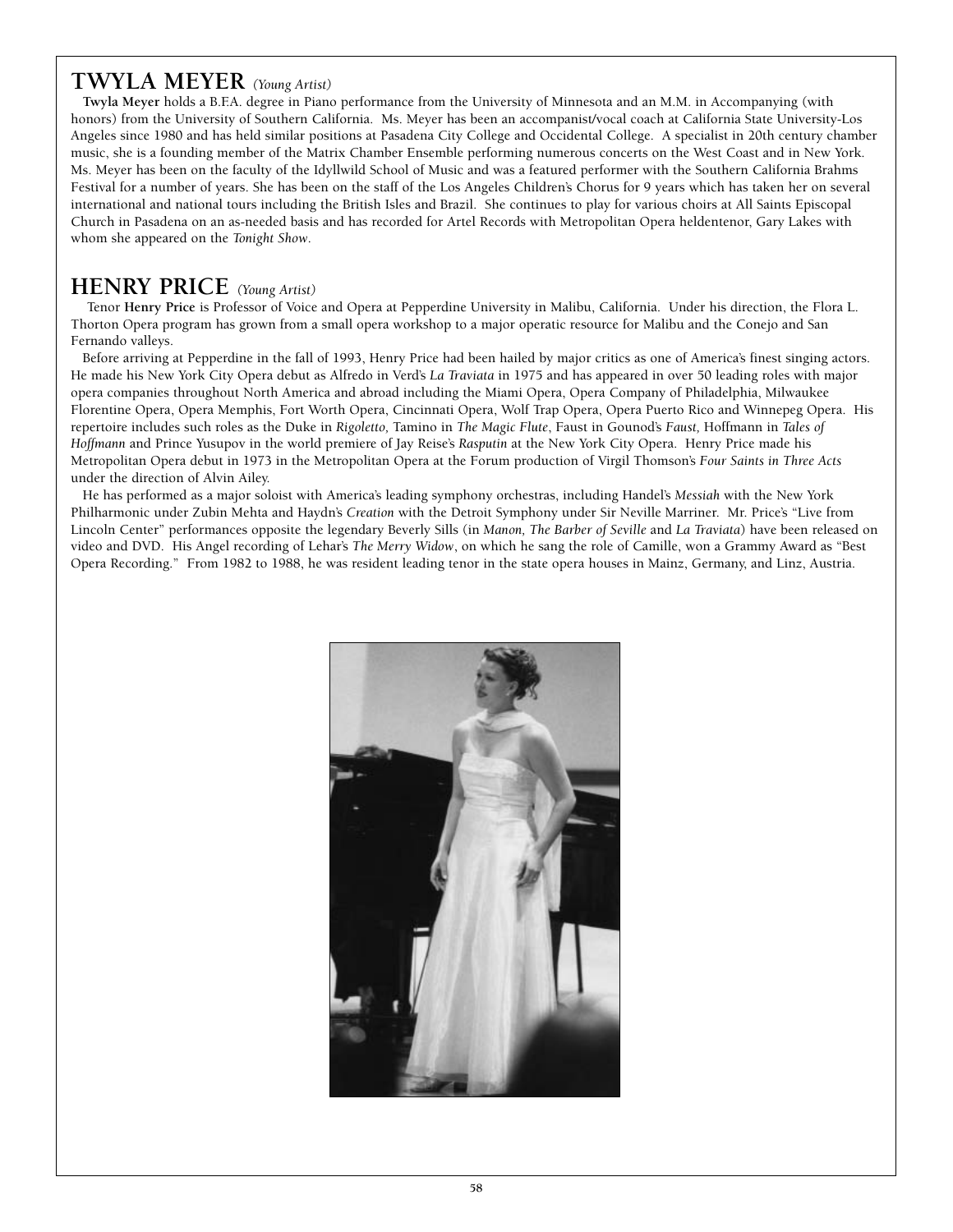## TWYLA MEYER *(Young Artist)*

**Twyla Meyer** holds a B.F.A. degree in Piano performance from the University of Minnesota and an M.M. in Accompanying (with honors) from the University of Southern California. Ms. Meyer has been an accompanist/vocal coach at California State University-Los Angeles since 1980 and has held similar positions at Pasadena City College and Occidental College. A specialist in 20th century chamber music, she is a founding member of the Matrix Chamber Ensemble performing numerous concerts on the West Coast and in New York. Ms. Meyer has been on the faculty of the Idyllwild School of Music and was a featured performer with the Southern California Brahms Festival for a number of years. She has been on the staff of the Los Angeles Children's Chorus for 9 years which has taken her on several international and national tours including the British Isles and Brazil. She continues to play for various choirs at All Saints Episcopal Church in Pasadena on an as-needed basis and has recorded for Artel Records with Metropolitan Opera heldentenor, Gary Lakes with whom she appeared on the *Tonight Show*.

## HENRY PRICE *(Young Artist)*

Tenor **Henry Price** is Professor of Voice and Opera at Pepperdine University in Malibu, California. Under his direction, the Flora L. Thorton Opera program has grown from a small opera workshop to a major operatic resource for Malibu and the Conejo and San Fernando valleys.

Before arriving at Pepperdine in the fall of 1993, Henry Price had been hailed by major critics as one of America's finest singing actors. He made his New York City Opera debut as Alfredo in Verd's *La Traviata* in 1975 and has appeared in over 50 leading roles with major opera companies throughout North America and abroad including the Miami Opera, Opera Company of Philadelphia, Milwaukee Florentine Opera, Opera Memphis, Fort Worth Opera, Cincinnati Opera, Wolf Trap Opera, Opera Puerto Rico and Winnepeg Opera. His repertoire includes such roles as the Duke in *Rigoletto,* Tamino in *The Magic Flute*, Faust in Gounod's *Faust,* Hoffmann in *Tales of Hoffmann* and Prince Yusupov in the world premiere of Jay Reise's *Rasputin* at the New York City Opera. Henry Price made his Metropolitan Opera debut in 1973 in the Metropolitan Opera at the Forum production of Virgil Thomson's *Four Saints in Three Acts* under the direction of Alvin Ailey.

He has performed as a major soloist with America's leading symphony orchestras, including Handel's *Messiah* with the New York Philharmonic under Zubin Mehta and Haydn's *Creation* with the Detroit Symphony under Sir Neville Marriner. Mr. Price's "Live from Lincoln Center" performances opposite the legendary Beverly Sills (in *Manon, The Barber of Seville* and *La Traviata*) have been released on video and DVD. His Angel recording of Lehar's *The Merry Widow*, on which he sang the role of Camille, won a Grammy Award as "Best Opera Recording." From 1982 to 1988, he was resident leading tenor in the state opera houses in Mainz, Germany, and Linz, Austria.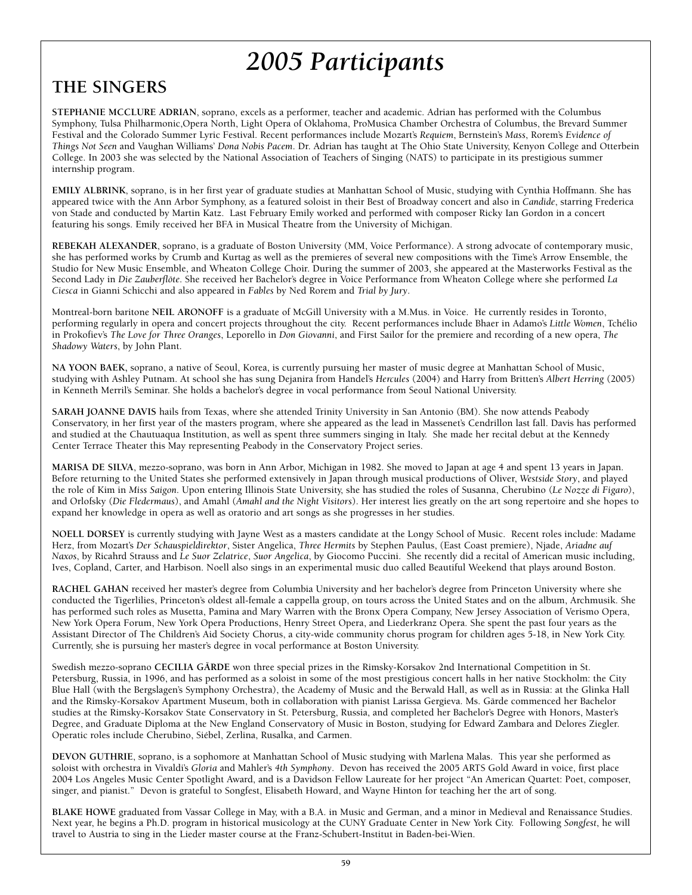# *2005 Participants*

## THE SINGERS

**STEPHANIE MCCLURE ADRIAN**, soprano, excels as a performer, teacher and academic. Adrian has performed with the Columbus Symphony, Tulsa Philharmonic,Opera North, Light Opera of Oklahoma, ProMusica Chamber Orchestra of Columbus, the Brevard Summer Festival and the Colorado Summer Lyric Festival. Recent performances include Mozart's *Requiem*, Bernstein's *Mass*, Rorem's *Evidence of Things Not Seen* and Vaughan Williams' *Dona Nobis Pacem*. Dr. Adrian has taught at The Ohio State University, Kenyon College and Otterbein College. In 2003 she was selected by the National Association of Teachers of Singing (NATS) to participate in its prestigious summer internship program.

**EMILY ALBRINK**, soprano, is in her first year of graduate studies at Manhattan School of Music, studying with Cynthia Hoffmann. She has appeared twice with the Ann Arbor Symphony, as a featured soloist in their Best of Broadway concert and also in *Candide*, starring Frederica von Stade and conducted by Martin Katz. Last February Emily worked and performed with composer Ricky Ian Gordon in a concert featuring his songs. Emily received her BFA in Musical Theatre from the University of Michigan.

**REBEKAH ALEXANDER**, soprano, is a graduate of Boston University (MM, Voice Performance). A strong advocate of contemporary music, she has performed works by Crumb and Kurtag as well as the premieres of several new compositions with the Time's Arrow Ensemble, the Studio for New Music Ensemble, and Wheaton College Choir. During the summer of 2003, she appeared at the Masterworks Festival as the Second Lady in *Die Zauberflöte*. She received her Bachelor's degree in Voice Performance from Wheaton College where she performed *La Ciesca* in Gianni Schicchi and also appeared in *Fables* by Ned Rorem and *Trial by Jury*.

Montreal-born baritone **NEIL ARONOFF** is a graduate of McGill University with a M.Mus. in Voice. He currently resides in Toronto, performing regularly in opera and concert projects throughout the city. Recent performances include Bhaer in Adamo's *Little Women*, Tchélio in Prokofiev's *The Love for Three Oranges*, Leporello in *Don Giovanni*, and First Sailor for the premiere and recording of a new opera, *The Shadowy Waters*, by John Plant.

**NA YOON BAEK**, soprano, a native of Seoul, Korea, is currently pursuing her master of music degree at Manhattan School of Music, studying with Ashley Putnam. At school she has sung Dejanira from Handel's *Hercules* (2004) and Harry from Britten's *Albert Herring* (2005) in Kenneth Merril's Seminar. She holds a bachelor's degree in vocal performance from Seoul National University.

**SARAH JOANNE DAVIS** hails from Texas, where she attended Trinity University in San Antonio (BM). She now attends Peabody Conservatory, in her first year of the masters program, where she appeared as the lead in Massenet's Cendrillon last fall. Davis has performed and studied at the Chautuaqua Institution, as well as spent three summers singing in Italy. She made her recital debut at the Kennedy Center Terrace Theater this May representing Peabody in the Conservatory Project series.

**MARISA DE SILVA**, mezzo-soprano, was born in Ann Arbor, Michigan in 1982. She moved to Japan at age 4 and spent 13 years in Japan. Before returning to the United States she performed extensively in Japan through musical productions of Oliver, *Westside Story*, and played the role of Kim in *Miss Saigon*. Upon entering Illinois State University, she has studied the roles of Susanna, Cherubino (*Le Nozze di Figaro*), and Orlofsky (*Die Fledermaus*), and Amahl (*Amahl and the Night Visitors*). Her interest lies greatly on the art song repertoire and she hopes to expand her knowledge in opera as well as oratorio and art songs as she progresses in her studies.

**NOELL DORSEY** is currently studying with Jayne West as a masters candidate at the Longy School of Music. Recent roles include: Madame Herz, from Mozart's *Der Schauspieldirektor*, Sister Angelica, *Three Hermits* by Stephen Paulus, (East Coast premiere), Njade, *Ariadne auf Naxos*, by Ricahrd Strauss and *Le Suor Zelatrice*, *Suor Angelica*, by Giocomo Puccini. She recently did a recital of American music including, Ives, Copland, Carter, and Harbison. Noell also sings in an experimental music duo called Beautiful Weekend that plays around Boston.

**RACHEL GAHAN** received her master's degree from Columbia University and her bachelor's degree from Princeton University where she conducted the Tigerlilies, Princeton's oldest all-female a cappella group, on tours across the United States and on the album, Archmusik. She has performed such roles as Musetta, Pamina and Mary Warren with the Bronx Opera Company, New Jersey Association of Verismo Opera, New York Opera Forum, New York Opera Productions, Henry Street Opera, and Liederkranz Opera. She spent the past four years as the Assistant Director of The Children's Aid Society Chorus, a city-wide community chorus program for children ages 5-18, in New York City. Currently, she is pursuing her master's degree in vocal performance at Boston University.

Swedish mezzo-soprano **CECILIA GÄRDE** won three special prizes in the Rimsky-Korsakov 2nd International Competition in St. Petersburg, Russia, in 1996, and has performed as a soloist in some of the most prestigious concert halls in her native Stockholm: the City Blue Hall (with the Bergslagen's Symphony Orchestra), the Academy of Music and the Berwald Hall, as well as in Russia: at the Glinka Hall and the Rimsky-Korsakov Apartment Museum, both in collaboration with pianist Larissa Gergieva. Ms. Gärde commenced her Bachelor studies at the Rimsky-Korsakov State Conservatory in St. Petersburg, Russia, and completed her Bachelor's Degree with Honors, Master's Degree, and Graduate Diploma at the New England Conservatory of Music in Boston, studying for Edward Zambara and Delores Ziegler. Operatic roles include Cherubino, Siébel, Zerlina, Rusalka, and Carmen.

**DEVON GUTHRIE**, soprano, is a sophomore at Manhattan School of Music studying with Marlena Malas. This year she performed as soloist with orchestra in Vivaldi's *Gloria* and Mahler's *4th Symphony*. Devon has received the 2005 ARTS Gold Award in voice, first place 2004 Los Angeles Music Center Spotlight Award, and is a Davidson Fellow Laureate for her project "An American Quartet: Poet, composer, singer, and pianist." Devon is grateful to Songfest, Elisabeth Howard, and Wayne Hinton for teaching her the art of song.

**BLAKE HOWE** graduated from Vassar College in May, with a B.A. in Music and German, and a minor in Medieval and Renaissance Studies. Next year, he begins a Ph.D. program in historical musicology at the CUNY Graduate Center in New York City. Following *Songfest*, he will travel to Austria to sing in the Lieder master course at the Franz-Schubert-Institut in Baden-bei-Wien.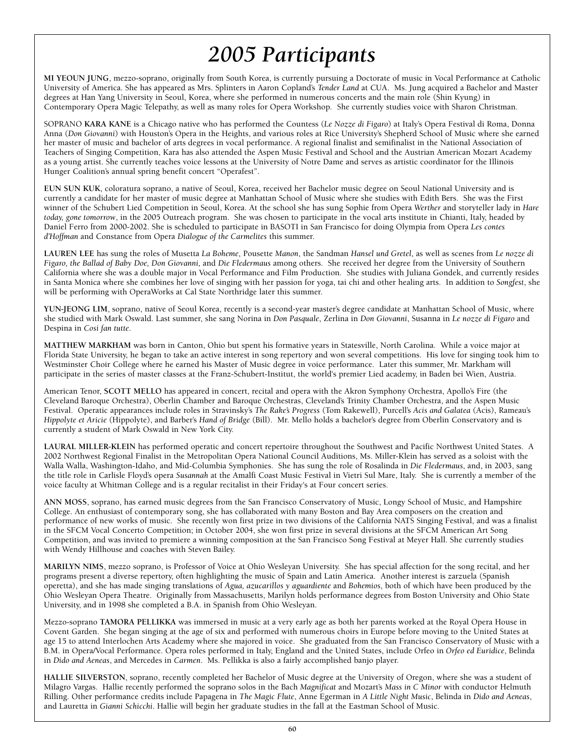# *2005 Participants*

**MI YEOUN JUNG**, mezzo-soprano, originally from South Korea, is currently pursuing a Doctorate of music in Vocal Performance at Catholic University of America. She has appeared as Mrs. Splinters in Aaron Copland's *Tender Land* at CUA. Ms. Jung acquired a Bachelor and Master degrees at Han Yang University in Seoul, Korea, where she performed in numerous concerts and the main role (Shin Kyung) in Contemporary Opera Magic Telepathy, as well as many roles for Opera Workshop. She currently studies voice with Sharon Christman.

SOPRANO **KARA KANE** is a Chicago native who has performed the Countess (*Le Nozze di Figaro*) at Italy's Opera Festival di Roma, Donna Anna (*Don Giovanni*) with Houston's Opera in the Heights, and various roles at Rice University's Shepherd School of Music where she earned her master of music and bachelor of arts degrees in vocal performance. A regional finalist and semifinalist in the National Association of Teachers of Singing Competition, Kara has also attended the Aspen Music Festival and School and the Austrian American Mozart Academy as a young artist. She currently teaches voice lessons at the University of Notre Dame and serves as artistic coordinator for the Illinois Hunger Coalition's annual spring benefit concert "Operafest".

**EUN SUN KUK**, coloratura soprano, a native of Seoul, Korea, received her Bachelor music degree on Seoul National University and is currently a candidate for her master of music degree at Manhattan School of Music where she studies with Edith Bers. She was the First winner of the Schubert Lied Competition in Seoul, Korea. At the school she has sung Sophie from Opera *Werther* and storyteller lady in *Hare today, gone tomorrow*, in the 2005 Outreach program. She was chosen to participate in the vocal arts institute in Chianti, Italy, headed by Daniel Ferro from 2000-2002. She is scheduled to participate in BASOTI in San Francisco for doing Olympia from Opera *Les contes d'Hoffman* and Constance from Opera *Dialogue of the Carmelites* this summer.

**LAUREN LEE** has sung the roles of Musetta *La Boheme*, Pousette *Manon*, the Sandman *Hansel und Gretel*, as well as scenes from *Le nozze di Figaro, the Ballad of Baby Doe, Don Giovanni,* and *Die Fledermaus* among others. She received her degree from the University of Southern California where she was a double major in Vocal Performance and Film Production. She studies with Juliana Gondek, and currently resides in Santa Monica where she combines her love of singing with her passion for yoga, tai chi and other healing arts. In addition to *Songfest*, she will be performing with OperaWorks at Cal State Northridge later this summer.

**YUN-JEONG LIM**, soprano, native of Seoul Korea, recently is a second-year master's degree candidate at Manhattan School of Music, where she studied with Mark Oswald. Last summer, she sang Norina in *Don Pasquale*, Zerlina in *Don Giovanni*, Susanna in *Le nozze di Figaro* and Despina in *Cosi fan tutte*.

**MATTHEW MARKHAM** was born in Canton, Ohio but spent his formative years in Statesville, North Carolina. While a voice major at Florida State University, he began to take an active interest in song repertory and won several competitions. His love for singing took him to Westminster Choir College where he earned his Master of Music degree in voice performance. Later this summer, Mr. Markham will participate in the series of master classes at the Franz-Schubert-Institut, the world's premier Lied academy, in Baden bei Wien, Austria.

American Tenor, **SCOTT MELLO** has appeared in concert, recital and opera with the Akron Symphony Orchestra, Apollo's Fire (the Cleveland Baroque Orchestra), Oberlin Chamber and Baroque Orchestras, Cleveland's Trinity Chamber Orchestra, and the Aspen Music Festival. Operatic appearances include roles in Stravinsky's *The Rake's Progress* (Tom Rakewell), Purcell's *Acis and Galatea* (Acis), Rameau's *Hippolyte et Aricie* (Hippolyte), and Barber's *Hand of Bridge* (Bill). Mr. Mello holds a bachelor's degree from Oberlin Conservatory and is currently a student of Mark Oswald in New York City.

**LAURAL MILLER-KLEIN** has performed operatic and concert repertoire throughout the Southwest and Pacific Northwest United States. A 2002 Northwest Regional Finalist in the Metropolitan Opera National Council Auditions, Ms. Miller-Klein has served as a soloist with the Walla Walla, Washington-Idaho, and Mid-Columbia Symphonies. She has sung the role of Rosalinda in *Die Fledermaus*, and, in 2003, sang the title role in Carlisle Floyd's opera *Susannah* at the Amalfi Coast Music Festival in Vietri Sul Mare, Italy. She is currently a member of the voice faculty at Whitman College and is a regular recitalist in their Friday's at Four concert series.

**ANN MOSS**, soprano, has earned music degrees from the San Francisco Conservatory of Music, Longy School of Music, and Hampshire College. An enthusiast of contemporary song, she has collaborated with many Boston and Bay Area composers on the creation and performance of new works of music. She recently won first prize in two divisions of the California NATS Singing Festival, and was a finalist in the SFCM Vocal Concerto Competition; in October 2004, she won first prize in several divisions at the SFCM American Art Song Competition, and was invited to premiere a winning composition at the San Francisco Song Festival at Meyer Hall. She currently studies with Wendy Hillhouse and coaches with Steven Bailey.

**MARILYN NIMS**, mezzo soprano, is Professor of Voice at Ohio Wesleyan University. She has special affection for the song recital, and her programs present a diverse repertory, often highlighting the music of Spain and Latin America. Another interest is zarzuela (Spanish operetta), and she has made singing translations of *Agua, azucarillos y aguardiente* and *Bohemios*, both of which have been produced by the Ohio Wesleyan Opera Theatre. Originally from Massachusetts, Marilyn holds performance degrees from Boston University and Ohio State University, and in 1998 she completed a B.A. in Spanish from Ohio Wesleyan.

Mezzo-soprano **TAMORA PELLIKKA** was immersed in music at a very early age as both her parents worked at the Royal Opera House in Covent Garden. She began singing at the age of six and performed with numerous choirs in Europe before moving to the United States at age 15 to attend Interlochen Arts Academy where she majored in voice. She graduated from the San Francisco Conservatory of Music with a B.M. in Opera/Vocal Performance. Opera roles performed in Italy, England and the United States, include Orfeo in *Orfeo ed Euridice*, Belinda in *Dido and Aeneas*, and Mercedes in *Carmen*. Ms. Pellikka is also a fairly accomplished banjo player.

**HALLIE SILVERSTON**, soprano, recently completed her Bachelor of Music degree at the University of Oregon, where she was a student of Milagro Vargas. Hallie recently performed the soprano solos in the Bach *Magnificat* and Mozart's *Mass in C Minor* with conductor Helmuth Rilling. Other performance credits include Papagena in *The Magic Flute*, Anne Egerman in *A Little Night Music*, Belinda in *Dido and Aeneas*, and Lauretta in *Gianni Schicchi*. Hallie will begin her graduate studies in the fall at the Eastman School of Music.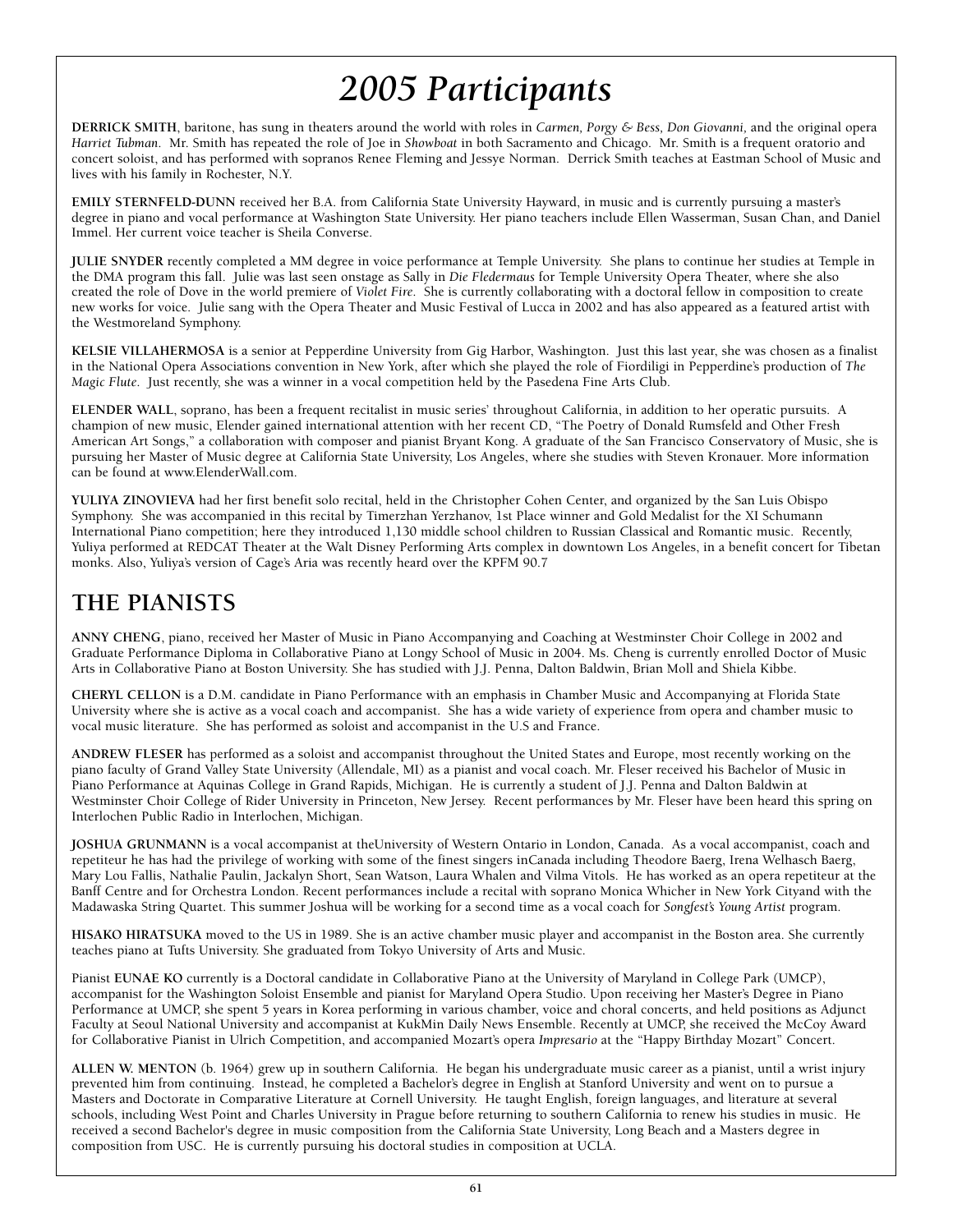# 2005 Participants

**DERRICK SMITH**, baritone, has sung in theaters around the world with roles in *Carmen, Porgy & Bess, Don Giovanni*, and the original opera *Harriet Tubman*. Mr. Smith has repeated the role of Joe in *Showboat* in both Sacramento and Chicago. Mr. Smith is a frequent oratorio and concert soloist, and has performed with sopranos Renee Fleming and Jessye Norman. Derrick Smith teaches at Eastman School of Music and lives with his family in Rochester, N.Y.

**EMILY STERNFELD-DUNN** received her B.A. from California State University Hayward, in music and is currently pursuing a master's degree in piano and vocal performance at Washington State University. Her piano teachers include Ellen Wasserman, Susan Chan, and Daniel Immel. Her current voice teacher is Sheila Converse.

**JULIE SNYDER** recently completed a MM degree in voice performance at Temple University. She plans to continue her studies at Temple in the DMA program this fall. Julie was last seen onstage as Sally in *Die Fledermaus* for Temple University Opera Theater, where she also created the role of Dove in the world premiere of *Violet Fire*. She is currently collaborating with a doctoral fellow in composition to create new works for voice. Julie sang with the Opera Theater and Music Festival of Lucca in 2002 and has also appeared as a featured artist with the Westmoreland Symphony.

**KELSIE VILLAHERMOSA** is a senior at Pepperdine University from Gig Harbor, Washington. Just this last year, she was chosen as a finalist in the National Opera Associations convention in New York, after which she played the role of Fiordiligi in Pepperdine's production of *The Magic Flute*. Just recently, she was a winner in a vocal competition held by the Pasedena Fine Arts Club.

**ELENDER WALL**, soprano, has been a frequent recitalist in music series' throughout California, in addition to her operatic pursuits. A champion of new music, Elender gained international attention with her recent CD, "The Poetry of Donald Rumsfeld and Other Fresh American Art Songs," a collaboration with composer and pianist Bryant Kong. A graduate of the San Francisco Conservatory of Music, she is pursuing her Master of Music degree at California State University, Los Angeles, where she studies with Steven Kronauer. More information can be found at www.ElenderWall.com.

**YULIYA ZINOVIEVA** had her first benefit solo recital, held in the Christopher Cohen Center, and organized by the San Luis Obispo Symphony. She was accompanied in this recital by Timerzhan Yerzhanov, 1st Place winner and Gold Medalist for the XI Schumann International Piano competition; here they introduced 1,130 middle school children to Russian Classical and Romantic music. Recently, Yuliya performed at REDCAT Theater at the Walt Disney Performing Arts complex in downtown Los Angeles, in a benefit concert for Tibetan monks. Also, Yuliya's version of Cage's Aria was recently heard over the KPFM 90.7

## THE PIANISTS

**ANNY CHENG**, piano, received her Master of Music in Piano Accompanying and Coaching at Westminster Choir College in 2002 and Graduate Performance Diploma in Collaborative Piano at Longy School of Music in 2004. Ms. Cheng is currently enrolled Doctor of Music Arts in Collaborative Piano at Boston University. She has studied with J.J. Penna, Dalton Baldwin, Brian Moll and Shiela Kibbe.

**CHERYL CELLON** is a D.M. candidate in Piano Performance with an emphasis in Chamber Music and Accompanying at Florida State University where she is active as a vocal coach and accompanist. She has a wide variety of experience from opera and chamber music to vocal music literature. She has performed as soloist and accompanist in the U.S and France.

**ANDREW FLESER** has performed as a soloist and accompanist throughout the United States and Europe, most recently working on the piano faculty of Grand Valley State University (Allendale, MI) as a pianist and vocal coach. Mr. Fleser received his Bachelor of Music in Piano Performance at Aquinas College in Grand Rapids, Michigan. He is currently a student of J.J. Penna and Dalton Baldwin at Westminster Choir College of Rider University in Princeton, New Jersey. Recent performances by Mr. Fleser have been heard this spring on Interlochen Public Radio in Interlochen, Michigan.

**JOSHUA GRUNMANN** is a vocal accompanist at theUniversity of Western Ontario in London, Canada. As a vocal accompanist, coach and repetiteur he has had the privilege of working with some of the finest singers inCanada including Theodore Baerg, Irena Welhasch Baerg, Mary Lou Fallis, Nathalie Paulin, Jackalyn Short, Sean Watson, Laura Whalen and Vilma Vitols. He has worked as an opera repetiteur at the Banff Centre and for Orchestra London. Recent performances include a recital with soprano Monica Whicher in New York Cityand with the Madawaska String Quartet. This summer Joshua will be working for a second time as a vocal coach for *Songfest's Young Artist* program.

**HISAKO HIRATSUKA** moved to the US in 1989. She is an active chamber music player and accompanist in the Boston area. She currently teaches piano at Tufts University. She graduated from Tokyo University of Arts and Music.

Pianist **EUNAE KO** currently is a Doctoral candidate in Collaborative Piano at the University of Maryland in College Park (UMCP), accompanist for the Washington Soloist Ensemble and pianist for Maryland Opera Studio. Upon receiving her Master's Degree in Piano Performance at UMCP, she spent 5 years in Korea performing in various chamber, voice and choral concerts, and held positions as Adjunct Faculty at Seoul National University and accompanist at KukMin Daily News Ensemble. Recently at UMCP, she received the McCoy Award for Collaborative Pianist in Ulrich Competition, and accompanied Mozart's opera *Impresario* at the "Happy Birthday Mozart" Concert.

**ALLEN W. MENTON** (b. 1964) grew up in southern California. He began his undergraduate music career as a pianist, until a wrist injury prevented him from continuing. Instead, he completed a Bachelor's degree in English at Stanford University and went on to pursue a Masters and Doctorate in Comparative Literature at Cornell University. He taught English, foreign languages, and literature at several schools, including West Point and Charles University in Prague before returning to southern California to renew his studies in music. He received a second Bachelor's degree in music composition from the California State University, Long Beach and a Masters degree in composition from USC. He is currently pursuing his doctoral studies in composition at UCLA.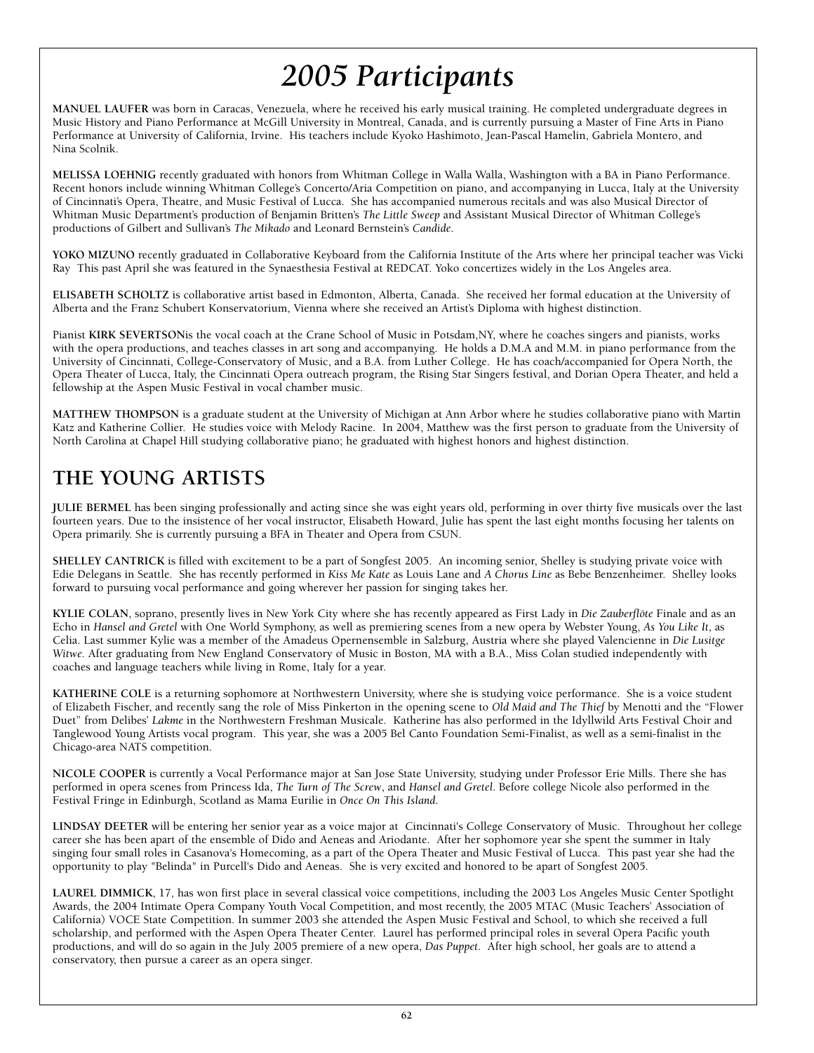# *2005 Participants*

**MANUEL LAUFER** was born in Caracas, Venezuela, where he received his early musical training. He completed undergraduate degrees in Music History and Piano Performance at McGill University in Montreal, Canada, and is currently pursuing a Master of Fine Arts in Piano Performance at University of California, Irvine. His teachers include Kyoko Hashimoto, Jean-Pascal Hamelin, Gabriela Montero, and Nina Scolnik.

**MELISSA LOEHNIG** recently graduated with honors from Whitman College in Walla Walla, Washington with a BA in Piano Performance. Recent honors include winning Whitman College's Concerto/Aria Competition on piano, and accompanying in Lucca, Italy at the University of Cincinnati's Opera, Theatre, and Music Festival of Lucca. She has accompanied numerous recitals and was also Musical Director of Whitman Music Department's production of Benjamin Britten's *The Little Sweep* and Assistant Musical Director of Whitman College's productions of Gilbert and Sullivan's *The Mikado* and Leonard Bernstein's *Candide*.

**YOKO MIZUNO** recently graduated in Collaborative Keyboard from the California Institute of the Arts where her principal teacher was Vicki Ray This past April she was featured in the Synaesthesia Festival at REDCAT. Yoko concertizes widely in the Los Angeles area.

**ELISABETH SCHOLTZ** is collaborative artist based in Edmonton, Alberta, Canada. She received her formal education at the University of Alberta and the Franz Schubert Konservatorium, Vienna where she received an Artist's Diploma with highest distinction.

Pianist **KIRK SEVERTSON**is the vocal coach at the Crane School of Music in Potsdam,NY, where he coaches singers and pianists, works with the opera productions, and teaches classes in art song and accompanying. He holds a D.M.A and M.M. in piano performance from the University of Cincinnati, College-Conservatory of Music, and a B.A. from Luther College. He has coach/accompanied for Opera North, the Opera Theater of Lucca, Italy, the Cincinnati Opera outreach program, the Rising Star Singers festival, and Dorian Opera Theater, and held a fellowship at the Aspen Music Festival in vocal chamber music.

**MATTHEW THOMPSON** is a graduate student at the University of Michigan at Ann Arbor where he studies collaborative piano with Martin Katz and Katherine Collier. He studies voice with Melody Racine. In 2004, Matthew was the first person to graduate from the University of North Carolina at Chapel Hill studying collaborative piano; he graduated with highest honors and highest distinction.

## THE YOUNG ARTISTS

**JULIE BERMEL** has been singing professionally and acting since she was eight years old, performing in over thirty five musicals over the last fourteen years. Due to the insistence of her vocal instructor, Elisabeth Howard, Julie has spent the last eight months focusing her talents on Opera primarily. She is currently pursuing a BFA in Theater and Opera from CSUN.

**SHELLEY CANTRICK** is filled with excitement to be a part of Songfest 2005. An incoming senior, Shelley is studying private voice with Edie Delegans in Seattle. She has recently performed in *Kiss Me Kate* as Louis Lane and *A Chorus Line* as Bebe Benzenheimer. Shelley looks forward to pursuing vocal performance and going wherever her passion for singing takes her.

**KYLIE COLAN**, soprano, presently lives in New York City where she has recently appeared as First Lady in *Die Zauberflöte* Finale and as an Echo in *Hansel and Gretel* with One World Symphony, as well as premiering scenes from a new opera by Webster Young, *As You Like It*, as Celia. Last summer Kylie was a member of the Amadeus Opernensemble in Salzburg, Austria where she played Valencienne in *Die Lusitge Witwe*. After graduating from New England Conservatory of Music in Boston, MA with a B.A., Miss Colan studied independently with coaches and language teachers while living in Rome, Italy for a year.

**KATHERINE COLE** is a returning sophomore at Northwestern University, where she is studying voice performance. She is a voice student of Elizabeth Fischer, and recently sang the role of Miss Pinkerton in the opening scene to *Old Maid and The Thief* by Menotti and the "Flower Duet" from Delibes' *Lakme* in the Northwestern Freshman Musicale. Katherine has also performed in the Idyllwild Arts Festival Choir and Tanglewood Young Artists vocal program. This year, she was a 2005 Bel Canto Foundation Semi-Finalist, as well as a semi-finalist in the Chicago-area NATS competition.

**NICOLE COOPER** is currently a Vocal Performance major at San Jose State University, studying under Professor Erie Mills. There she has performed in opera scenes from Princess Ida, *The Turn of The Screw*, and *Hansel and Gretel*. Before college Nicole also performed in the Festival Fringe in Edinburgh, Scotland as Mama Eurilie in *Once On This Island*.

**LINDSAY DEETER** will be entering her senior year as a voice major at Cincinnati's College Conservatory of Music. Throughout her college career she has been apart of the ensemble of Dido and Aeneas and Ariodante. After her sophomore year she spent the summer in Italy singing four small roles in Casanova's Homecoming, as a part of the Opera Theater and Music Festival of Lucca. This past year she had the opportunity to play "Belinda" in Purcell's Dido and Aeneas. She is very excited and honored to be apart of Songfest 2005.

**LAUREL DIMMICK**, 17, has won first place in several classical voice competitions, including the 2003 Los Angeles Music Center Spotlight Awards, the 2004 Intimate Opera Company Youth Vocal Competition, and most recently, the 2005 MTAC (Music Teachers' Association of California) VOCE State Competition. In summer 2003 she attended the Aspen Music Festival and School, to which she received a full scholarship, and performed with the Aspen Opera Theater Center. Laurel has performed principal roles in several Opera Pacific youth productions, and will do so again in the July 2005 premiere of a new opera, *Das Puppet*. After high school, her goals are to attend a conservatory, then pursue a career as an opera singer.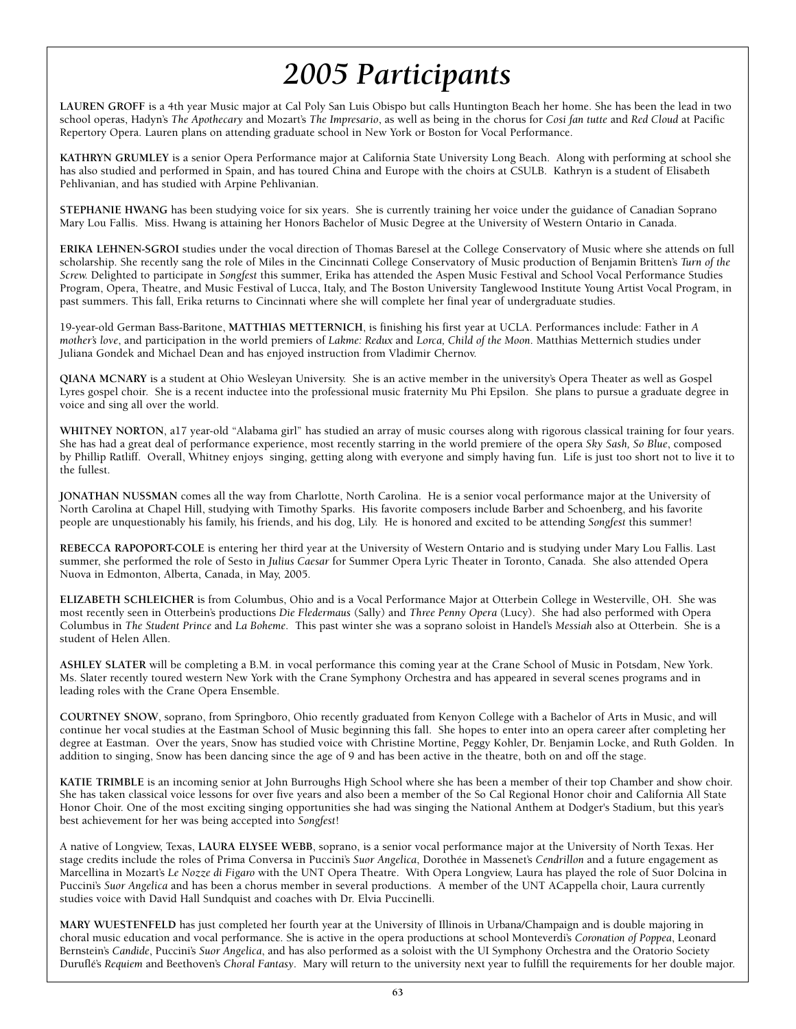# *2005 Participants*

**LAUREN GROFF** is a 4th year Music major at Cal Poly San Luis Obispo but calls Huntington Beach her home. She has been the lead in two school operas, Hadyn's *The Apothecary* and Mozart's *The Impresario*, as well as being in the chorus for *Cosi fan tutte* and *Red Cloud* at Pacific Repertory Opera. Lauren plans on attending graduate school in New York or Boston for Vocal Performance.

**KATHRYN GRUMLEY** is a senior Opera Performance major at California State University Long Beach. Along with performing at school she has also studied and performed in Spain, and has toured China and Europe with the choirs at CSULB. Kathryn is a student of Elisabeth Pehlivanian, and has studied with Arpine Pehlivanian.

**STEPHANIE HWANG** has been studying voice for six years. She is currently training her voice under the guidance of Canadian Soprano Mary Lou Fallis. Miss. Hwang is attaining her Honors Bachelor of Music Degree at the University of Western Ontario in Canada.

**ERIKA LEHNEN-SGROI** studies under the vocal direction of Thomas Baresel at the College Conservatory of Music where she attends on full scholarship. She recently sang the role of Miles in the Cincinnati College Conservatory of Music production of Benjamin Britten's *Turn of the Screw.* Delighted to participate in *Songfest* this summer, Erika has attended the Aspen Music Festival and School Vocal Performance Studies Program, Opera, Theatre, and Music Festival of Lucca, Italy, and The Boston University Tanglewood Institute Young Artist Vocal Program, in past summers. This fall, Erika returns to Cincinnati where she will complete her final year of undergraduate studies.

19-year-old German Bass-Baritone, **MATTHIAS METTERNICH**, is finishing his first year at UCLA. Performances include: Father in *A mother's love*, and participation in the world premiers of *Lakme: Redux* and *Lorca, Child of the Moon*. Matthias Metternich studies under Juliana Gondek and Michael Dean and has enjoyed instruction from Vladimir Chernov.

**QIANA MCNARY** is a student at Ohio Wesleyan University. She is an active member in the university's Opera Theater as well as Gospel Lyres gospel choir. She is a recent inductee into the professional music fraternity Mu Phi Epsilon. She plans to pursue a graduate degree in voice and sing all over the world.

**WHITNEY NORTON**, a17 year-old "Alabama girl" has studied an array of music courses along with rigorous classical training for four years. She has had a great deal of performance experience, most recently starring in the world premiere of the opera *Sky Sash, So Blue*, composed by Phillip Ratliff. Overall, Whitney enjoys singing, getting along with everyone and simply having fun. Life is just too short not to live it to the fullest.

**JONATHAN NUSSMAN** comes all the way from Charlotte, North Carolina. He is a senior vocal performance major at the University of North Carolina at Chapel Hill, studying with Timothy Sparks. His favorite composers include Barber and Schoenberg, and his favorite people are unquestionably his family, his friends, and his dog, Lily. He is honored and excited to be attending *Songfest* this summer!

**REBECCA RAPOPORT-COLE** is entering her third year at the University of Western Ontario and is studying under Mary Lou Fallis. Last summer, she performed the role of Sesto in *Julius Caesar* for Summer Opera Lyric Theater in Toronto, Canada. She also attended Opera Nuova in Edmonton, Alberta, Canada, in May, 2005.

**ELIZABETH SCHLEICHER** is from Columbus, Ohio and is a Vocal Performance Major at Otterbein College in Westerville, OH. She was most recently seen in Otterbein's productions *Die Fledermaus* (Sally) and *Three Penny Opera* (Lucy). She had also performed with Opera Columbus in *The Student Prince* and *La Boheme*. This past winter she was a soprano soloist in Handel's *Messiah* also at Otterbein. She is a student of Helen Allen.

**ASHLEY SLATER** will be completing a B.M. in vocal performance this coming year at the Crane School of Music in Potsdam, New York. Ms. Slater recently toured western New York with the Crane Symphony Orchestra and has appeared in several scenes programs and in leading roles with the Crane Opera Ensemble.

**COURTNEY SNOW**, soprano, from Springboro, Ohio recently graduated from Kenyon College with a Bachelor of Arts in Music, and will continue her vocal studies at the Eastman School of Music beginning this fall. She hopes to enter into an opera career after completing her degree at Eastman. Over the years, Snow has studied voice with Christine Mortine, Peggy Kohler, Dr. Benjamin Locke, and Ruth Golden. In addition to singing, Snow has been dancing since the age of 9 and has been active in the theatre, both on and off the stage.

**KATIE TRIMBLE** is an incoming senior at John Burroughs High School where she has been a member of their top Chamber and show choir. She has taken classical voice lessons for over five years and also been a member of the So Cal Regional Honor choir and California All State Honor Choir. One of the most exciting singing opportunities she had was singing the National Anthem at Dodger's Stadium, but this year's best achievement for her was being accepted into *Songfest*!

A native of Longview, Texas, **LAURA ELYSEE WEBB**, soprano, is a senior vocal performance major at the University of North Texas. Her stage credits include the roles of Prima Conversa in Puccini's *Suor Angelica*, Dorothée in Massenet's *Cendrillon* and a future engagement as Marcellina in Mozart's *Le Nozze di Figaro* with the UNT Opera Theatre. With Opera Longview, Laura has played the role of Suor Dolcina in Puccini's *Suor Angelica* and has been a chorus member in several productions. A member of the UNT ACappella choir, Laura currently studies voice with David Hall Sundquist and coaches with Dr. Elvia Puccinelli.

**MARY WUESTENFELD** has just completed her fourth year at the University of Illinois in Urbana/Champaign and is double majoring in choral music education and vocal performance. She is active in the opera productions at school Monteverdi's *Coronation of Poppea*, Leonard Bernstein's *Candide*, Puccini's *Suor Angelica*, and has also performed as a soloist with the UI Symphony Orchestra and the Oratorio Society Duruflé's *Requiem* and Beethoven's *Choral Fantasy*. Mary will return to the university next year to fulfill the requirements for her double major.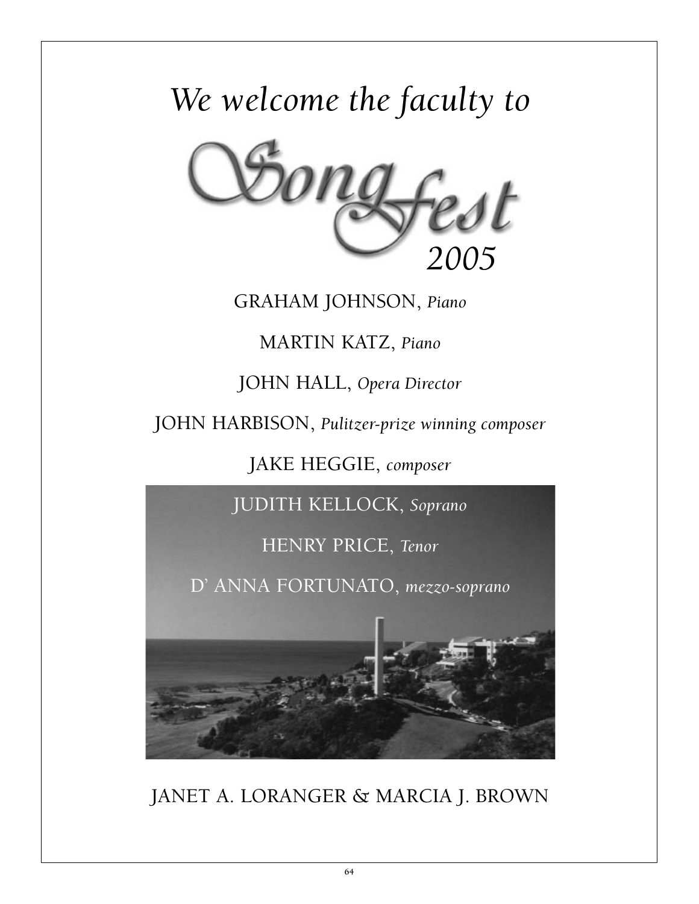*We welcome the faculty to*

# SongFest

*2005*

GRAHAM JOHNSON, *Piano*

MARTIN KATZ, *Piano*

JOHN HALL, *Opera Director*

JOHN HARBISON, *Pulitzer-prize winning composer*

JAKE HEGGIE, *composer*

JUDITH KELLOCK, *Soprano*

HENRY PRICE, *Tenor*

D' ANNA FORTUNATO, *mezzo-soprano*

JANET A. LORANGER & MARCIA J. BROWN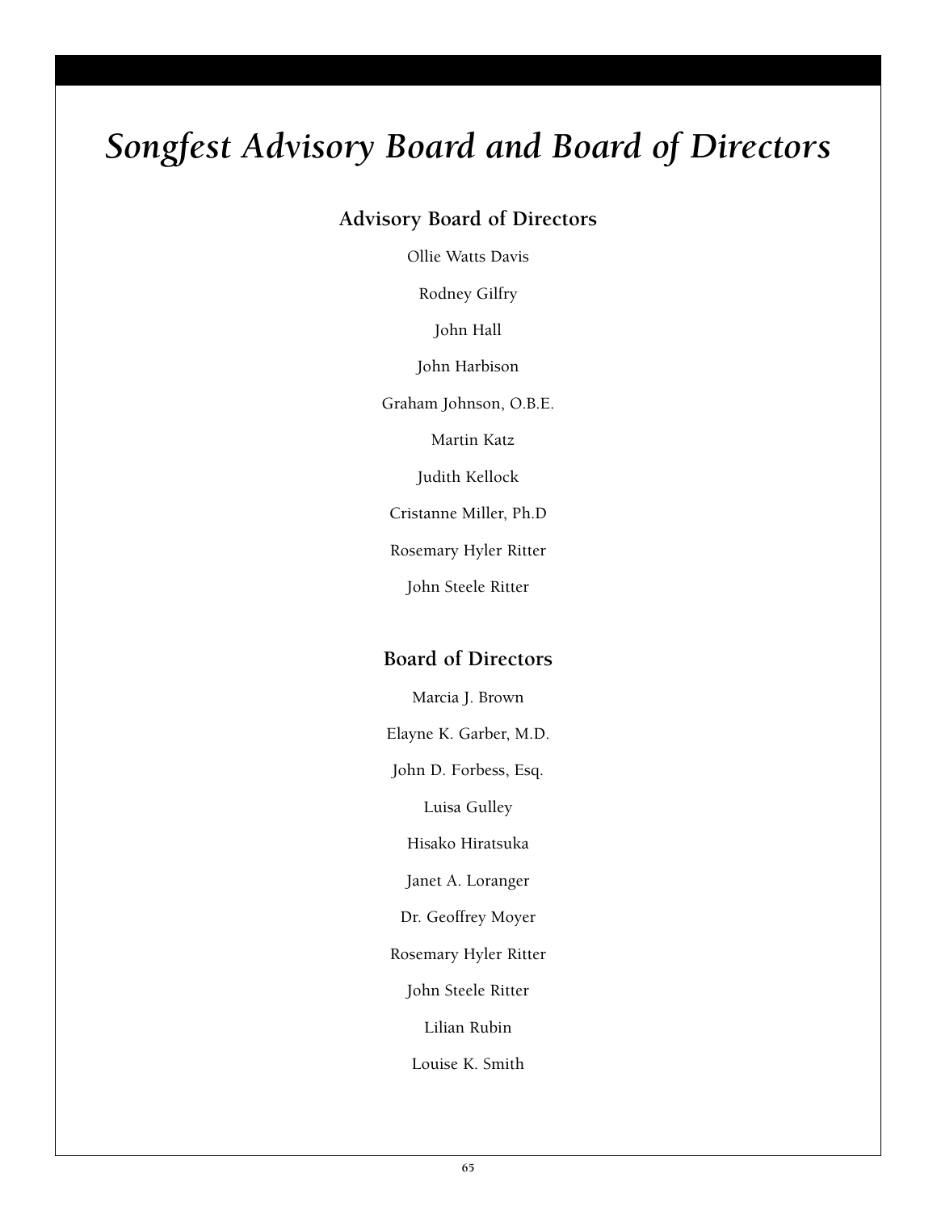# *Songfest Advisory Board and Board of Directors*

## Advisory Board of Directors

Ollie Watts Davis

Rodney Gilfry

John Hall

John Harbison

Graham Johnson, O.B.E.

Martin Katz

Judith Kellock

Cristanne Miller, Ph.D

Rosemary Hyler Ritter

John Steele Ritter

## Board of Directors

Marcia J. Brown

Elayne K. Garber, M.D.

John D. Forbess, Esq.

Luisa Gulley

Hisako Hiratsuka

Janet A. Loranger

Dr. Geoffrey Moyer

Rosemary Hyler Ritter

John Steele Ritter

Lilian Rubin

Louise K. Smith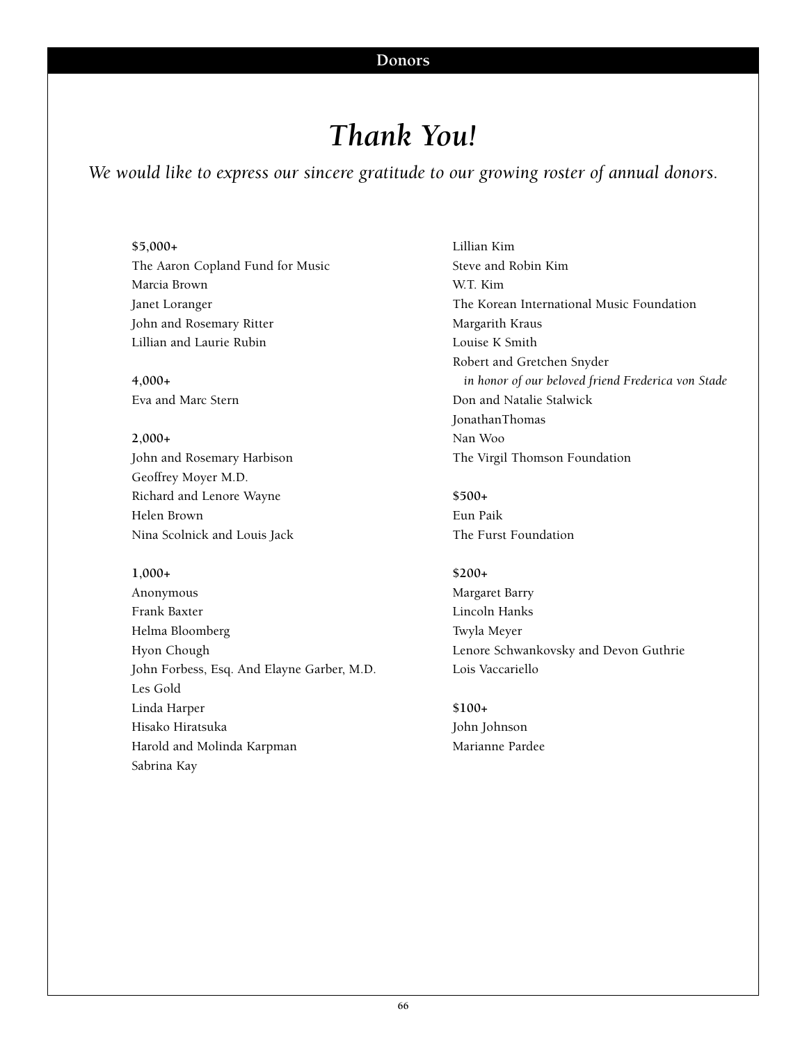# *Thank You!*

*We would like to express our sincere gratitude to our growing roster of annual donors.*

**$5,000+**
The Aaron Copland Fund for Music
Marcia Brown
Janet Loranger
John and Rosemary Ritter
Lillian and Laurie Rubin

**4,000+**
Eva and Marc Stern

**2,000+**
John and Rosemary Harbison
Geoffrey Moyer M.D.
Richard and Lenore Wayne
Helen Brown
Nina Scolnick and Louis Jack

**1,000+**
Anonymous
Frank Baxter
Helma Bloomberg
Hyon Chough
John Forbess, Esq. And Elayne Garber, M.D.
Les Gold
Linda Harper
Hisako Hiratsuka
Harold and Molinda Karpman
Sabrina Kay
Lillian Kim
Steve and Robin Kim
W.T. Kim
The Korean International Music Foundation
Margarith Kraus
Louise K Smith
Robert and Gretchen Snyder
*in honor of our beloved friend Frederica von Stade*
Don and Natalie Stalwick
JonathanThomas
Nan Woo
The Virgil Thomson Foundation

**$500+**
Eun Paik
The Furst Foundation

**$200+**
Margaret Barry
Lincoln Hanks
Twyla Meyer
Lenore Schwankovsky and Devon Guthrie
Lois Vaccariello

**$100+**
John Johnson
Marianne Pardee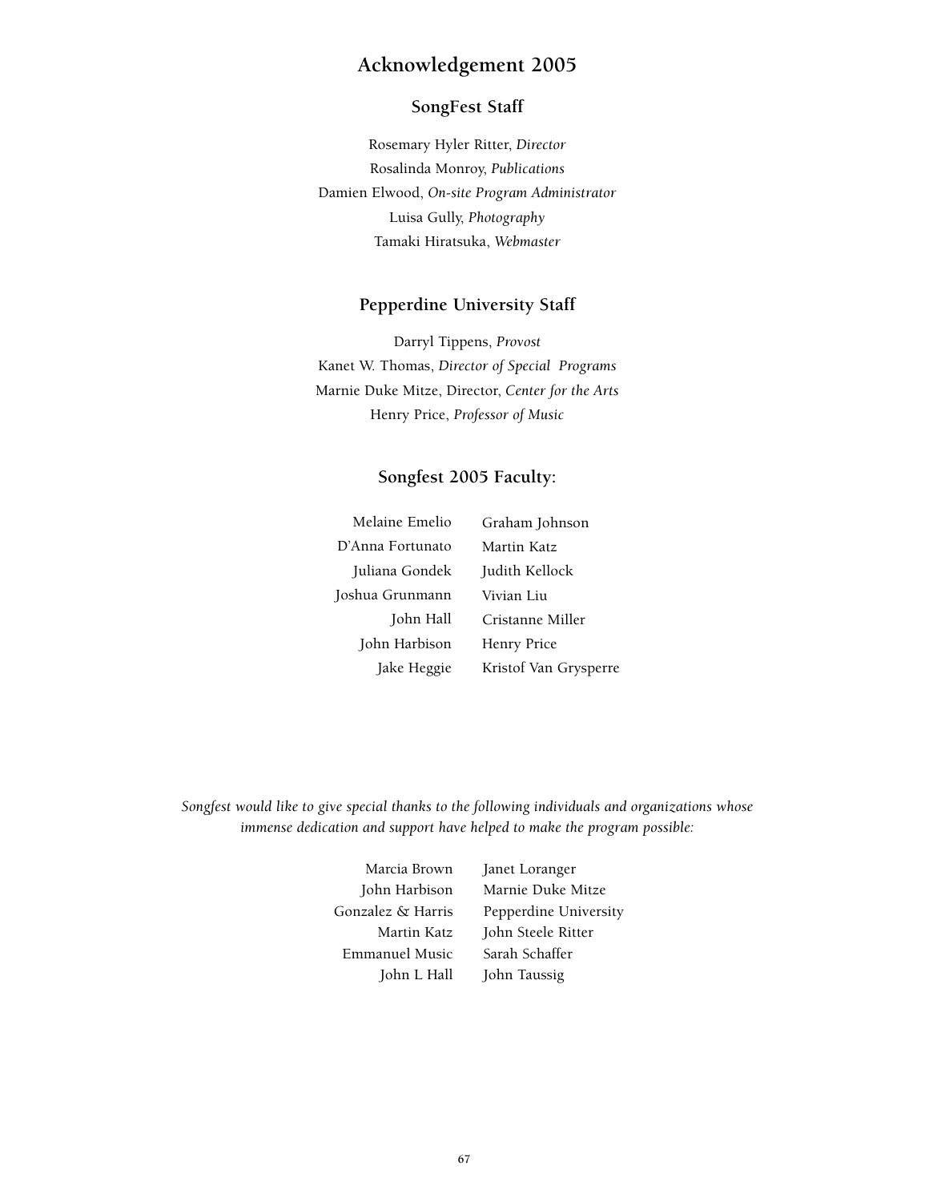# Acknowledgement 2005

## SongFest Staff

Rosemary Hyler Ritter, *Director*
Rosalinda Monroy, *Publications*
Damien Elwood, *On-site Program Administrator*
Luisa Gully, *Photography*
Tamaki Hiratsuka, *Webmaster*

## Pepperdine University Staff

Darryl Tippens, *Provost*
Kanet W. Thomas, *Director of Special Programs*
Marnie Duke Mitze, Director, *Center for the Arts*
Henry Price, *Professor of Music*

## Songfest 2005 Faculty:

Melaine Emelio
D'Anna Fortunato
Juliana Gondek
Joshua Grunmann
John Hall
John Harbison
Jake Heggie
Graham Johnson
Martin Katz
Judith Kellock
Vivian Liu
Cristanne Miller
Henry Price
Kristof Van Grysperre

*Songfest would like to give special thanks to the following individuals and organizations whose immense dedication and support have helped to make the program possible:*

Marcia Brown
John Harbison
Gonzalez & Harris
Martin Katz
Emmanuel Music
John L Hall
Janet Loranger
Marnie Duke Mitze
Pepperdine University
John Steele Ritter
Sarah Schaffer
John Taussig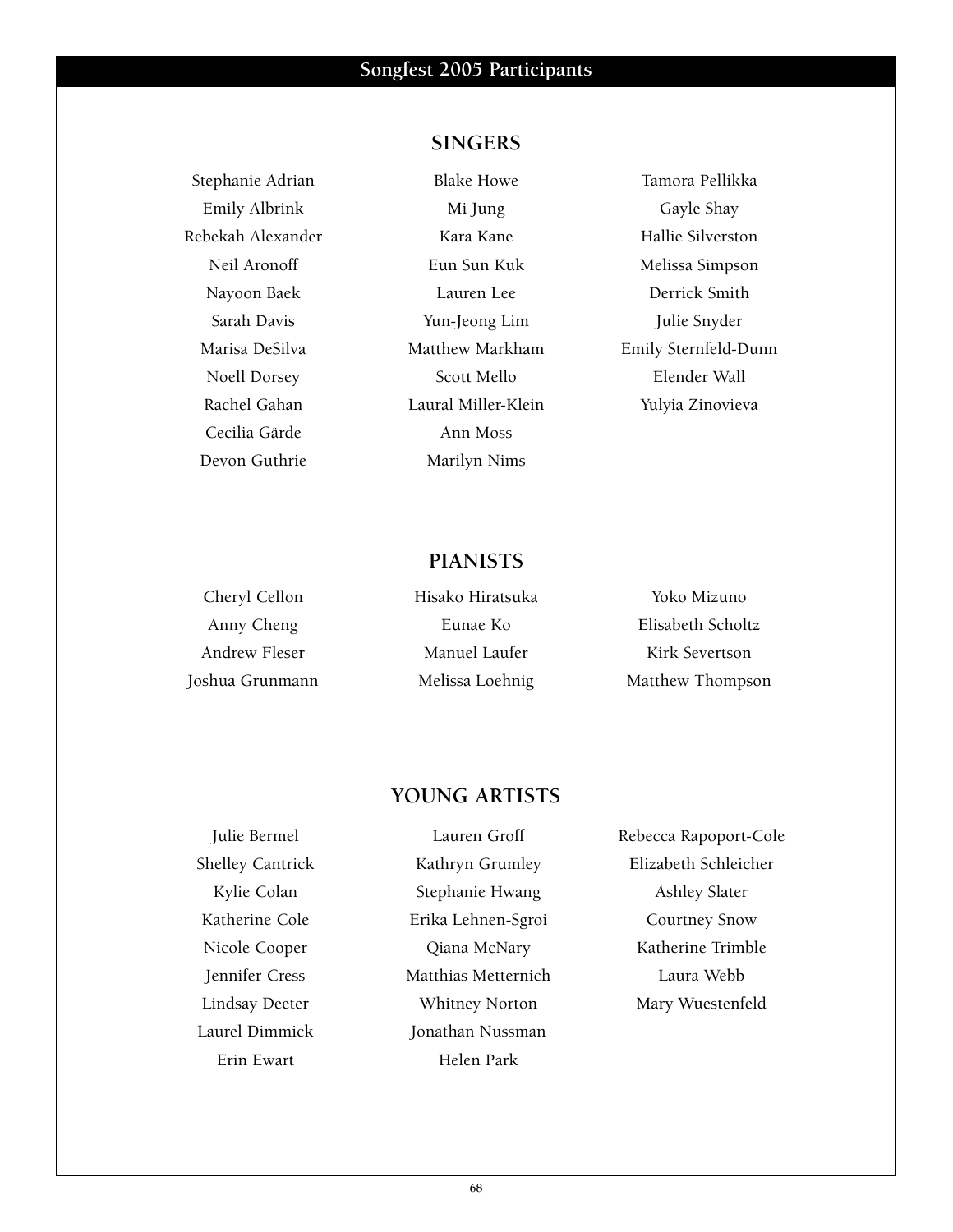# Songfest 2005 Participants

## SINGERS

Stephanie Adrian
Emily Albrink
Rebekah Alexander
Neil Aronoff
Nayoon Baek
Sarah Davis
Marisa DeSilva
Noell Dorsey
Rachel Gahan
Cecilia Gärde
Devon Guthrie
Blake Howe
Mi Jung
Kara Kane
Eun Sun Kuk
Lauren Lee
Yun-Jeong Lim
Matthew Markham
Scott Mello
Laural Miller-Klein
Ann Moss
Marilyn Nims
Tamora Pellikka
Gayle Shay
Hallie Silverston
Melissa Simpson
Derrick Smith
Julie Snyder
Emily Sternfeld-Dunn
Elender Wall
Yulyia Zinovieva

## PIANISTS

Cheryl Cellon
Anny Cheng
Andrew Fleser
Joshua Grunmann
Hisako Hiratsuka
Eunae Ko
Manuel Laufer
Melissa Loehnig
Yoko Mizuno
Elisabeth Scholtz
Kirk Severtson
Matthew Thompson

## YOUNG ARTISTS

Julie Bermel
Shelley Cantrick
Kylie Colan
Katherine Cole
Nicole Cooper
Jennifer Cress
Lindsay Deeter
Laurel Dimmick
Erin Ewart
Lauren Groff
Kathryn Grumley
Stephanie Hwang
Erika Lehnen-Sgroi
Qiana McNary
Matthias Metternich
Whitney Norton
Jonathan Nussman
Helen Park
Rebecca Rapoport-Cole
Elizabeth Schleicher
Ashley Slater
Courtney Snow
Katherine Trimble
Laura Webb
Mary Wuestenfeld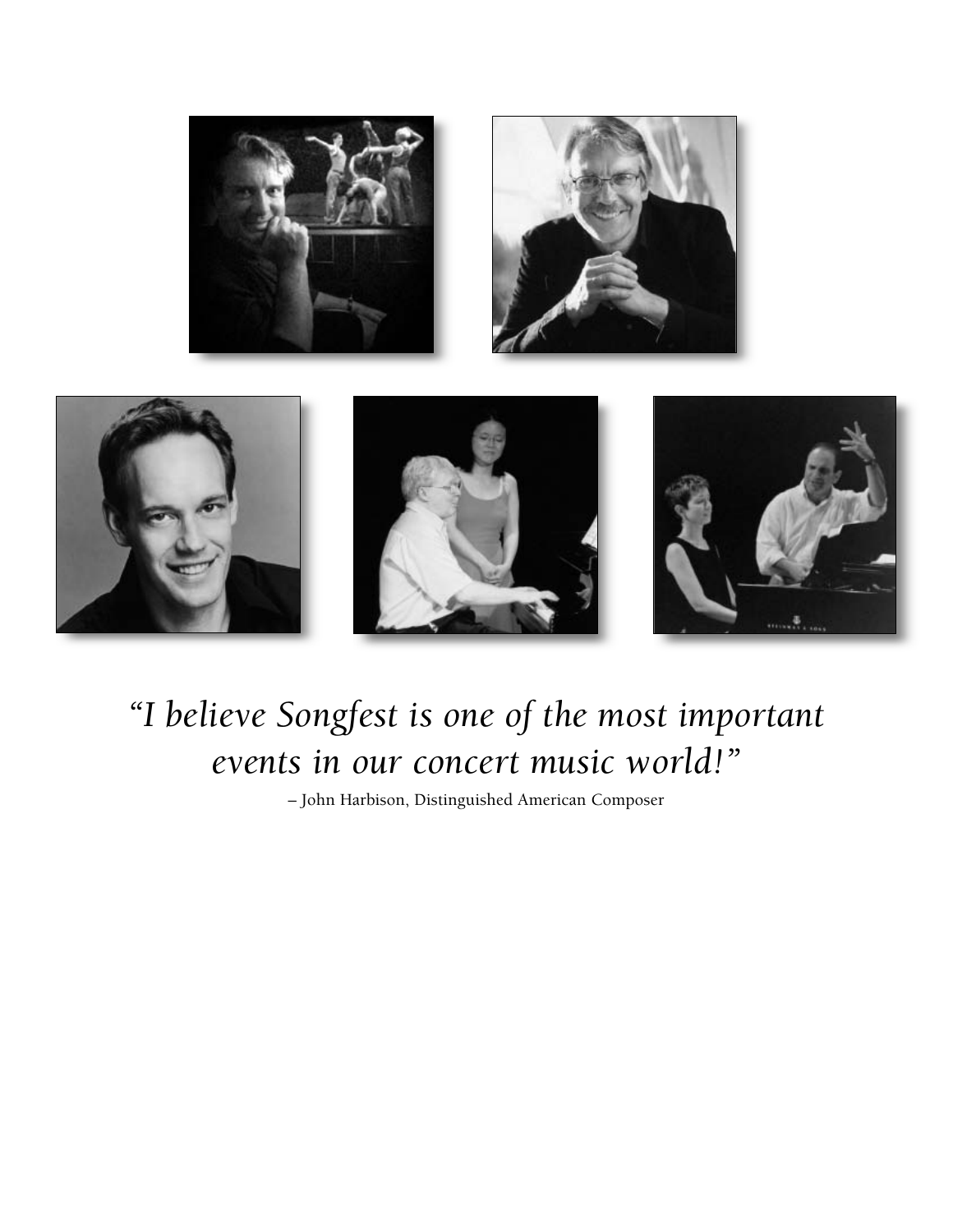*"I believe Songfest is one of the most important events in our concert music world!"*

– John Harbison, Distinguished American Composer